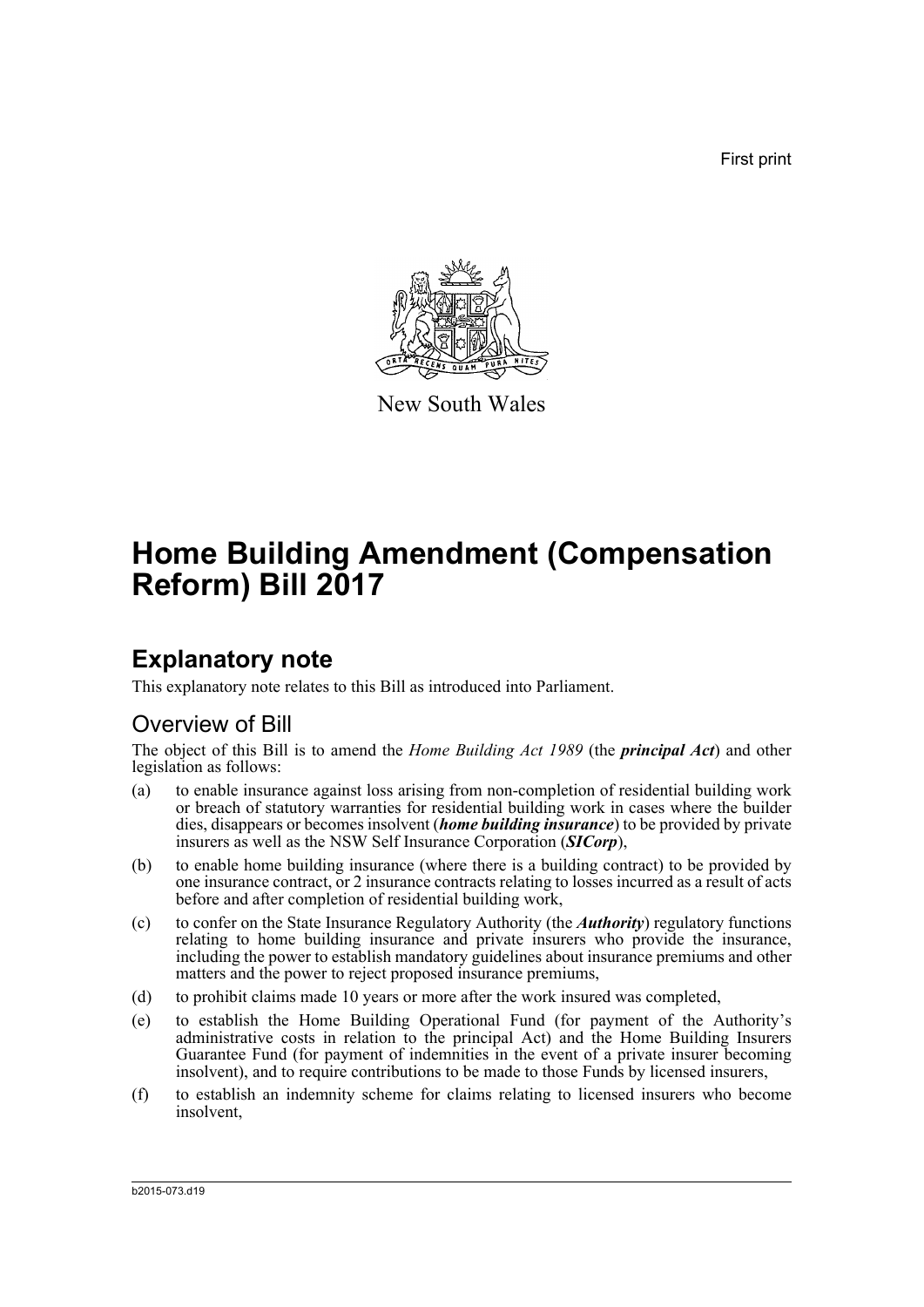First print

New South Wales

# Home Building Amendment (Compensation Reform) Bill 2017

## Explanatory note

This explanatory note relates to this Bill as introduced into Parliament.

### Overview of Bill

The object of this Bill is to amend the *Home Building Act 1989* (the ***principal Act***) and other legislation as follows:

(a) to enable insurance against loss arising from non-completion of residential building work or breach of statutory warranties for residential building work in cases where the builder dies, disappears or becomes insolvent (***home building insurance***) to be provided by private insurers as well as the NSW Self Insurance Corporation (***SICorp***),

(b) to enable home building insurance (where there is a building contract) to be provided by one insurance contract, or 2 insurance contracts relating to losses incurred as a result of acts before and after completion of residential building work,

(c) to confer on the State Insurance Regulatory Authority (the ***Authority***) regulatory functions relating to home building insurance and private insurers who provide the insurance, including the power to establish mandatory guidelines about insurance premiums and other matters and the power to reject proposed insurance premiums,

(d) to prohibit claims made 10 years or more after the work insured was completed,

(e) to establish the Home Building Operational Fund (for payment of the Authority's administrative costs in relation to the principal Act) and the Home Building Insurers Guarantee Fund (for payment of indemnities in the event of a private insurer becoming insolvent), and to require contributions to be made to those Funds by licensed insurers,

(f) to establish an indemnity scheme for claims relating to licensed insurers who become insolvent,

b2015-073.d19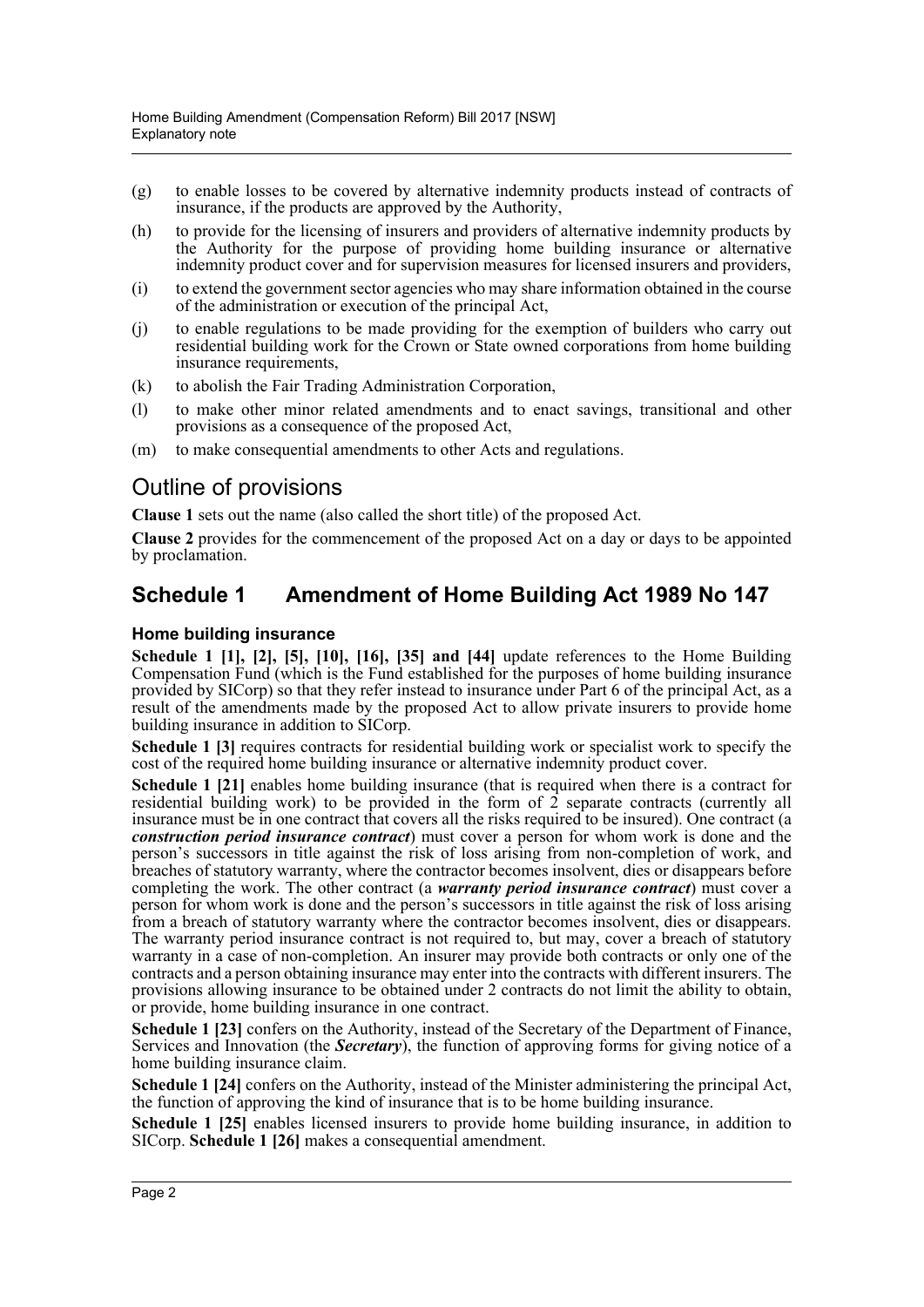- (g) to enable losses to be covered by alternative indemnity products instead of contracts of insurance, if the products are approved by the Authority,
- (h) to provide for the licensing of insurers and providers of alternative indemnity products by the Authority for the purpose of providing home building insurance or alternative indemnity product cover and for supervision measures for licensed insurers and providers,
- (i) to extend the government sector agencies who may share information obtained in the course of the administration or execution of the principal Act,
- (j) to enable regulations to be made providing for the exemption of builders who carry out residential building work for the Crown or State owned corporations from home building insurance requirements,
- (k) to abolish the Fair Trading Administration Corporation,
- (l) to make other minor related amendments and to enact savings, transitional and other provisions as a consequence of the proposed Act,
- (m) to make consequential amendments to other Acts and regulations.

## Outline of provisions

**Clause 1** sets out the name (also called the short title) of the proposed Act.

**Clause 2** provides for the commencement of the proposed Act on a day or days to be appointed by proclamation.

## Schedule 1 Amendment of Home Building Act 1989 No 147

### Home building insurance

**Schedule 1 [1], [2], [5], [10], [16], [35] and [44]** update references to the Home Building Compensation Fund (which is the Fund established for the purposes of home building insurance provided by SICorp) so that they refer instead to insurance under Part 6 of the principal Act, as a result of the amendments made by the proposed Act to allow private insurers to provide home building insurance in addition to SICorp.

**Schedule 1 [3]** requires contracts for residential building work or specialist work to specify the cost of the required home building insurance or alternative indemnity product cover.

**Schedule 1 [21]** enables home building insurance (that is required when there is a contract for residential building work) to be provided in the form of 2 separate contracts (currently all insurance must be in one contract that covers all the risks required to be insured). One contract (a ***construction period insurance contract***) must cover a person for whom work is done and the person's successors in title against the risk of loss arising from non-completion of work, and breaches of statutory warranty, where the contractor becomes insolvent, dies or disappears before completing the work. The other contract (a ***warranty period insurance contract***) must cover a person for whom work is done and the person's successors in title against the risk of loss arising from a breach of statutory warranty where the contractor becomes insolvent, dies or disappears. The warranty period insurance contract is not required to, but may, cover a breach of statutory warranty in a case of non-completion. An insurer may provide both contracts or only one of the contracts and a person obtaining insurance may enter into the contracts with different insurers. The provisions allowing insurance to be obtained under 2 contracts do not limit the ability to obtain, or provide, home building insurance in one contract.

**Schedule 1 [23]** confers on the Authority, instead of the Secretary of the Department of Finance, Services and Innovation (the ***Secretary***), the function of approving forms for giving notice of a home building insurance claim.

**Schedule 1 [24]** confers on the Authority, instead of the Minister administering the principal Act, the function of approving the kind of insurance that is to be home building insurance.

**Schedule 1 [25]** enables licensed insurers to provide home building insurance, in addition to SICorp. **Schedule 1 [26]** makes a consequential amendment.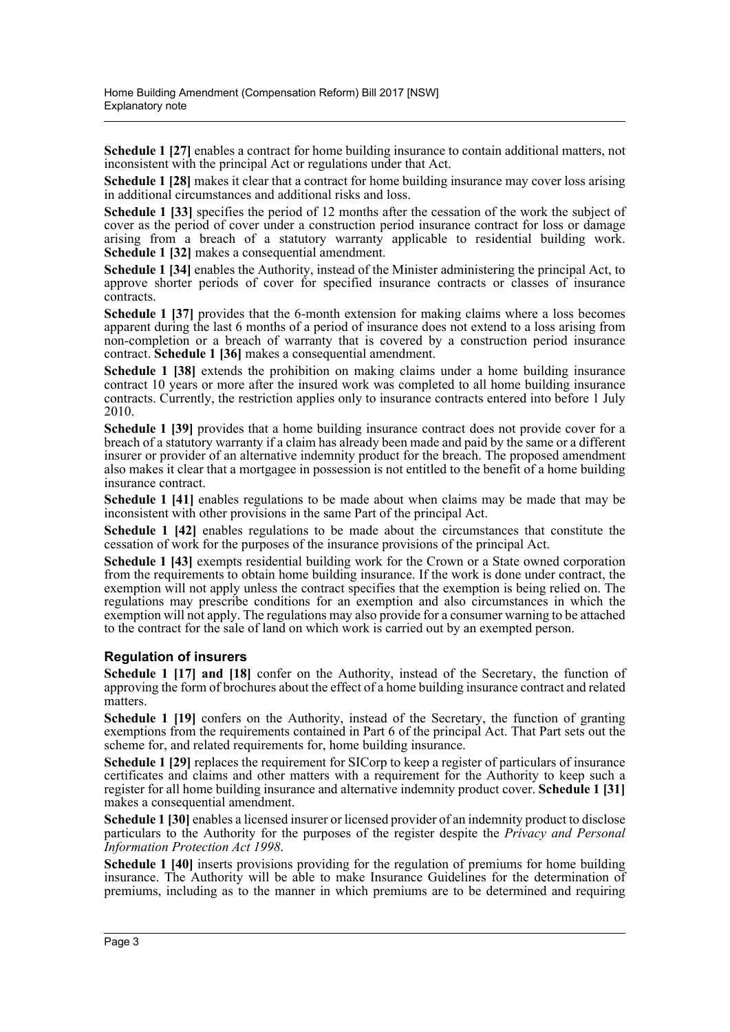**Schedule 1 [27]** enables a contract for home building insurance to contain additional matters, not inconsistent with the principal Act or regulations under that Act.

**Schedule 1 [28]** makes it clear that a contract for home building insurance may cover loss arising in additional circumstances and additional risks and loss.

**Schedule 1 [33]** specifies the period of 12 months after the cessation of the work the subject of cover as the period of cover under a construction period insurance contract for loss or damage arising from a breach of a statutory warranty applicable to residential building work. **Schedule 1 [32]** makes a consequential amendment.

**Schedule 1 [34]** enables the Authority, instead of the Minister administering the principal Act, to approve shorter periods of cover for specified insurance contracts or classes of insurance contracts.

**Schedule 1 [37]** provides that the 6-month extension for making claims where a loss becomes apparent during the last 6 months of a period of insurance does not extend to a loss arising from non-completion or a breach of warranty that is covered by a construction period insurance contract. **Schedule 1 [36]** makes a consequential amendment.

**Schedule 1 [38]** extends the prohibition on making claims under a home building insurance contract 10 years or more after the insured work was completed to all home building insurance contracts. Currently, the restriction applies only to insurance contracts entered into before 1 July 2010.

**Schedule 1 [39]** provides that a home building insurance contract does not provide cover for a breach of a statutory warranty if a claim has already been made and paid by the same or a different insurer or provider of an alternative indemnity product for the breach. The proposed amendment also makes it clear that a mortgagee in possession is not entitled to the benefit of a home building insurance contract.

**Schedule 1 [41]** enables regulations to be made about when claims may be made that may be inconsistent with other provisions in the same Part of the principal Act.

**Schedule 1 [42]** enables regulations to be made about the circumstances that constitute the cessation of work for the purposes of the insurance provisions of the principal Act.

**Schedule 1 [43]** exempts residential building work for the Crown or a State owned corporation from the requirements to obtain home building insurance. If the work is done under contract, the exemption will not apply unless the contract specifies that the exemption is being relied on. The regulations may prescribe conditions for an exemption and also circumstances in which the exemption will not apply. The regulations may also provide for a consumer warning to be attached to the contract for the sale of land on which work is carried out by an exempted person.

### Regulation of insurers

**Schedule 1 [17] and [18]** confer on the Authority, instead of the Secretary, the function of approving the form of brochures about the effect of a home building insurance contract and related matters.

**Schedule 1 [19]** confers on the Authority, instead of the Secretary, the function of granting exemptions from the requirements contained in Part 6 of the principal Act. That Part sets out the scheme for, and related requirements for, home building insurance.

**Schedule 1 [29]** replaces the requirement for SICorp to keep a register of particulars of insurance certificates and claims and other matters with a requirement for the Authority to keep such a register for all home building insurance and alternative indemnity product cover. **Schedule 1 [31]** makes a consequential amendment.

**Schedule 1 [30]** enables a licensed insurer or licensed provider of an indemnity product to disclose particulars to the Authority for the purposes of the register despite the *Privacy and Personal Information Protection Act 1998*.

**Schedule 1 [40]** inserts provisions providing for the regulation of premiums for home building insurance. The Authority will be able to make Insurance Guidelines for the determination of premiums, including as to the manner in which premiums are to be determined and requiring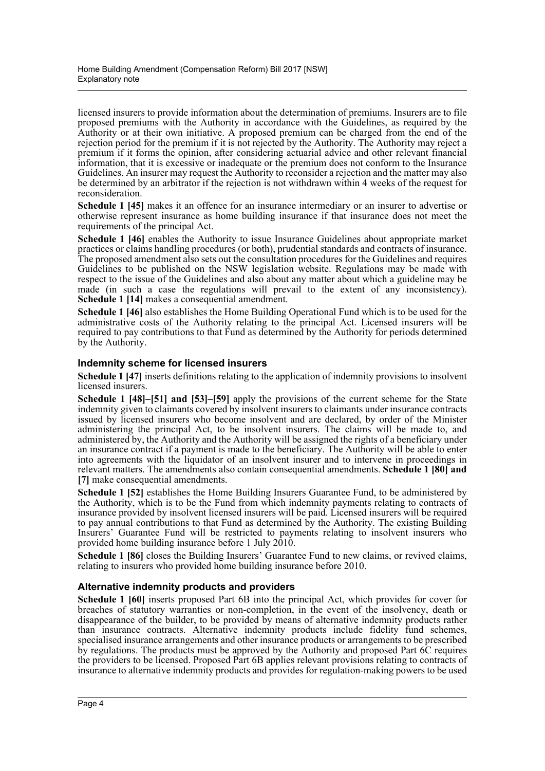licensed insurers to provide information about the determination of premiums. Insurers are to file proposed premiums with the Authority in accordance with the Guidelines, as required by the Authority or at their own initiative. A proposed premium can be charged from the end of the rejection period for the premium if it is not rejected by the Authority. The Authority may reject a premium if it forms the opinion, after considering actuarial advice and other relevant financial information, that it is excessive or inadequate or the premium does not conform to the Insurance Guidelines. An insurer may request the Authority to reconsider a rejection and the matter may also be determined by an arbitrator if the rejection is not withdrawn within 4 weeks of the request for reconsideration.

**Schedule 1 [45]** makes it an offence for an insurance intermediary or an insurer to advertise or otherwise represent insurance as home building insurance if that insurance does not meet the requirements of the principal Act.

**Schedule 1 [46]** enables the Authority to issue Insurance Guidelines about appropriate market practices or claims handling procedures (or both), prudential standards and contracts of insurance. The proposed amendment also sets out the consultation procedures for the Guidelines and requires Guidelines to be published on the NSW legislation website. Regulations may be made with respect to the issue of the Guidelines and also about any matter about which a guideline may be made (in such a case the regulations will prevail to the extent of any inconsistency). **Schedule 1 [14]** makes a consequential amendment.

**Schedule 1 [46]** also establishes the Home Building Operational Fund which is to be used for the administrative costs of the Authority relating to the principal Act. Licensed insurers will be required to pay contributions to that Fund as determined by the Authority for periods determined by the Authority.

### Indemnity scheme for licensed insurers

**Schedule 1 [47]** inserts definitions relating to the application of indemnity provisions to insolvent licensed insurers.

**Schedule 1 [48]–[51] and [53]–[59]** apply the provisions of the current scheme for the State indemnity given to claimants covered by insolvent insurers to claimants under insurance contracts issued by licensed insurers who become insolvent and are declared, by order of the Minister administering the principal Act, to be insolvent insurers. The claims will be made to, and administered by, the Authority and the Authority will be assigned the rights of a beneficiary under an insurance contract if a payment is made to the beneficiary. The Authority will be able to enter into agreements with the liquidator of an insolvent insurer and to intervene in proceedings in relevant matters. The amendments also contain consequential amendments. **Schedule 1 [80] and [7]** make consequential amendments.

**Schedule 1 [52]** establishes the Home Building Insurers Guarantee Fund, to be administered by the Authority, which is to be the Fund from which indemnity payments relating to contracts of insurance provided by insolvent licensed insurers will be paid. Licensed insurers will be required to pay annual contributions to that Fund as determined by the Authority. The existing Building Insurers' Guarantee Fund will be restricted to payments relating to insolvent insurers who provided home building insurance before 1 July 2010.

**Schedule 1 [86]** closes the Building Insurers' Guarantee Fund to new claims, or revived claims, relating to insurers who provided home building insurance before 2010.

### Alternative indemnity products and providers

**Schedule 1 [60]** inserts proposed Part 6B into the principal Act, which provides for cover for breaches of statutory warranties or non-completion, in the event of the insolvency, death or disappearance of the builder, to be provided by means of alternative indemnity products rather than insurance contracts. Alternative indemnity products include fidelity fund schemes, specialised insurance arrangements and other insurance products or arrangements to be prescribed by regulations. The products must be approved by the Authority and proposed Part 6C requires the providers to be licensed. Proposed Part 6B applies relevant provisions relating to contracts of insurance to alternative indemnity products and provides for regulation-making powers to be used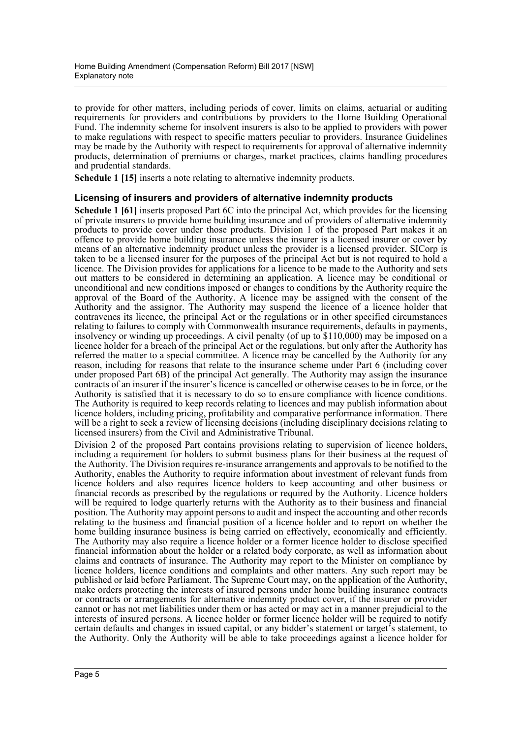to provide for other matters, including periods of cover, limits on claims, actuarial or auditing requirements for providers and contributions by providers to the Home Building Operational Fund. The indemnity scheme for insolvent insurers is also to be applied to providers with power to make regulations with respect to specific matters peculiar to providers. Insurance Guidelines may be made by the Authority with respect to requirements for approval of alternative indemnity products, determination of premiums or charges, market practices, claims handling procedures and prudential standards.

**Schedule 1 [15]** inserts a note relating to alternative indemnity products.

### Licensing of insurers and providers of alternative indemnity products

**Schedule 1 [61]** inserts proposed Part 6C into the principal Act, which provides for the licensing of private insurers to provide home building insurance and of providers of alternative indemnity products to provide cover under those products. Division 1 of the proposed Part makes it an offence to provide home building insurance unless the insurer is a licensed insurer or cover by means of an alternative indemnity product unless the provider is a licensed provider. SICorp is taken to be a licensed insurer for the purposes of the principal Act but is not required to hold a licence. The Division provides for applications for a licence to be made to the Authority and sets out matters to be considered in determining an application. A licence may be conditional or unconditional and new conditions imposed or changes to conditions by the Authority require the approval of the Board of the Authority. A licence may be assigned with the consent of the Authority and the assignor. The Authority may suspend the licence of a licence holder that contravenes its licence, the principal Act or the regulations or in other specified circumstances relating to failures to comply with Commonwealth insurance requirements, defaults in payments, insolvency or winding up proceedings. A civil penalty (of up to $110,000) may be imposed on a licence holder for a breach of the principal Act or the regulations, but only after the Authority has referred the matter to a special committee. A licence may be cancelled by the Authority for any reason, including for reasons that relate to the insurance scheme under Part 6 (including cover under proposed Part 6B) of the principal Act generally. The Authority may assign the insurance contracts of an insurer if the insurer's licence is cancelled or otherwise ceases to be in force, or the Authority is satisfied that it is necessary to do so to ensure compliance with licence conditions. The Authority is required to keep records relating to licences and may publish information about licence holders, including pricing, profitability and comparative performance information. There will be a right to seek a review of licensing decisions (including disciplinary decisions relating to licensed insurers) from the Civil and Administrative Tribunal.

Division 2 of the proposed Part contains provisions relating to supervision of licence holders, including a requirement for holders to submit business plans for their business at the request of the Authority. The Division requires re-insurance arrangements and approvals to be notified to the Authority, enables the Authority to require information about investment of relevant funds from licence holders and also requires licence holders to keep accounting and other business or financial records as prescribed by the regulations or required by the Authority. Licence holders will be required to lodge quarterly returns with the Authority as to their business and financial position. The Authority may appoint persons to audit and inspect the accounting and other records relating to the business and financial position of a licence holder and to report on whether the home building insurance business is being carried on effectively, economically and efficiently. The Authority may also require a licence holder or a former licence holder to disclose specified financial information about the holder or a related body corporate, as well as information about claims and contracts of insurance. The Authority may report to the Minister on compliance by licence holders, licence conditions and complaints and other matters. Any such report may be published or laid before Parliament. The Supreme Court may, on the application of the Authority, make orders protecting the interests of insured persons under home building insurance contracts or contracts or arrangements for alternative indemnity product cover, if the insurer or provider cannot or has not met liabilities under them or has acted or may act in a manner prejudicial to the interests of insured persons. A licence holder or former licence holder will be required to notify certain defaults and changes in issued capital, or any bidder's statement or target's statement, to the Authority. Only the Authority will be able to take proceedings against a licence holder for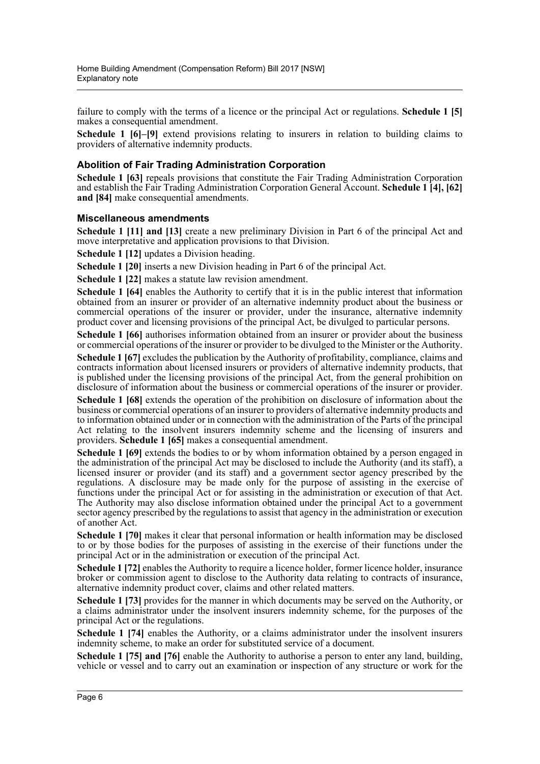failure to comply with the terms of a licence or the principal Act or regulations. **Schedule 1 [5]** makes a consequential amendment.

**Schedule 1 [6]–[9]** extend provisions relating to insurers in relation to building claims to providers of alternative indemnity products.

### Abolition of Fair Trading Administration Corporation

**Schedule 1 [63]** repeals provisions that constitute the Fair Trading Administration Corporation and establish the Fair Trading Administration Corporation General Account. **Schedule 1 [4], [62] and [84]** make consequential amendments.

### Miscellaneous amendments

**Schedule 1 [11] and [13]** create a new preliminary Division in Part 6 of the principal Act and move interpretative and application provisions to that Division.

**Schedule 1 [12]** updates a Division heading.

**Schedule 1 [20]** inserts a new Division heading in Part 6 of the principal Act.

**Schedule 1 [22]** makes a statute law revision amendment.

**Schedule 1 [64]** enables the Authority to certify that it is in the public interest that information obtained from an insurer or provider of an alternative indemnity product about the business or commercial operations of the insurer or provider, under the insurance, alternative indemnity product cover and licensing provisions of the principal Act, be divulged to particular persons.

**Schedule 1 [66]** authorises information obtained from an insurer or provider about the business or commercial operations of the insurer or provider to be divulged to the Minister or the Authority.

**Schedule 1 [67]** excludes the publication by the Authority of profitability, compliance, claims and contracts information about licensed insurers or providers of alternative indemnity products, that is published under the licensing provisions of the principal Act, from the general prohibition on disclosure of information about the business or commercial operations of the insurer or provider.

**Schedule 1 [68]** extends the operation of the prohibition on disclosure of information about the business or commercial operations of an insurer to providers of alternative indemnity products and to information obtained under or in connection with the administration of the Parts of the principal Act relating to the insolvent insurers indemnity scheme and the licensing of insurers and providers. **Schedule 1 [65]** makes a consequential amendment.

**Schedule 1 [69]** extends the bodies to or by whom information obtained by a person engaged in the administration of the principal Act may be disclosed to include the Authority (and its staff), a licensed insurer or provider (and its staff) and a government sector agency prescribed by the regulations. A disclosure may be made only for the purpose of assisting in the exercise of functions under the principal Act or for assisting in the administration or execution of that Act. The Authority may also disclose information obtained under the principal Act to a government sector agency prescribed by the regulations to assist that agency in the administration or execution of another Act.

**Schedule 1 [70]** makes it clear that personal information or health information may be disclosed to or by those bodies for the purposes of assisting in the exercise of their functions under the principal Act or in the administration or execution of the principal Act.

**Schedule 1 [72]** enables the Authority to require a licence holder, former licence holder, insurance broker or commission agent to disclose to the Authority data relating to contracts of insurance, alternative indemnity product cover, claims and other related matters.

**Schedule 1 [73]** provides for the manner in which documents may be served on the Authority, or a claims administrator under the insolvent insurers indemnity scheme, for the purposes of the principal Act or the regulations.

**Schedule 1 [74]** enables the Authority, or a claims administrator under the insolvent insurers indemnity scheme, to make an order for substituted service of a document.

**Schedule 1 [75] and [76]** enable the Authority to authorise a person to enter any land, building, vehicle or vessel and to carry out an examination or inspection of any structure or work for the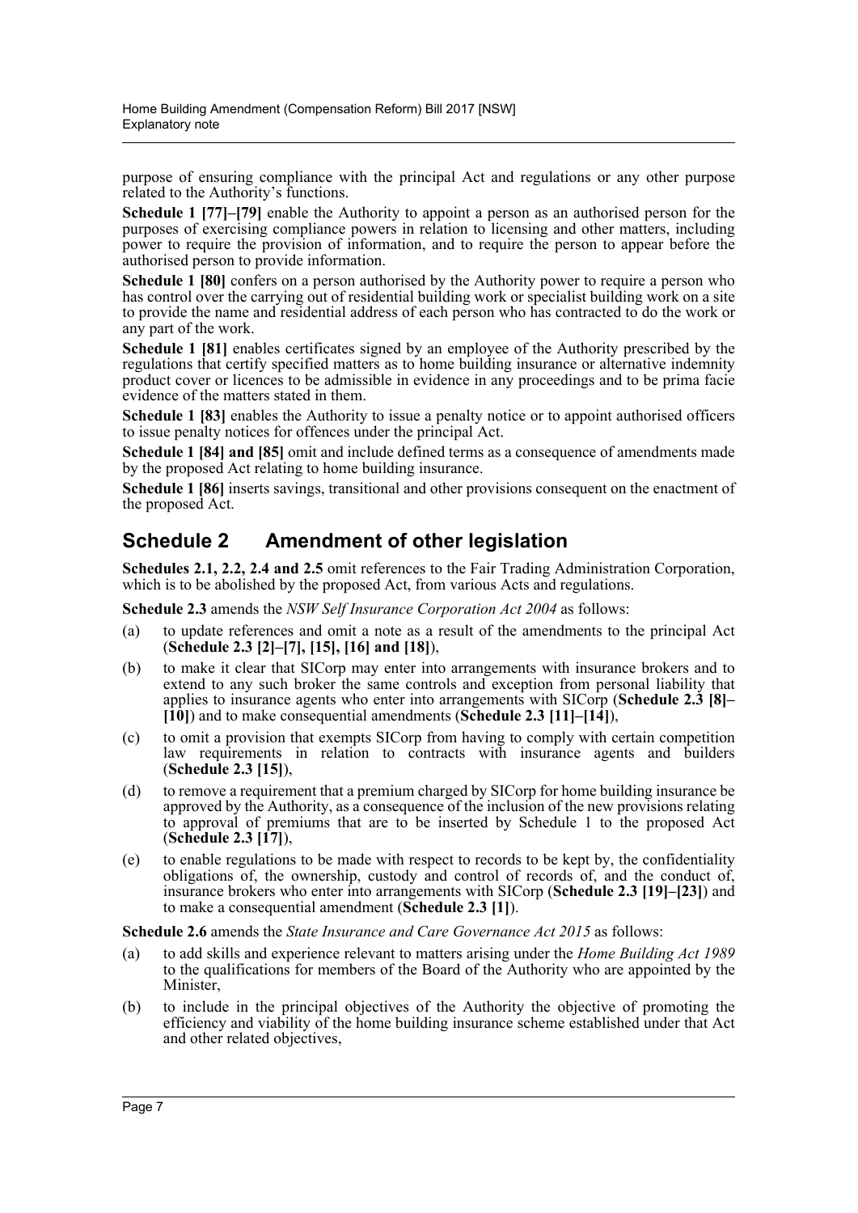purpose of ensuring compliance with the principal Act and regulations or any other purpose related to the Authority's functions.

**Schedule 1 [77]–[79]** enable the Authority to appoint a person as an authorised person for the purposes of exercising compliance powers in relation to licensing and other matters, including power to require the provision of information, and to require the person to appear before the authorised person to provide information.

**Schedule 1 [80]** confers on a person authorised by the Authority power to require a person who has control over the carrying out of residential building work or specialist building work on a site to provide the name and residential address of each person who has contracted to do the work or any part of the work.

**Schedule 1 [81]** enables certificates signed by an employee of the Authority prescribed by the regulations that certify specified matters as to home building insurance or alternative indemnity product cover or licences to be admissible in evidence in any proceedings and to be prima facie evidence of the matters stated in them.

**Schedule 1 [83]** enables the Authority to issue a penalty notice or to appoint authorised officers to issue penalty notices for offences under the principal Act.

**Schedule 1 [84] and [85]** omit and include defined terms as a consequence of amendments made by the proposed Act relating to home building insurance.

**Schedule 1 [86]** inserts savings, transitional and other provisions consequent on the enactment of the proposed Act.

## Schedule 2 Amendment of other legislation

**Schedules 2.1, 2.2, 2.4 and 2.5** omit references to the Fair Trading Administration Corporation, which is to be abolished by the proposed Act, from various Acts and regulations.

**Schedule 2.3** amends the *NSW Self Insurance Corporation Act 2004* as follows:

(a) to update references and omit a note as a result of the amendments to the principal Act (**Schedule 2.3 [2]–[7], [15], [16] and [18]**),

(b) to make it clear that SICorp may enter into arrangements with insurance brokers and to extend to any such broker the same controls and exception from personal liability that applies to insurance agents who enter into arrangements with SICorp (**Schedule 2.3 [8]–[10]**) and to make consequential amendments (**Schedule 2.3 [11]–[14]**),

(c) to omit a provision that exempts SICorp from having to comply with certain competition law requirements in relation to contracts with insurance agents and builders (**Schedule 2.3 [15]**),

(d) to remove a requirement that a premium charged by SICorp for home building insurance be approved by the Authority, as a consequence of the inclusion of the new provisions relating to approval of premiums that are to be inserted by Schedule 1 to the proposed Act (**Schedule 2.3 [17]**),

(e) to enable regulations to be made with respect to records to be kept by, the confidentiality obligations of, the ownership, custody and control of records of, and the conduct of, insurance brokers who enter into arrangements with SICorp (**Schedule 2.3 [19]–[23]**) and to make a consequential amendment (**Schedule 2.3 [1]**).

**Schedule 2.6** amends the *State Insurance and Care Governance Act 2015* as follows:

(a) to add skills and experience relevant to matters arising under the *Home Building Act 1989* to the qualifications for members of the Board of the Authority who are appointed by the Minister,

(b) to include in the principal objectives of the Authority the objective of promoting the efficiency and viability of the home building insurance scheme established under that Act and other related objectives,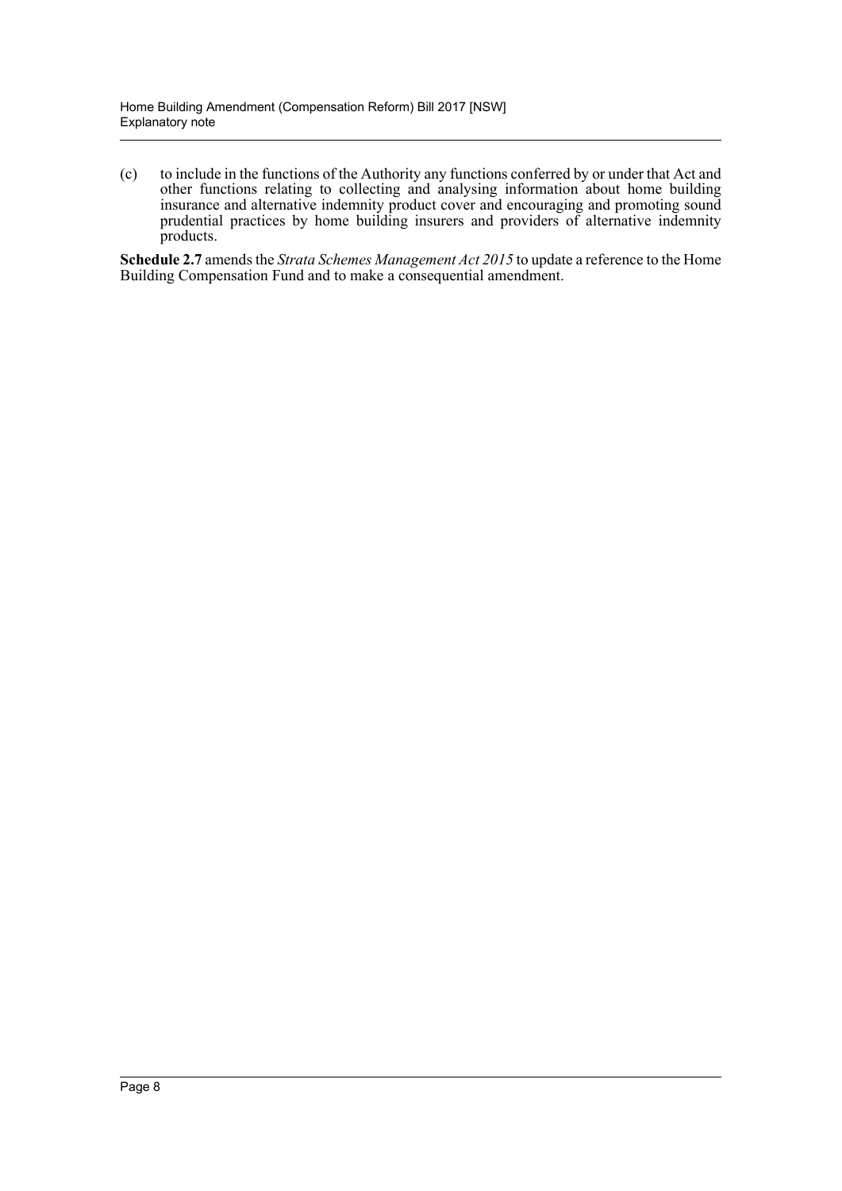(c) to include in the functions of the Authority any functions conferred by or under that Act and other functions relating to collecting and analysing information about home building insurance and alternative indemnity product cover and encouraging and promoting sound prudential practices by home building insurers and providers of alternative indemnity products.

**Schedule 2.7** amends the *Strata Schemes Management Act 2015* to update a reference to the Home Building Compensation Fund and to make a consequential amendment.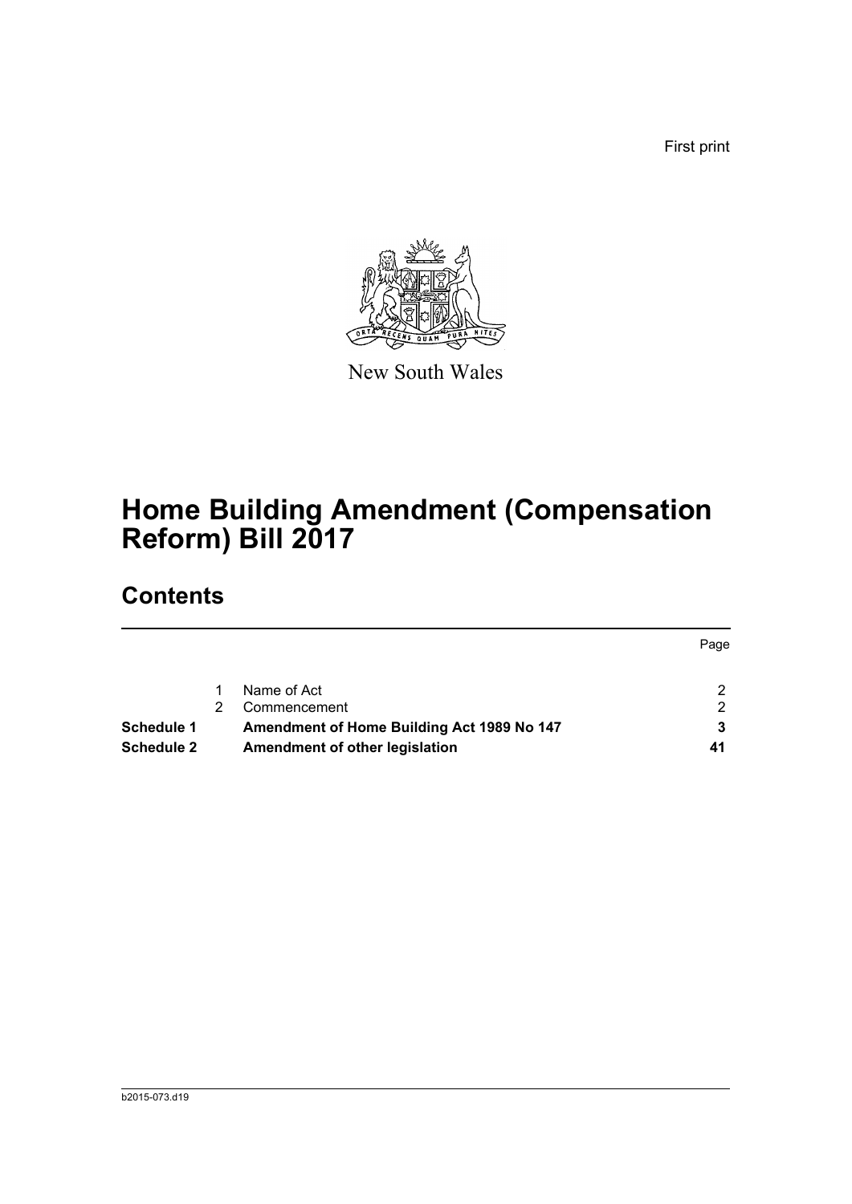First print

New South Wales

# Home Building Amendment (Compensation Reform) Bill 2017

## Contents

| | | | Page |
|---|---|---|---|
| | 1 | Name of Act | 2 |
| | 2 | Commencement | 2 |
| **Schedule 1** | | **Amendment of Home Building Act 1989 No 147** | **3** |
| **Schedule 2** | | **Amendment of other legislation** | **41** |

b2015-073.d19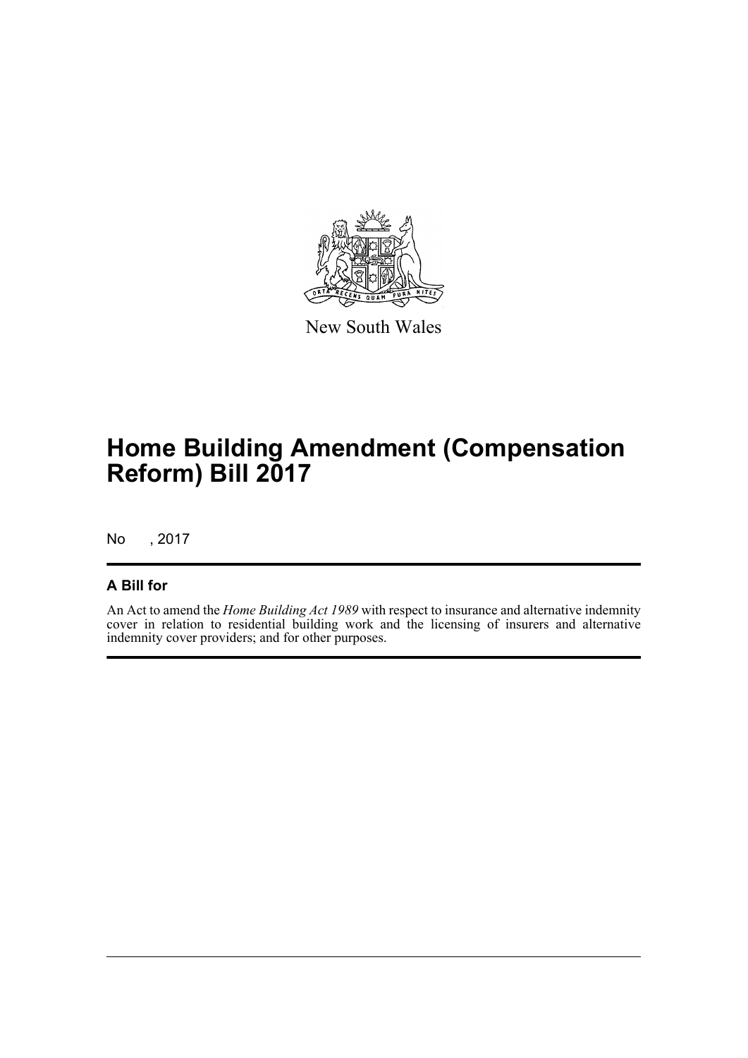New South Wales

# Home Building Amendment (Compensation Reform) Bill 2017

No , 2017

## A Bill for

An Act to amend the *Home Building Act 1989* with respect to insurance and alternative indemnity cover in relation to residential building work and the licensing of insurers and alternative indemnity cover providers; and for other purposes.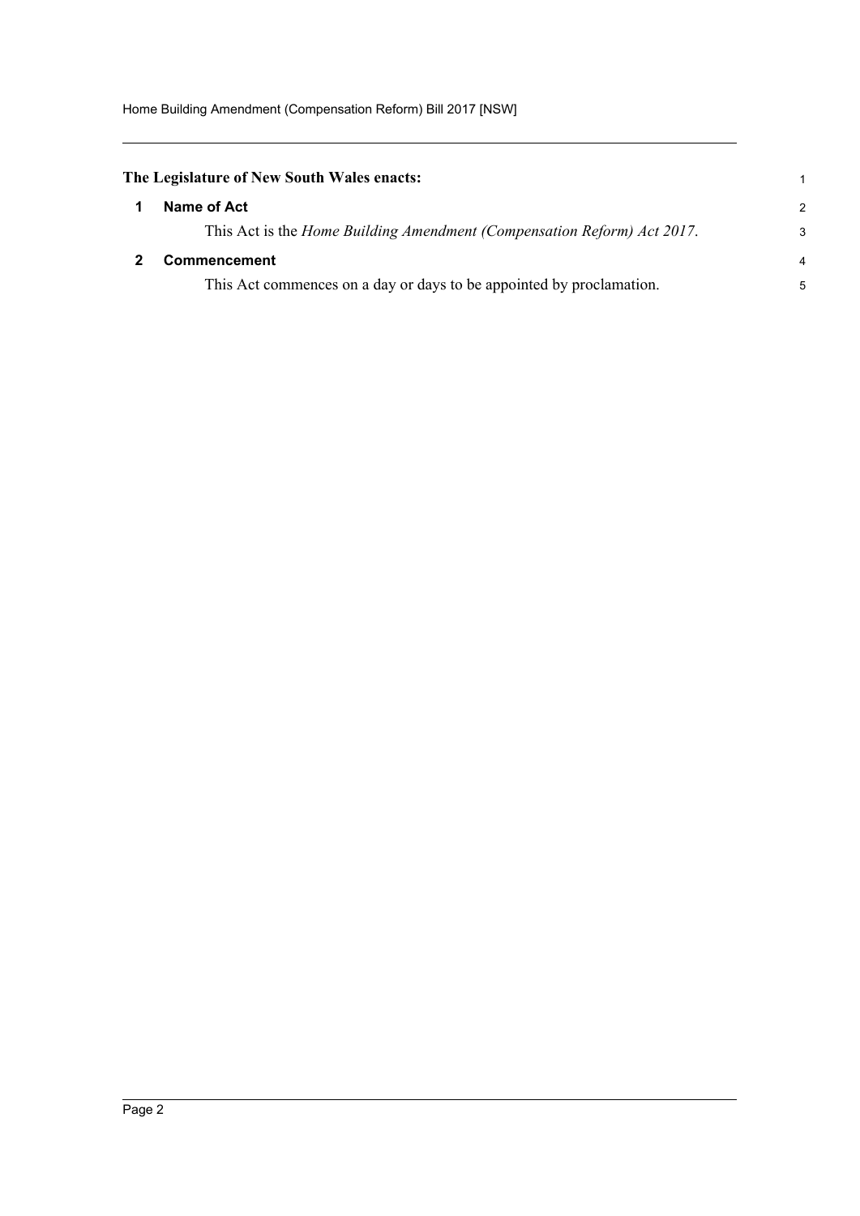**The Legislature of New South Wales enacts:**

## 1 Name of Act

This Act is the *Home Building Amendment (Compensation Reform) Act 2017*.

## 2 Commencement

This Act commences on a day or days to be appointed by proclamation.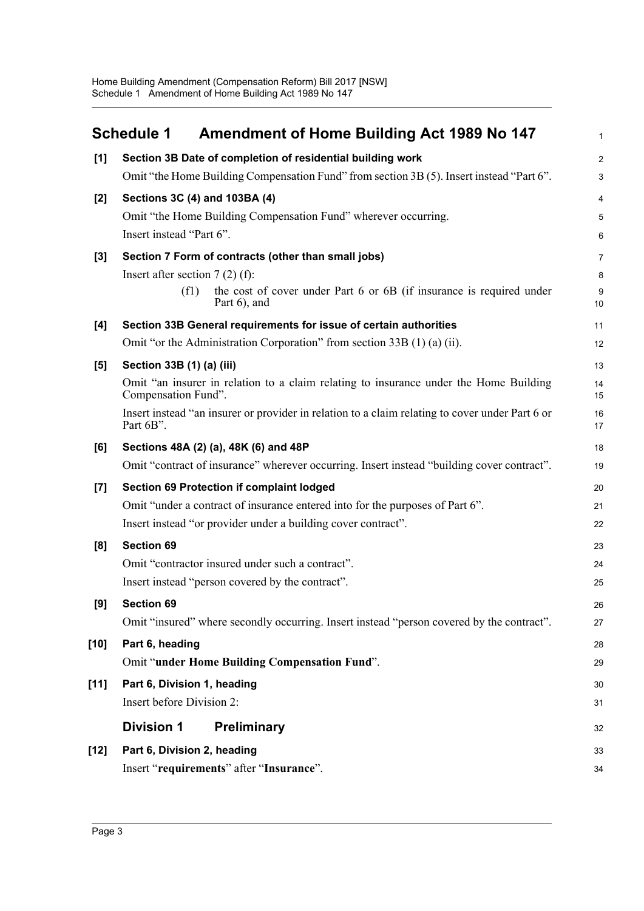## Schedule 1 Amendment of Home Building Act 1989 No 147

**[1] Section 3B Date of completion of residential building work**

Omit "the Home Building Compensation Fund" from section 3B (5). Insert instead "Part 6".

**[2] Sections 3C (4) and 103BA (4)**

Omit "the Home Building Compensation Fund" wherever occurring.

Insert instead "Part 6".

**[3] Section 7 Form of contracts (other than small jobs)**

Insert after section 7 (2) (f):

> (f1) the cost of cover under Part 6 or 6B (if insurance is required under Part 6), and

**[4] Section 33B General requirements for issue of certain authorities**

Omit "or the Administration Corporation" from section 33B (1) (a) (ii).

**[5] Section 33B (1) (a) (iii)**

Omit "an insurer in relation to a claim relating to insurance under the Home Building Compensation Fund".

Insert instead "an insurer or provider in relation to a claim relating to cover under Part 6 or Part 6B".

**[6] Sections 48A (2) (a), 48K (6) and 48P**

Omit "contract of insurance" wherever occurring. Insert instead "building cover contract".

**[7] Section 69 Protection if complaint lodged**

Omit "under a contract of insurance entered into for the purposes of Part 6".

Insert instead "or provider under a building cover contract".

**[8] Section 69**

Omit "contractor insured under such a contract".

Insert instead "person covered by the contract".

**[9] Section 69**

Omit "insured" where secondly occurring. Insert instead "person covered by the contract".

**[10] Part 6, heading**

Omit "**under Home Building Compensation Fund**".

**[11] Part 6, Division 1, heading**

Insert before Division 2:

### Division 1 Preliminary

**[12] Part 6, Division 2, heading**

Insert "**requirements**" after "**Insurance**".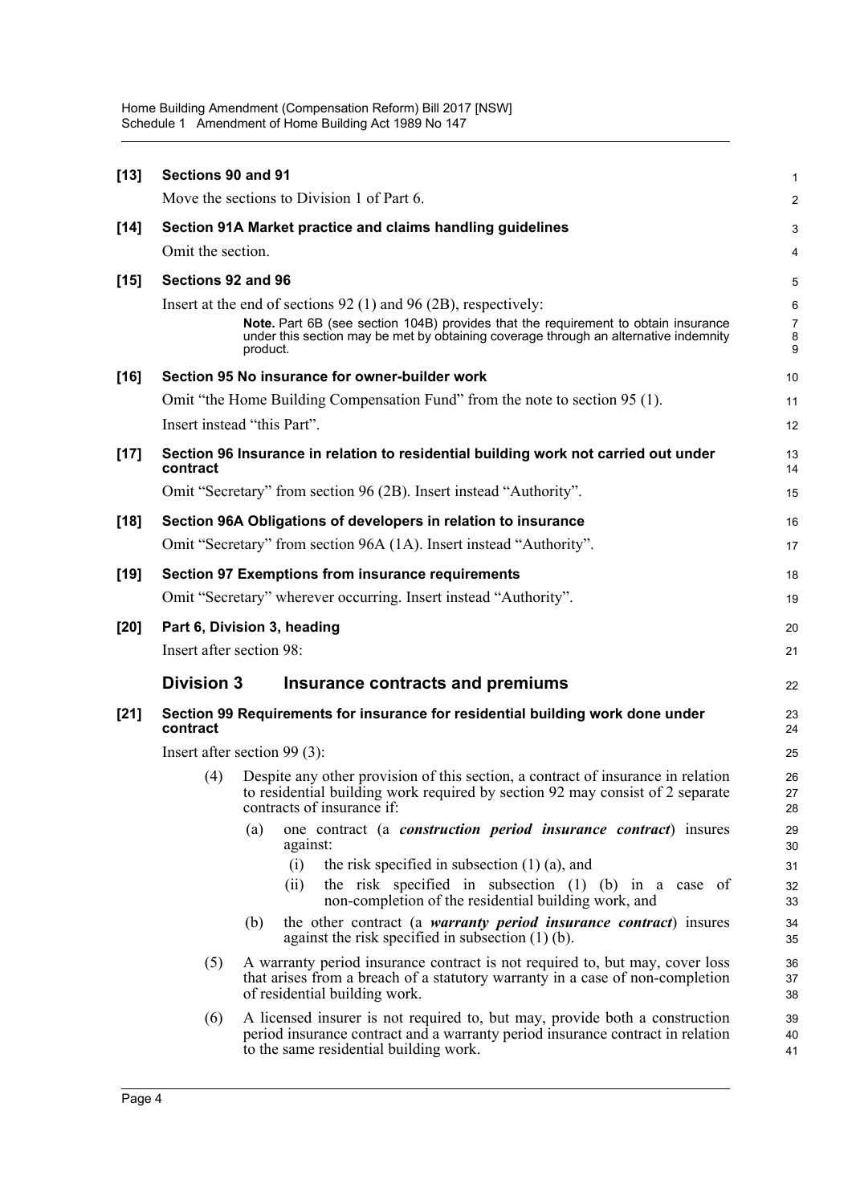**[13] Sections 90 and 91**

Move the sections to Division 1 of Part 6.

**[14] Section 91A Market practice and claims handling guidelines**

Omit the section.

**[15] Sections 92 and 96**

Insert at the end of sections 92 (1) and 96 (2B), respectively:

> **Note.** Part 6B (see section 104B) provides that the requirement to obtain insurance under this section may be met by obtaining coverage through an alternative indemnity product.

**[16] Section 95 No insurance for owner-builder work**

Omit "the Home Building Compensation Fund" from the note to section 95 (1).

Insert instead "this Part".

**[17] Section 96 Insurance in relation to residential building work not carried out under contract**

Omit "Secretary" from section 96 (2B). Insert instead "Authority".

**[18] Section 96A Obligations of developers in relation to insurance**

Omit "Secretary" from section 96A (1A). Insert instead "Authority".

**[19] Section 97 Exemptions from insurance requirements**

Omit "Secretary" wherever occurring. Insert instead "Authority".

**[20] Part 6, Division 3, heading**

Insert after section 98:

## Division 3 Insurance contracts and premiums

**[21] Section 99 Requirements for insurance for residential building work done under contract**

Insert after section 99 (3):

(4) Despite any other provision of this section, a contract of insurance in relation to residential building work required by section 92 may consist of 2 separate contracts of insurance if:

(a) one contract (a ***construction period insurance contract***) insures against:

(i) the risk specified in subsection (1) (a), and

(ii) the risk specified in subsection (1) (b) in a case of non-completion of the residential building work, and

(b) the other contract (a ***warranty period insurance contract***) insures against the risk specified in subsection (1) (b).

(5) A warranty period insurance contract is not required to, but may, cover loss that arises from a breach of a statutory warranty in a case of non-completion of residential building work.

(6) A licensed insurer is not required to, but may, provide both a construction period insurance contract and a warranty period insurance contract in relation to the same residential building work.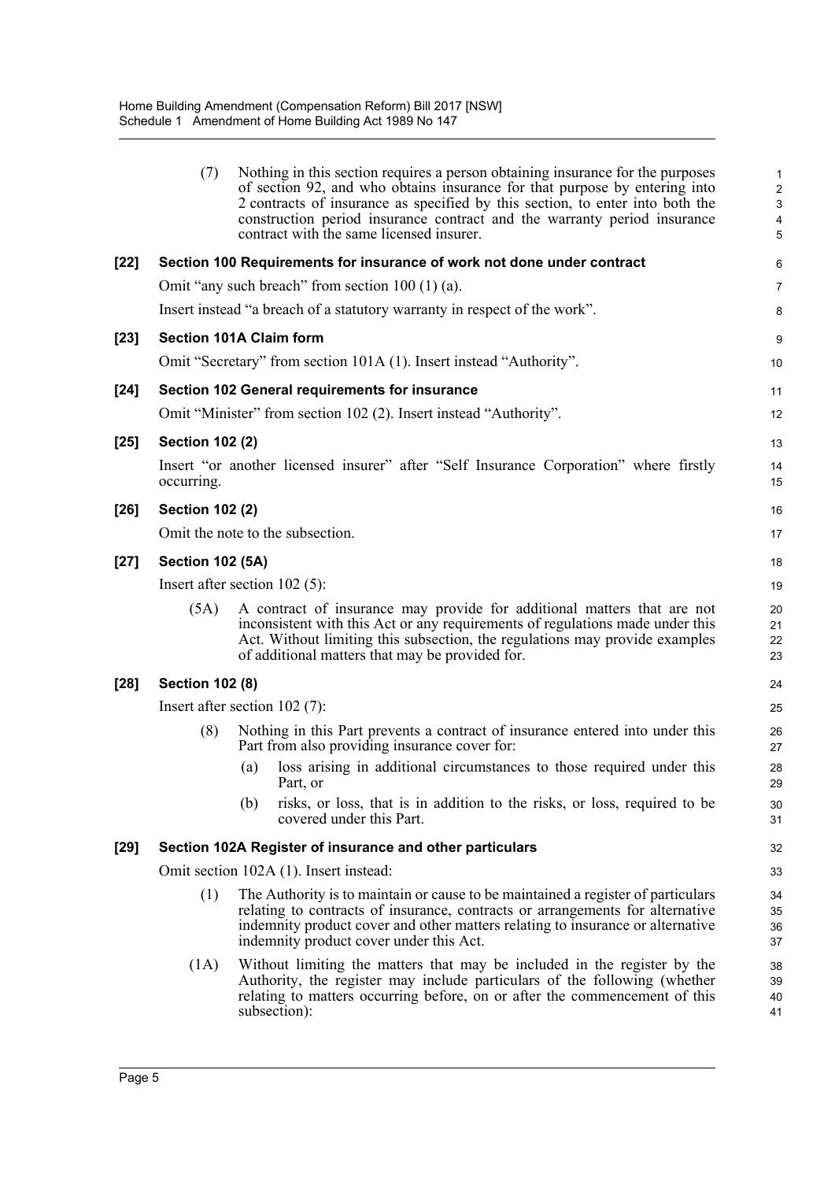(7) Nothing in this section requires a person obtaining insurance for the purposes of section 92, and who obtains insurance for that purpose by entering into 2 contracts of insurance as specified by this section, to enter into both the construction period insurance contract and the warranty period insurance contract with the same licensed insurer.

**[22] Section 100 Requirements for insurance of work not done under contract**

Omit "any such breach" from section 100 (1) (a).

Insert instead "a breach of a statutory warranty in respect of the work".

**[23] Section 101A Claim form**

Omit "Secretary" from section 101A (1). Insert instead "Authority".

**[24] Section 102 General requirements for insurance**

Omit "Minister" from section 102 (2). Insert instead "Authority".

**[25] Section 102 (2)**

Insert "or another licensed insurer" after "Self Insurance Corporation" where firstly occurring.

**[26] Section 102 (2)**

Omit the note to the subsection.

**[27] Section 102 (5A)**

Insert after section 102 (5):

(5A) A contract of insurance may provide for additional matters that are not inconsistent with this Act or any requirements of regulations made under this Act. Without limiting this subsection, the regulations may provide examples of additional matters that may be provided for.

**[28] Section 102 (8)**

Insert after section 102 (7):

(8) Nothing in this Part prevents a contract of insurance entered into under this Part from also providing insurance cover for:

(a) loss arising in additional circumstances to those required under this Part, or

(b) risks, or loss, that is in addition to the risks, or loss, required to be covered under this Part.

**[29] Section 102A Register of insurance and other particulars**

Omit section 102A (1). Insert instead:

(1) The Authority is to maintain or cause to be maintained a register of particulars relating to contracts of insurance, contracts or arrangements for alternative indemnity product cover and other matters relating to insurance or alternative indemnity product cover under this Act.

(1A) Without limiting the matters that may be included in the register by the Authority, the register may include particulars of the following (whether relating to matters occurring before, on or after the commencement of this subsection):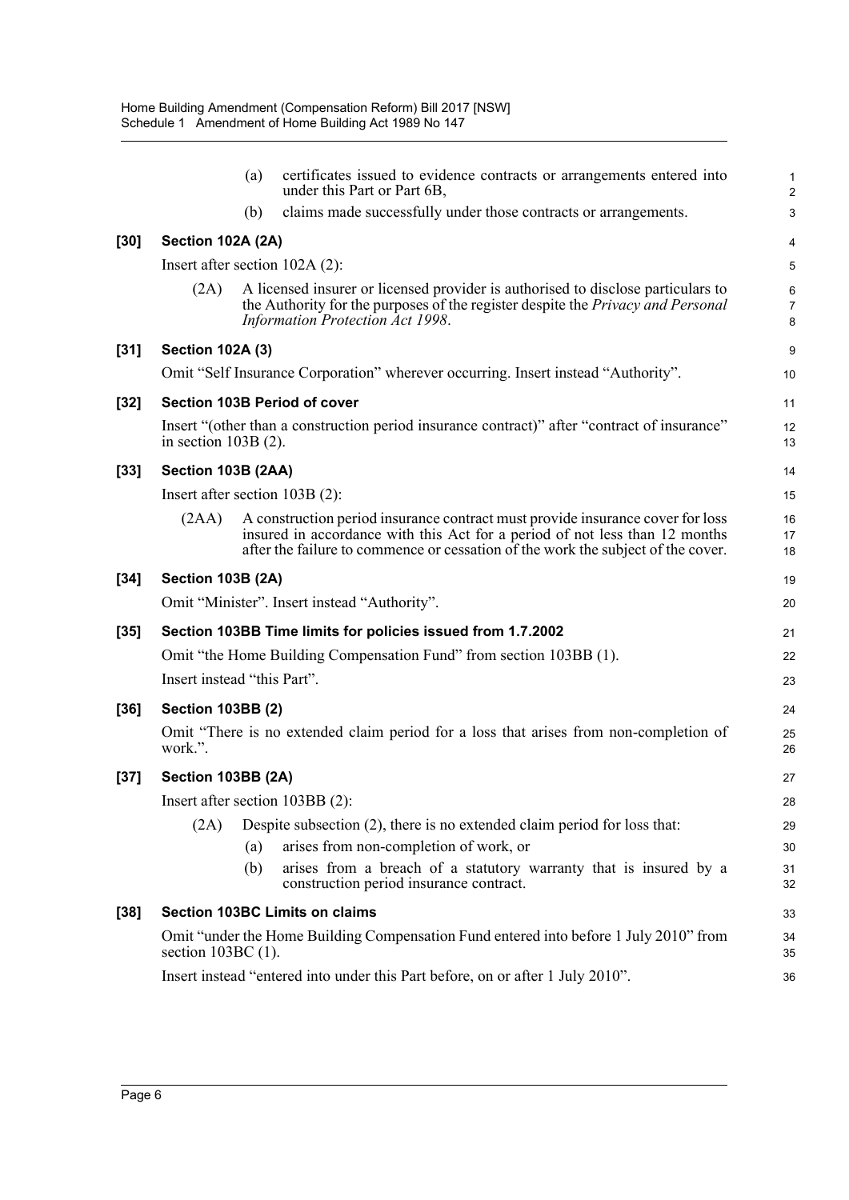(a) certificates issued to evidence contracts or arrangements entered into under this Part or Part 6B,

(b) claims made successfully under those contracts or arrangements.

**[30] Section 102A (2A)**

Insert after section 102A (2):

(2A) A licensed insurer or licensed provider is authorised to disclose particulars to the Authority for the purposes of the register despite the *Privacy and Personal Information Protection Act 1998*.

**[31] Section 102A (3)**

Omit "Self Insurance Corporation" wherever occurring. Insert instead "Authority".

**[32] Section 103B Period of cover**

Insert "(other than a construction period insurance contract)" after "contract of insurance" in section 103B (2).

**[33] Section 103B (2AA)**

Insert after section 103B (2):

(2AA) A construction period insurance contract must provide insurance cover for loss insured in accordance with this Act for a period of not less than 12 months after the failure to commence or cessation of the work the subject of the cover.

**[34] Section 103B (2A)**

Omit "Minister". Insert instead "Authority".

**[35] Section 103BB Time limits for policies issued from 1.7.2002**

Omit "the Home Building Compensation Fund" from section 103BB (1).

Insert instead "this Part".

**[36] Section 103BB (2)**

Omit "There is no extended claim period for a loss that arises from non-completion of work.".

**[37] Section 103BB (2A)**

Insert after section 103BB (2):

(2A) Despite subsection (2), there is no extended claim period for loss that:

(a) arises from non-completion of work, or

(b) arises from a breach of a statutory warranty that is insured by a construction period insurance contract.

**[38] Section 103BC Limits on claims**

Omit "under the Home Building Compensation Fund entered into before 1 July 2010" from section 103BC (1).

Insert instead "entered into under this Part before, on or after 1 July 2010".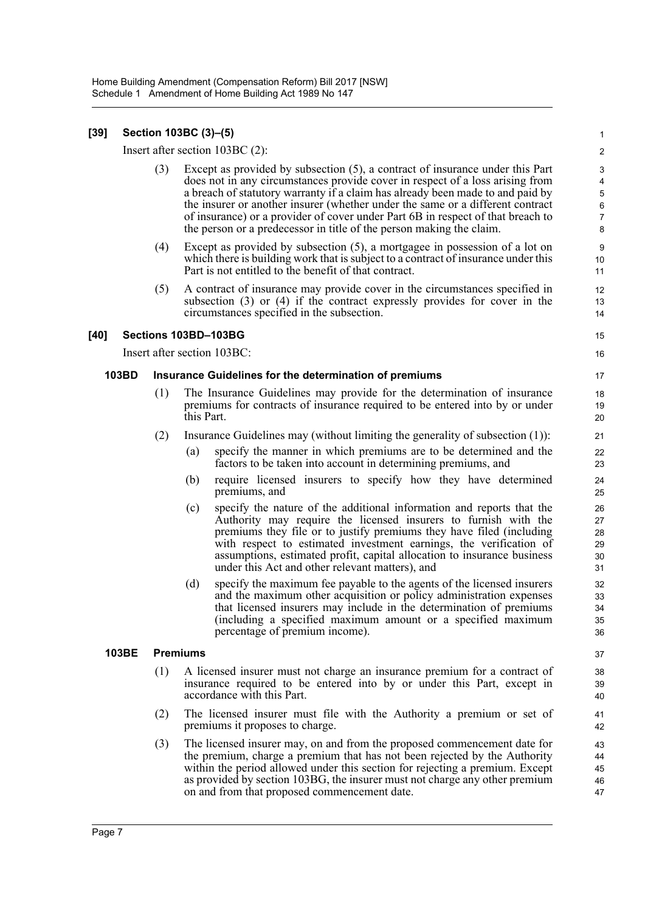**[39] Section 103BC (3)–(5)**

Insert after section 103BC (2):

(3) Except as provided by subsection (5), a contract of insurance under this Part does not in any circumstances provide cover in respect of a loss arising from a breach of statutory warranty if a claim has already been made to and paid by the insurer or another insurer (whether under the same or a different contract of insurance) or a provider of cover under Part 6B in respect of that breach to the person or a predecessor in title of the person making the claim.

(4) Except as provided by subsection (5), a mortgagee in possession of a lot on which there is building work that is subject to a contract of insurance under this Part is not entitled to the benefit of that contract.

(5) A contract of insurance may provide cover in the circumstances specified in subsection (3) or (4) if the contract expressly provides for cover in the circumstances specified in the subsection.

**[40] Sections 103BD–103BG**

Insert after section 103BC:

**103BD Insurance Guidelines for the determination of premiums**

(1) The Insurance Guidelines may provide for the determination of insurance premiums for contracts of insurance required to be entered into by or under this Part.

(2) Insurance Guidelines may (without limiting the generality of subsection (1)):

(a) specify the manner in which premiums are to be determined and the factors to be taken into account in determining premiums, and

(b) require licensed insurers to specify how they have determined premiums, and

(c) specify the nature of the additional information and reports that the Authority may require the licensed insurers to furnish with the premiums they file or to justify premiums they have filed (including with respect to estimated investment earnings, the verification of assumptions, estimated profit, capital allocation to insurance business under this Act and other relevant matters), and

(d) specify the maximum fee payable to the agents of the licensed insurers and the maximum other acquisition or policy administration expenses that licensed insurers may include in the determination of premiums (including a specified maximum amount or a specified maximum percentage of premium income).

**103BE Premiums**

(1) A licensed insurer must not charge an insurance premium for a contract of insurance required to be entered into by or under this Part, except in accordance with this Part.

(2) The licensed insurer must file with the Authority a premium or set of premiums it proposes to charge.

(3) The licensed insurer may, on and from the proposed commencement date for the premium, charge a premium that has not been rejected by the Authority within the period allowed under this section for rejecting a premium. Except as provided by section 103BG, the insurer must not charge any other premium on and from that proposed commencement date.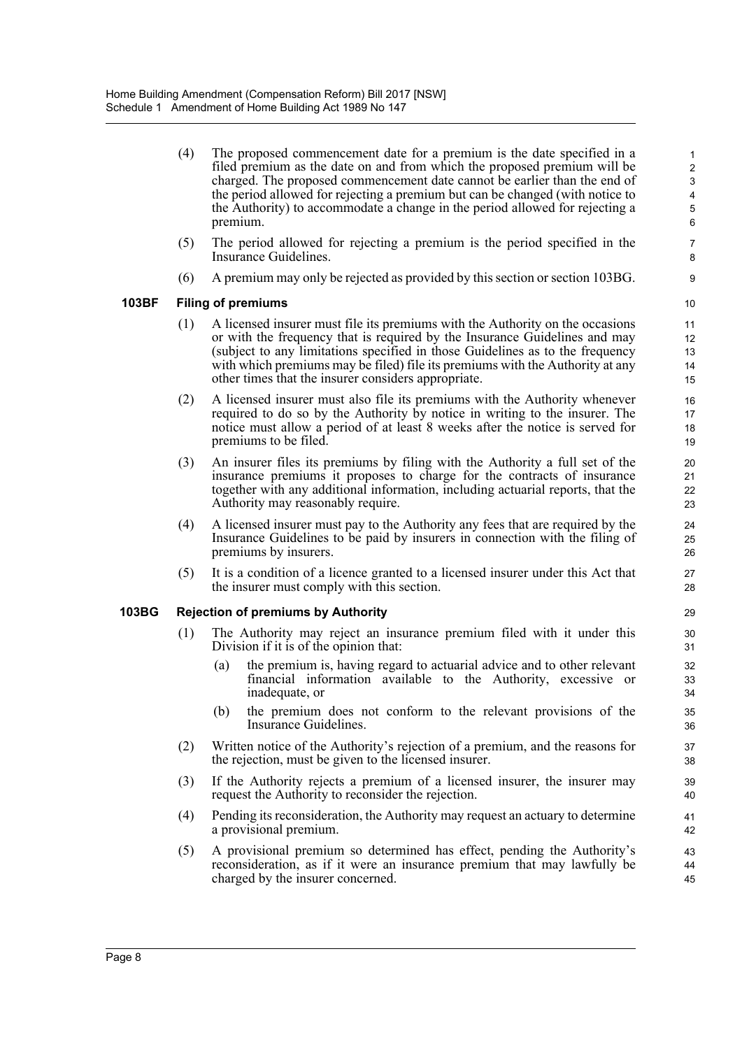(4) The proposed commencement date for a premium is the date specified in a filed premium as the date on and from which the proposed premium will be charged. The proposed commencement date cannot be earlier than the end of the period allowed for rejecting a premium but can be changed (with notice to the Authority) to accommodate a change in the period allowed for rejecting a premium.

(5) The period allowed for rejecting a premium is the period specified in the Insurance Guidelines.

(6) A premium may only be rejected as provided by this section or section 103BG.

**103BF Filing of premiums**

(1) A licensed insurer must file its premiums with the Authority on the occasions or with the frequency that is required by the Insurance Guidelines and may (subject to any limitations specified in those Guidelines as to the frequency with which premiums may be filed) file its premiums with the Authority at any other times that the insurer considers appropriate.

(2) A licensed insurer must also file its premiums with the Authority whenever required to do so by the Authority by notice in writing to the insurer. The notice must allow a period of at least 8 weeks after the notice is served for premiums to be filed.

(3) An insurer files its premiums by filing with the Authority a full set of the insurance premiums it proposes to charge for the contracts of insurance together with any additional information, including actuarial reports, that the Authority may reasonably require.

(4) A licensed insurer must pay to the Authority any fees that are required by the Insurance Guidelines to be paid by insurers in connection with the filing of premiums by insurers.

(5) It is a condition of a licence granted to a licensed insurer under this Act that the insurer must comply with this section.

**103BG Rejection of premiums by Authority**

(1) The Authority may reject an insurance premium filed with it under this Division if it is of the opinion that:

(a) the premium is, having regard to actuarial advice and to other relevant financial information available to the Authority, excessive or inadequate, or

(b) the premium does not conform to the relevant provisions of the Insurance Guidelines.

(2) Written notice of the Authority's rejection of a premium, and the reasons for the rejection, must be given to the licensed insurer.

(3) If the Authority rejects a premium of a licensed insurer, the insurer may request the Authority to reconsider the rejection.

(4) Pending its reconsideration, the Authority may request an actuary to determine a provisional premium.

(5) A provisional premium so determined has effect, pending the Authority's reconsideration, as if it were an insurance premium that may lawfully be charged by the insurer concerned.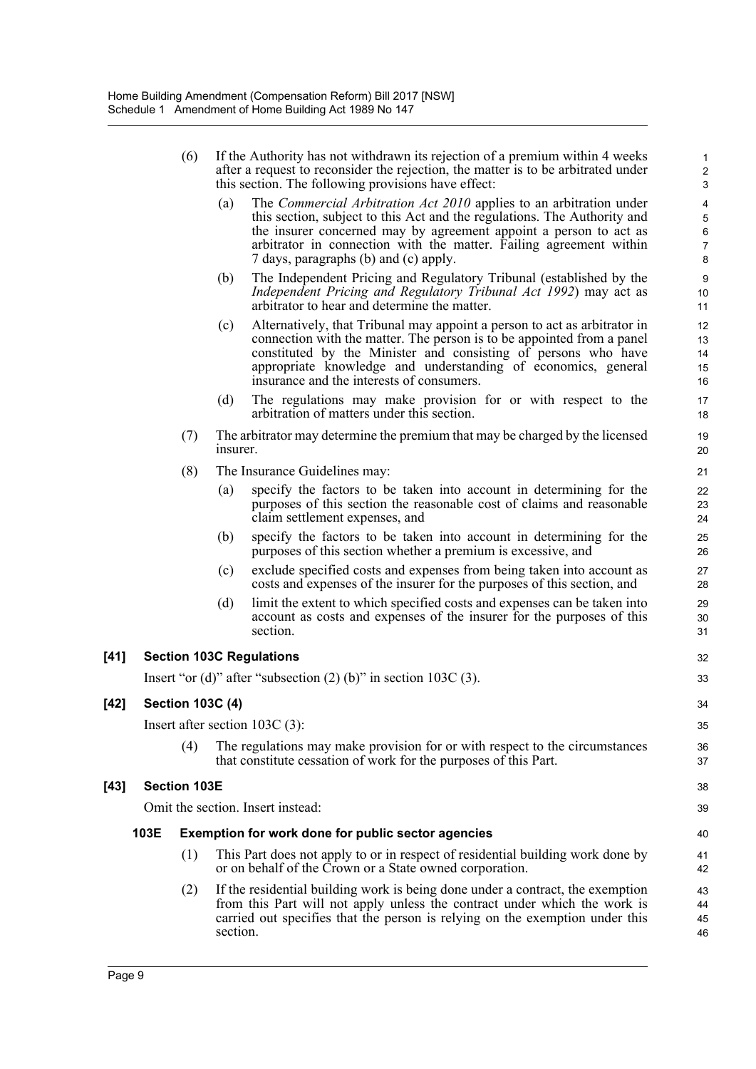(6) If the Authority has not withdrawn its rejection of a premium within 4 weeks after a request to reconsider the rejection, the matter is to be arbitrated under this section. The following provisions have effect:

(a) The *Commercial Arbitration Act 2010* applies to an arbitration under this section, subject to this Act and the regulations. The Authority and the insurer concerned may by agreement appoint a person to act as arbitrator in connection with the matter. Failing agreement within 7 days, paragraphs (b) and (c) apply.

(b) The Independent Pricing and Regulatory Tribunal (established by the *Independent Pricing and Regulatory Tribunal Act 1992*) may act as arbitrator to hear and determine the matter.

(c) Alternatively, that Tribunal may appoint a person to act as arbitrator in connection with the matter. The person is to be appointed from a panel constituted by the Minister and consisting of persons who have appropriate knowledge and understanding of economics, general insurance and the interests of consumers.

(d) The regulations may make provision for or with respect to the arbitration of matters under this section.

(7) The arbitrator may determine the premium that may be charged by the licensed insurer.

(8) The Insurance Guidelines may:

(a) specify the factors to be taken into account in determining for the purposes of this section the reasonable cost of claims and reasonable claim settlement expenses, and

(b) specify the factors to be taken into account in determining for the purposes of this section whether a premium is excessive, and

(c) exclude specified costs and expenses from being taken into account as costs and expenses of the insurer for the purposes of this section, and

(d) limit the extent to which specified costs and expenses can be taken into account as costs and expenses of the insurer for the purposes of this section.

**[41] Section 103C Regulations**

Insert "or (d)" after "subsection (2) (b)" in section 103C (3).

**[42] Section 103C (4)**

Insert after section 103C (3):

(4) The regulations may make provision for or with respect to the circumstances that constitute cessation of work for the purposes of this Part.

**[43] Section 103E**

Omit the section. Insert instead:

**103E Exemption for work done for public sector agencies**

(1) This Part does not apply to or in respect of residential building work done by or on behalf of the Crown or a State owned corporation.

(2) If the residential building work is being done under a contract, the exemption from this Part will not apply unless the contract under which the work is carried out specifies that the person is relying on the exemption under this section.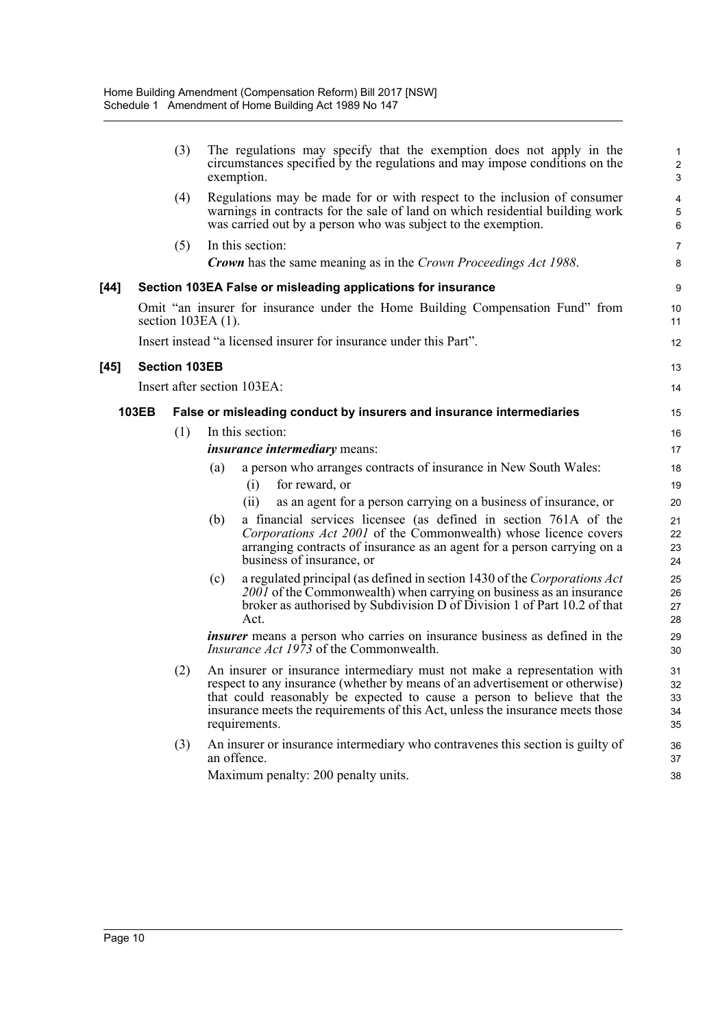(3) The regulations may specify that the exemption does not apply in the circumstances specified by the regulations and may impose conditions on the exemption.

(4) Regulations may be made for or with respect to the inclusion of consumer warnings in contracts for the sale of land on which residential building work was carried out by a person who was subject to the exemption.

(5) In this section:

***Crown*** has the same meaning as in the *Crown Proceedings Act 1988*.

**[44] Section 103EA False or misleading applications for insurance**

Omit "an insurer for insurance under the Home Building Compensation Fund" from section 103EA (1).

Insert instead "a licensed insurer for insurance under this Part".

**[45] Section 103EB**

Insert after section 103EA:

**103EB False or misleading conduct by insurers and insurance intermediaries**

(1) In this section:

***insurance intermediary*** means:

- (a) a person who arranges contracts of insurance in New South Wales:
  - (i) for reward, or
  - (ii) as an agent for a person carrying on a business of insurance, or
- (b) a financial services licensee (as defined in section 761A of the *Corporations Act 2001* of the Commonwealth) whose licence covers arranging contracts of insurance as an agent for a person carrying on a business of insurance, or
- (c) a regulated principal (as defined in section 1430 of the *Corporations Act 2001* of the Commonwealth) when carrying on business as an insurance broker as authorised by Subdivision D of Division 1 of Part 10.2 of that Act.

***insurer*** means a person who carries on insurance business as defined in the *Insurance Act 1973* of the Commonwealth.

(2) An insurer or insurance intermediary must not make a representation with respect to any insurance (whether by means of an advertisement or otherwise) that could reasonably be expected to cause a person to believe that the insurance meets the requirements of this Act, unless the insurance meets those requirements.

(3) An insurer or insurance intermediary who contravenes this section is guilty of an offence.

Maximum penalty: 200 penalty units.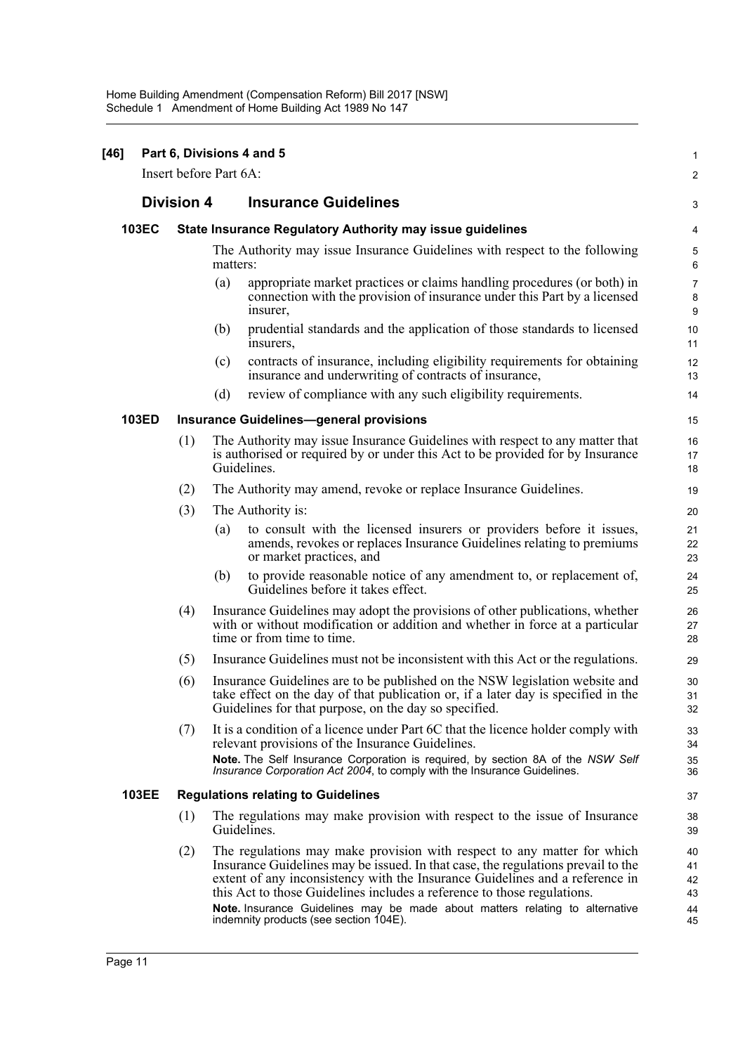**[46] Part 6, Divisions 4 and 5**

Insert before Part 6A:

## Division 4 Insurance Guidelines

### 103EC State Insurance Regulatory Authority may issue guidelines

The Authority may issue Insurance Guidelines with respect to the following matters:

(a) appropriate market practices or claims handling procedures (or both) in connection with the provision of insurance under this Part by a licensed insurer,

(b) prudential standards and the application of those standards to licensed insurers,

(c) contracts of insurance, including eligibility requirements for obtaining insurance and underwriting of contracts of insurance,

(d) review of compliance with any such eligibility requirements.

### 103ED Insurance Guidelines—general provisions

(1) The Authority may issue Insurance Guidelines with respect to any matter that is authorised or required by or under this Act to be provided for by Insurance Guidelines.

(2) The Authority may amend, revoke or replace Insurance Guidelines.

(3) The Authority is:

(a) to consult with the licensed insurers or providers before it issues, amends, revokes or replaces Insurance Guidelines relating to premiums or market practices, and

(b) to provide reasonable notice of any amendment to, or replacement of, Guidelines before it takes effect.

(4) Insurance Guidelines may adopt the provisions of other publications, whether with or without modification or addition and whether in force at a particular time or from time to time.

(5) Insurance Guidelines must not be inconsistent with this Act or the regulations.

(6) Insurance Guidelines are to be published on the NSW legislation website and take effect on the day of that publication or, if a later day is specified in the Guidelines for that purpose, on the day so specified.

(7) It is a condition of a licence under Part 6C that the licence holder comply with relevant provisions of the Insurance Guidelines.

**Note.** The Self Insurance Corporation is required, by section 8A of the *NSW Self Insurance Corporation Act 2004*, to comply with the Insurance Guidelines.

### 103EE Regulations relating to Guidelines

(1) The regulations may make provision with respect to the issue of Insurance Guidelines.

(2) The regulations may make provision with respect to any matter for which Insurance Guidelines may be issued. In that case, the regulations prevail to the extent of any inconsistency with the Insurance Guidelines and a reference in this Act to those Guidelines includes a reference to those regulations.

**Note.** Insurance Guidelines may be made about matters relating to alternative indemnity products (see section 104E).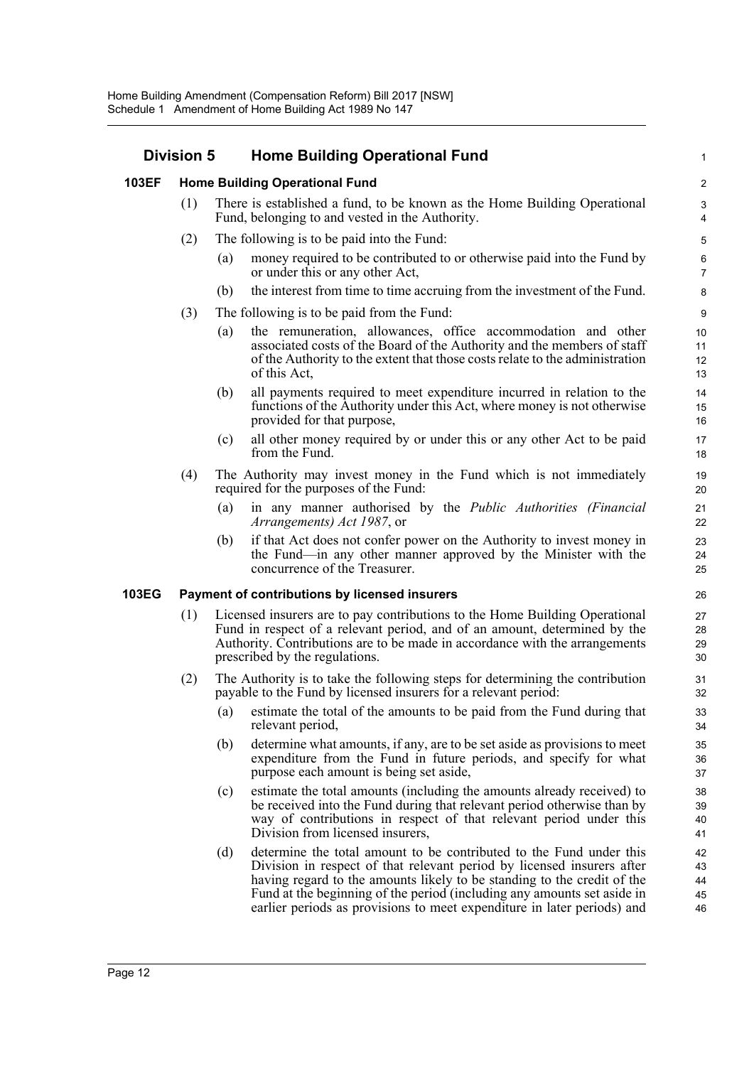## Division 5 Home Building Operational Fund

### 103EF Home Building Operational Fund

(1) There is established a fund, to be known as the Home Building Operational Fund, belonging to and vested in the Authority.

(2) The following is to be paid into the Fund:

(a) money required to be contributed to or otherwise paid into the Fund by or under this or any other Act,

(b) the interest from time to time accruing from the investment of the Fund.

(3) The following is to be paid from the Fund:

(a) the remuneration, allowances, office accommodation and other associated costs of the Board of the Authority and the members of staff of the Authority to the extent that those costs relate to the administration of this Act,

(b) all payments required to meet expenditure incurred in relation to the functions of the Authority under this Act, where money is not otherwise provided for that purpose,

(c) all other money required by or under this or any other Act to be paid from the Fund.

(4) The Authority may invest money in the Fund which is not immediately required for the purposes of the Fund:

(a) in any manner authorised by the *Public Authorities (Financial Arrangements) Act 1987*, or

(b) if that Act does not confer power on the Authority to invest money in the Fund—in any other manner approved by the Minister with the concurrence of the Treasurer.

### 103EG Payment of contributions by licensed insurers

(1) Licensed insurers are to pay contributions to the Home Building Operational Fund in respect of a relevant period, and of an amount, determined by the Authority. Contributions are to be made in accordance with the arrangements prescribed by the regulations.

(2) The Authority is to take the following steps for determining the contribution payable to the Fund by licensed insurers for a relevant period:

(a) estimate the total of the amounts to be paid from the Fund during that relevant period,

(b) determine what amounts, if any, are to be set aside as provisions to meet expenditure from the Fund in future periods, and specify for what purpose each amount is being set aside,

(c) estimate the total amounts (including the amounts already received) to be received into the Fund during that relevant period otherwise than by way of contributions in respect of that relevant period under this Division from licensed insurers,

(d) determine the total amount to be contributed to the Fund under this Division in respect of that relevant period by licensed insurers after having regard to the amounts likely to be standing to the credit of the Fund at the beginning of the period (including any amounts set aside in earlier periods as provisions to meet expenditure in later periods) and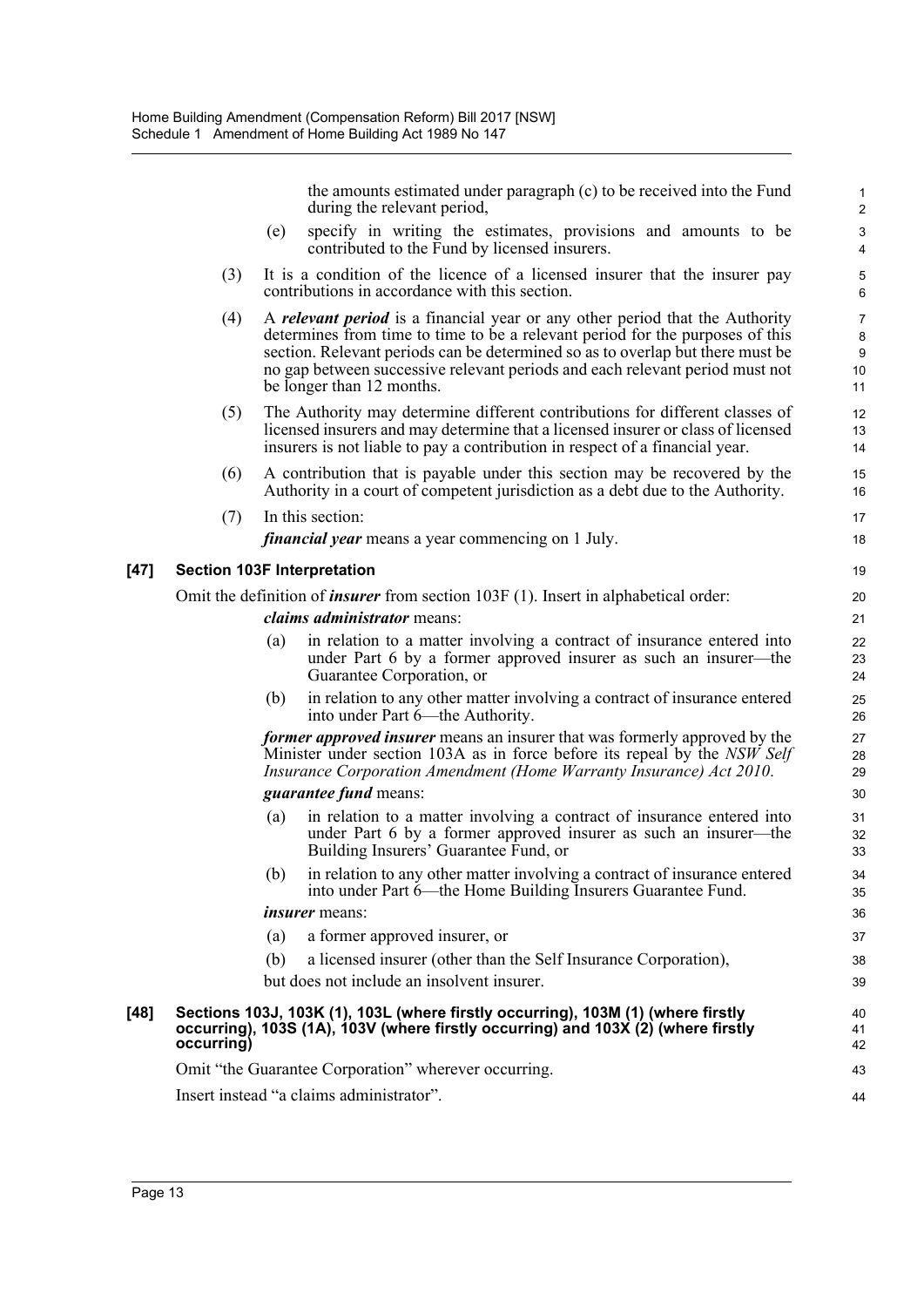the amounts estimated under paragraph (c) to be received into the Fund during the relevant period,

(e) specify in writing the estimates, provisions and amounts to be contributed to the Fund by licensed insurers.

(3) It is a condition of the licence of a licensed insurer that the insurer pay contributions in accordance with this section.

(4) A ***relevant period*** is a financial year or any other period that the Authority determines from time to time to be a relevant period for the purposes of this section. Relevant periods can be determined so as to overlap but there must be no gap between successive relevant periods and each relevant period must not be longer than 12 months.

(5) The Authority may determine different contributions for different classes of licensed insurers and may determine that a licensed insurer or class of licensed insurers is not liable to pay a contribution in respect of a financial year.

(6) A contribution that is payable under this section may be recovered by the Authority in a court of competent jurisdiction as a debt due to the Authority.

(7) In this section:

***financial year*** means a year commencing on 1 July.

**[47] Section 103F Interpretation**

Omit the definition of ***insurer*** from section 103F (1). Insert in alphabetical order:

***claims administrator*** means:

(a) in relation to a matter involving a contract of insurance entered into under Part 6 by a former approved insurer as such an insurer—the Guarantee Corporation, or

(b) in relation to any other matter involving a contract of insurance entered into under Part 6—the Authority.

***former approved insurer*** means an insurer that was formerly approved by the Minister under section 103A as in force before its repeal by the *NSW Self Insurance Corporation Amendment (Home Warranty Insurance) Act 2010*.

***guarantee fund*** means:

(a) in relation to a matter involving a contract of insurance entered into under Part 6 by a former approved insurer as such an insurer—the Building Insurers' Guarantee Fund, or

(b) in relation to any other matter involving a contract of insurance entered into under Part 6—the Home Building Insurers Guarantee Fund.

***insurer*** means:

(a) a former approved insurer, or

(b) a licensed insurer (other than the Self Insurance Corporation),

but does not include an insolvent insurer.

**[48] Sections 103J, 103K (1), 103L (where firstly occurring), 103M (1) (where firstly occurring), 103S (1A), 103V (where firstly occurring) and 103X (2) (where firstly occurring)**

Omit "the Guarantee Corporation" wherever occurring.

Insert instead "a claims administrator".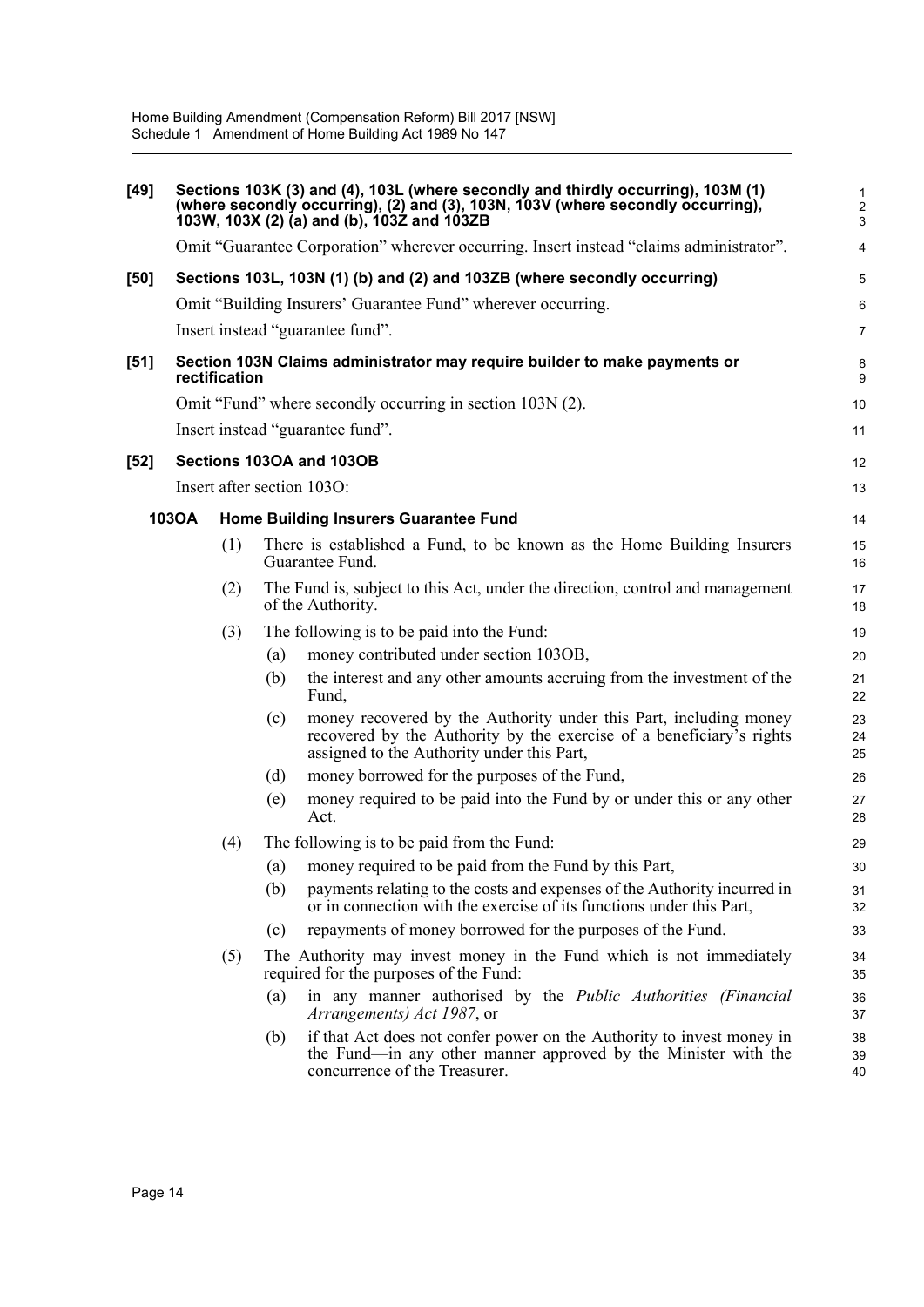**[49] Sections 103K (3) and (4), 103L (where secondly and thirdly occurring), 103M (1) (where secondly occurring), (2) and (3), 103N, 103V (where secondly occurring), 103W, 103X (2) (a) and (b), 103Z and 103ZB**

Omit "Guarantee Corporation" wherever occurring. Insert instead "claims administrator".

**[50] Sections 103L, 103N (1) (b) and (2) and 103ZB (where secondly occurring)**

Omit "Building Insurers' Guarantee Fund" wherever occurring.

Insert instead "guarantee fund".

**[51] Section 103N Claims administrator may require builder to make payments or rectification**

Omit "Fund" where secondly occurring in section 103N (2).

Insert instead "guarantee fund".

**[52] Sections 103OA and 103OB**

Insert after section 103O:

**103OA Home Building Insurers Guarantee Fund**

(1) There is established a Fund, to be known as the Home Building Insurers Guarantee Fund.

(2) The Fund is, subject to this Act, under the direction, control and management of the Authority.

(3) The following is to be paid into the Fund:

- (a) money contributed under section 103OB,
- (b) the interest and any other amounts accruing from the investment of the Fund,
- (c) money recovered by the Authority under this Part, including money recovered by the Authority by the exercise of a beneficiary's rights assigned to the Authority under this Part,
- (d) money borrowed for the purposes of the Fund,
- (e) money required to be paid into the Fund by or under this or any other Act.

(4) The following is to be paid from the Fund:

- (a) money required to be paid from the Fund by this Part,
- (b) payments relating to the costs and expenses of the Authority incurred in or in connection with the exercise of its functions under this Part,
- (c) repayments of money borrowed for the purposes of the Fund.

(5) The Authority may invest money in the Fund which is not immediately required for the purposes of the Fund:

- (a) in any manner authorised by the *Public Authorities (Financial Arrangements) Act 1987*, or
- (b) if that Act does not confer power on the Authority to invest money in the Fund—in any other manner approved by the Minister with the concurrence of the Treasurer.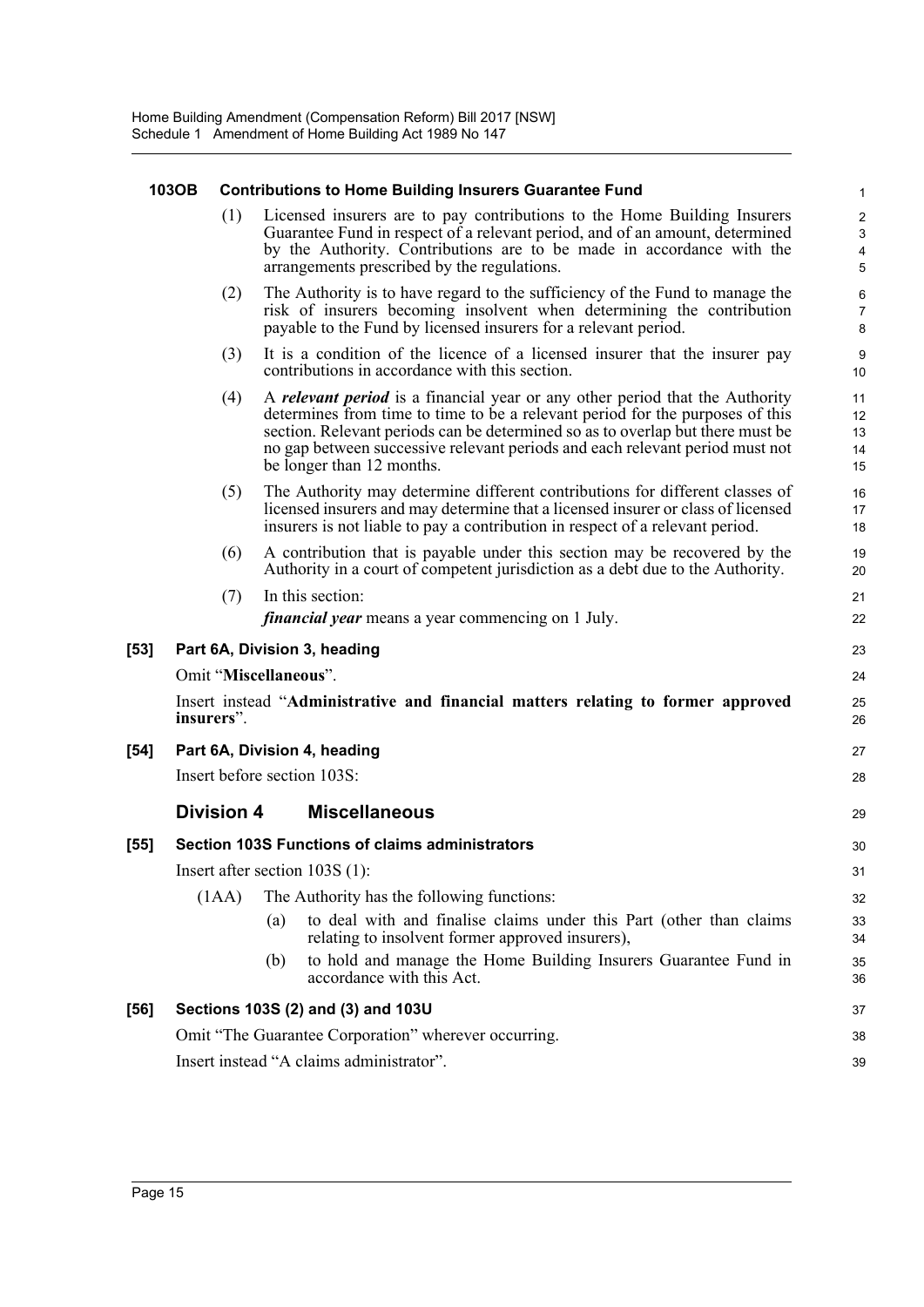#### 103OB Contributions to Home Building Insurers Guarantee Fund

(1) Licensed insurers are to pay contributions to the Home Building Insurers Guarantee Fund in respect of a relevant period, and of an amount, determined by the Authority. Contributions are to be made in accordance with the arrangements prescribed by the regulations.

(2) The Authority is to have regard to the sufficiency of the Fund to manage the risk of insurers becoming insolvent when determining the contribution payable to the Fund by licensed insurers for a relevant period.

(3) It is a condition of the licence of a licensed insurer that the insurer pay contributions in accordance with this section.

(4) A ***relevant period*** is a financial year or any other period that the Authority determines from time to time to be a relevant period for the purposes of this section. Relevant periods can be determined so as to overlap but there must be no gap between successive relevant periods and each relevant period must not be longer than 12 months.

(5) The Authority may determine different contributions for different classes of licensed insurers and may determine that a licensed insurer or class of licensed insurers is not liable to pay a contribution in respect of a relevant period.

(6) A contribution that is payable under this section may be recovered by the Authority in a court of competent jurisdiction as a debt due to the Authority.

(7) In this section:

***financial year*** means a year commencing on 1 July.

### [53] Part 6A, Division 3, heading

Omit "**Miscellaneous**".

Insert instead "**Administrative and financial matters relating to former approved insurers**".

### [54] Part 6A, Division 4, heading

Insert before section 103S:

## Division 4 Miscellaneous

### [55] Section 103S Functions of claims administrators

Insert after section 103S (1):

(1AA) The Authority has the following functions:

(a) to deal with and finalise claims under this Part (other than claims relating to insolvent former approved insurers),

(b) to hold and manage the Home Building Insurers Guarantee Fund in accordance with this Act.

### [56] Sections 103S (2) and (3) and 103U

Omit "The Guarantee Corporation" wherever occurring.

Insert instead "A claims administrator".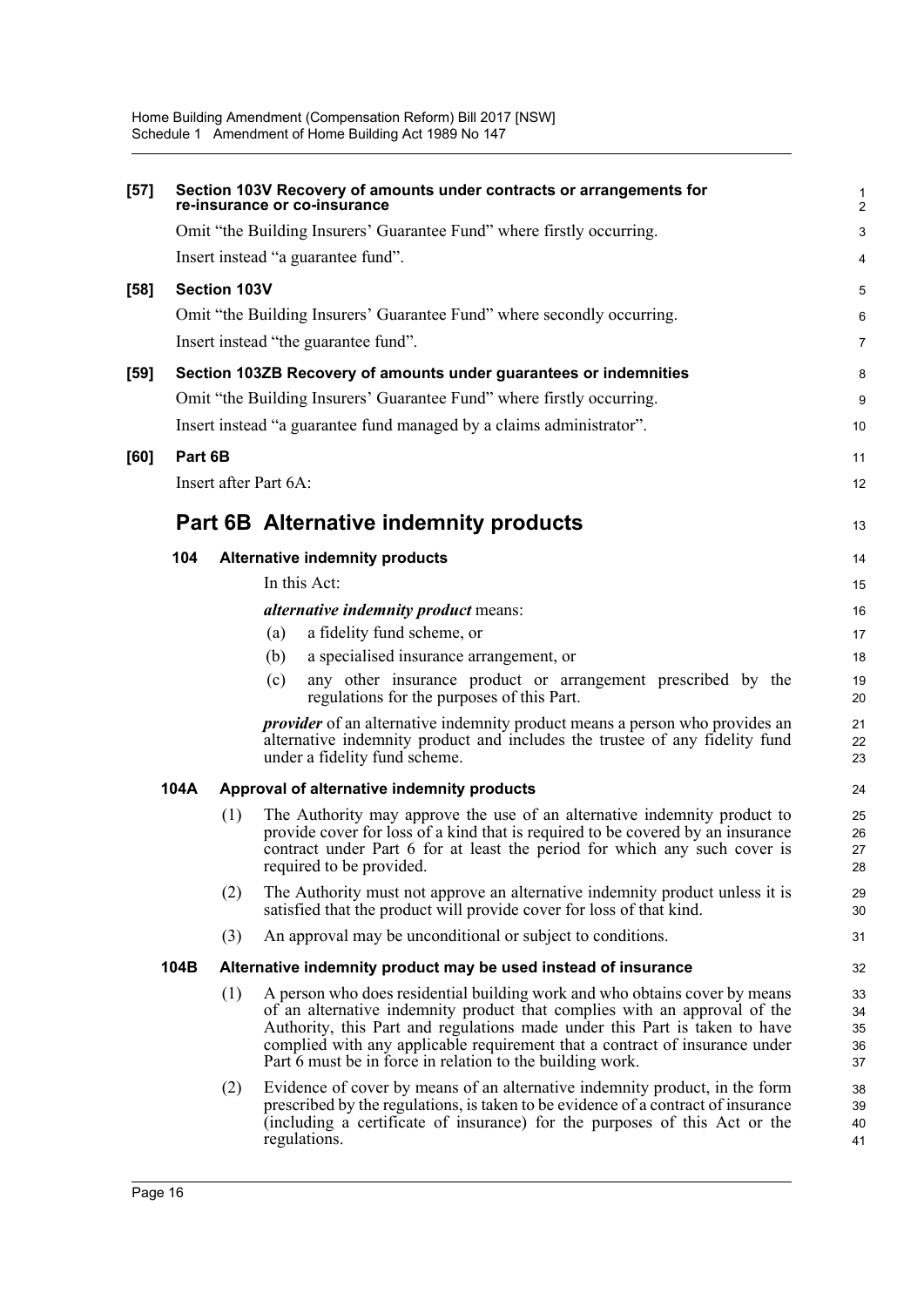**[57] Section 103V Recovery of amounts under contracts or arrangements for re-insurance or co-insurance**

Omit "the Building Insurers' Guarantee Fund" where firstly occurring.

Insert instead "a guarantee fund".

**[58] Section 103V**

Omit "the Building Insurers' Guarantee Fund" where secondly occurring.

Insert instead "the guarantee fund".

**[59] Section 103ZB Recovery of amounts under guarantees or indemnities**

Omit "the Building Insurers' Guarantee Fund" where firstly occurring.

Insert instead "a guarantee fund managed by a claims administrator".

**[60] Part 6B**

Insert after Part 6A:

# Part 6B Alternative indemnity products

### 104 Alternative indemnity products

In this Act:

***alternative indemnity product*** means:

(a) a fidelity fund scheme, or

(b) a specialised insurance arrangement, or

(c) any other insurance product or arrangement prescribed by the regulations for the purposes of this Part.

***provider*** of an alternative indemnity product means a person who provides an alternative indemnity product and includes the trustee of any fidelity fund under a fidelity fund scheme.

### 104A Approval of alternative indemnity products

(1) The Authority may approve the use of an alternative indemnity product to provide cover for loss of a kind that is required to be covered by an insurance contract under Part 6 for at least the period for which any such cover is required to be provided.

(2) The Authority must not approve an alternative indemnity product unless it is satisfied that the product will provide cover for loss of that kind.

(3) An approval may be unconditional or subject to conditions.

### 104B Alternative indemnity product may be used instead of insurance

(1) A person who does residential building work and who obtains cover by means of an alternative indemnity product that complies with an approval of the Authority, this Part and regulations made under this Part is taken to have complied with any applicable requirement that a contract of insurance under Part 6 must be in force in relation to the building work.

(2) Evidence of cover by means of an alternative indemnity product, in the form prescribed by the regulations, is taken to be evidence of a contract of insurance (including a certificate of insurance) for the purposes of this Act or the regulations.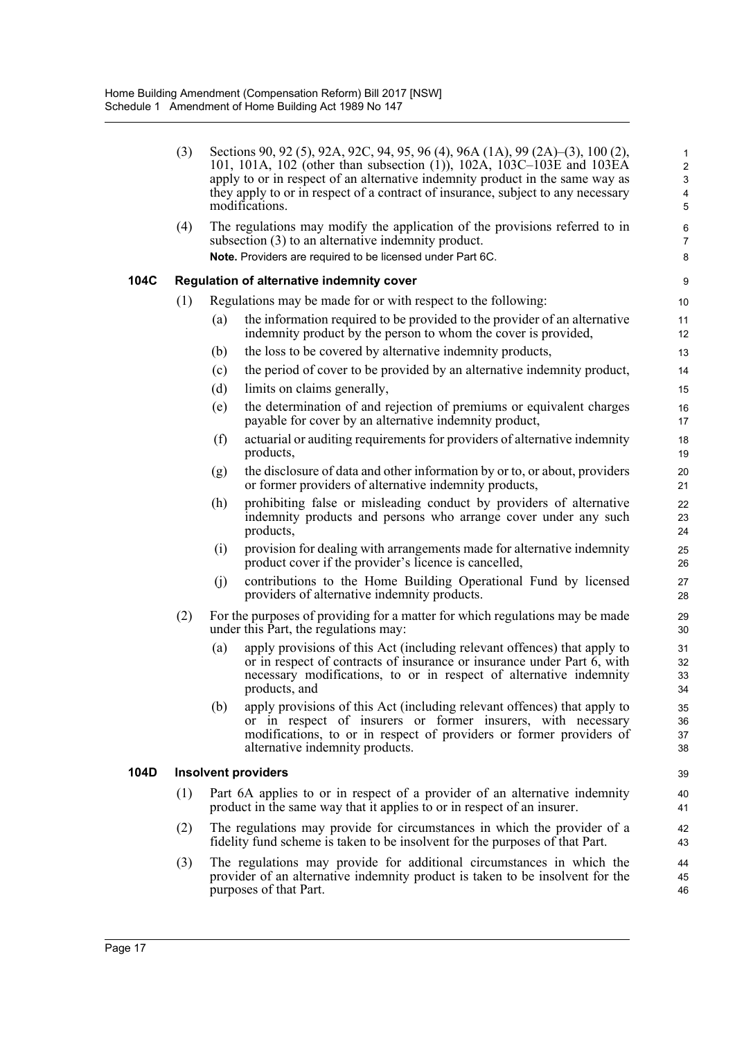(3) Sections 90, 92 (5), 92A, 92C, 94, 95, 96 (4), 96A (1A), 99 (2A)–(3), 100 (2), 101, 101A, 102 (other than subsection (1)), 102A, 103C–103E and 103EA apply to or in respect of an alternative indemnity product in the same way as they apply to or in respect of a contract of insurance, subject to any necessary modifications.

(4) The regulations may modify the application of the provisions referred to in subsection (3) to an alternative indemnity product.

**Note.** Providers are required to be licensed under Part 6C.

### 104C Regulation of alternative indemnity cover

(1) Regulations may be made for or with respect to the following:

(a) the information required to be provided to the provider of an alternative indemnity product by the person to whom the cover is provided,

(b) the loss to be covered by alternative indemnity products,

(c) the period of cover to be provided by an alternative indemnity product,

(d) limits on claims generally,

(e) the determination of and rejection of premiums or equivalent charges payable for cover by an alternative indemnity product,

(f) actuarial or auditing requirements for providers of alternative indemnity products,

(g) the disclosure of data and other information by or to, or about, providers or former providers of alternative indemnity products,

(h) prohibiting false or misleading conduct by providers of alternative indemnity products and persons who arrange cover under any such products,

(i) provision for dealing with arrangements made for alternative indemnity product cover if the provider's licence is cancelled,

(j) contributions to the Home Building Operational Fund by licensed providers of alternative indemnity products.

(2) For the purposes of providing for a matter for which regulations may be made under this Part, the regulations may:

(a) apply provisions of this Act (including relevant offences) that apply to or in respect of contracts of insurance or insurance under Part 6, with necessary modifications, to or in respect of alternative indemnity products, and

(b) apply provisions of this Act (including relevant offences) that apply to or in respect of insurers or former insurers, with necessary modifications, to or in respect of providers or former providers of alternative indemnity products.

### 104D Insolvent providers

(1) Part 6A applies to or in respect of a provider of an alternative indemnity product in the same way that it applies to or in respect of an insurer.

(2) The regulations may provide for circumstances in which the provider of a fidelity fund scheme is taken to be insolvent for the purposes of that Part.

(3) The regulations may provide for additional circumstances in which the provider of an alternative indemnity product is taken to be insolvent for the purposes of that Part.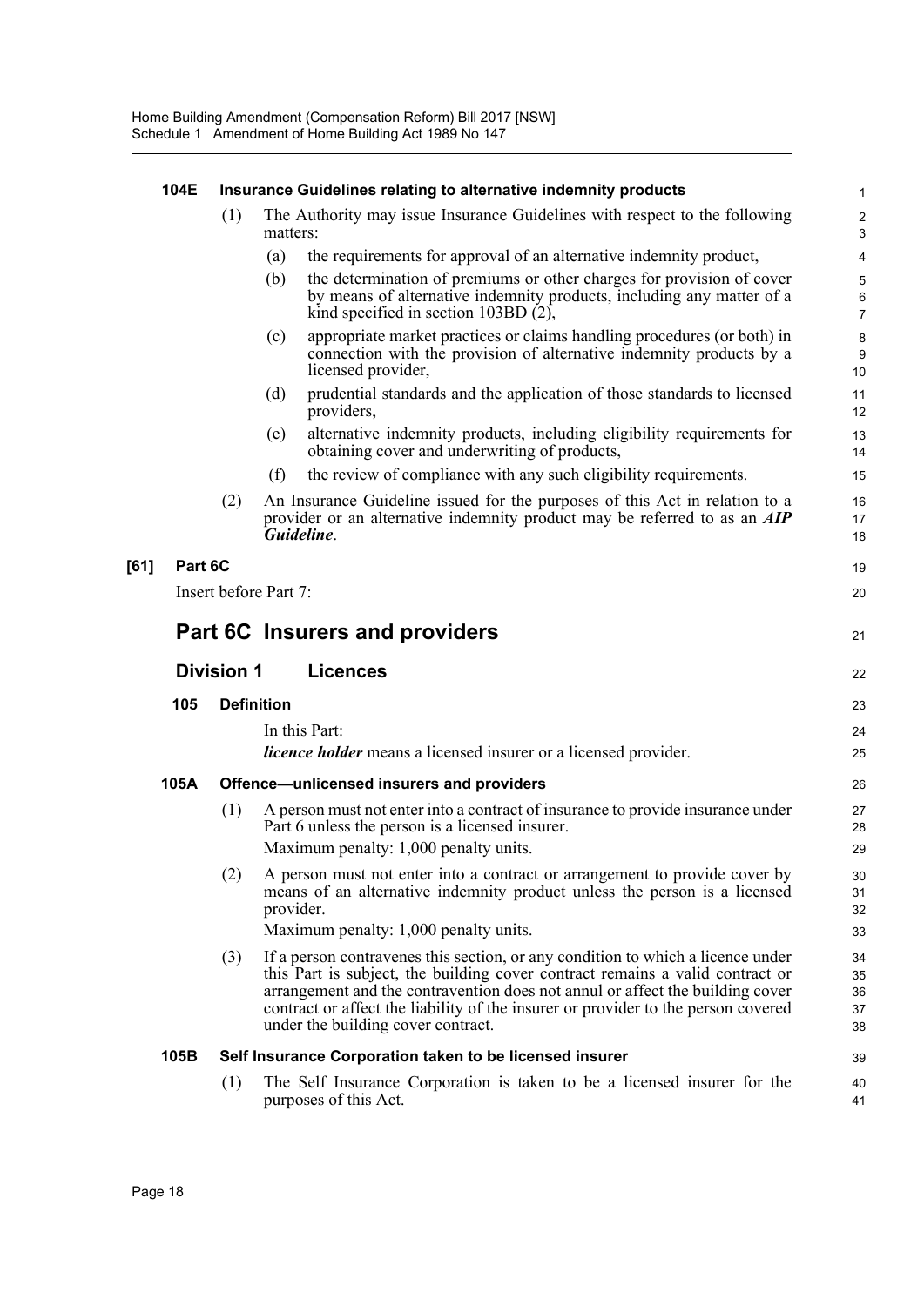**104E Insurance Guidelines relating to alternative indemnity products**

(1) The Authority may issue Insurance Guidelines with respect to the following matters:

(a) the requirements for approval of an alternative indemnity product,

(b) the determination of premiums or other charges for provision of cover by means of alternative indemnity products, including any matter of a kind specified in section 103BD (2),

(c) appropriate market practices or claims handling procedures (or both) in connection with the provision of alternative indemnity products by a licensed provider,

(d) prudential standards and the application of those standards to licensed providers,

(e) alternative indemnity products, including eligibility requirements for obtaining cover and underwriting of products,

(f) the review of compliance with any such eligibility requirements.

(2) An Insurance Guideline issued for the purposes of this Act in relation to a provider or an alternative indemnity product may be referred to as an ***AIP Guideline***.

**[61] Part 6C**

Insert before Part 7:

## Part 6C Insurers and providers

### Division 1 Licences

**105 Definition**

In this Part:

***licence holder*** means a licensed insurer or a licensed provider.

**105A Offence—unlicensed insurers and providers**

(1) A person must not enter into a contract of insurance to provide insurance under Part 6 unless the person is a licensed insurer.

Maximum penalty: 1,000 penalty units.

(2) A person must not enter into a contract or arrangement to provide cover by means of an alternative indemnity product unless the person is a licensed provider.

Maximum penalty: 1,000 penalty units.

(3) If a person contravenes this section, or any condition to which a licence under this Part is subject, the building cover contract remains a valid contract or arrangement and the contravention does not annul or affect the building cover contract or affect the liability of the insurer or provider to the person covered under the building cover contract.

**105B Self Insurance Corporation taken to be licensed insurer**

(1) The Self Insurance Corporation is taken to be a licensed insurer for the purposes of this Act.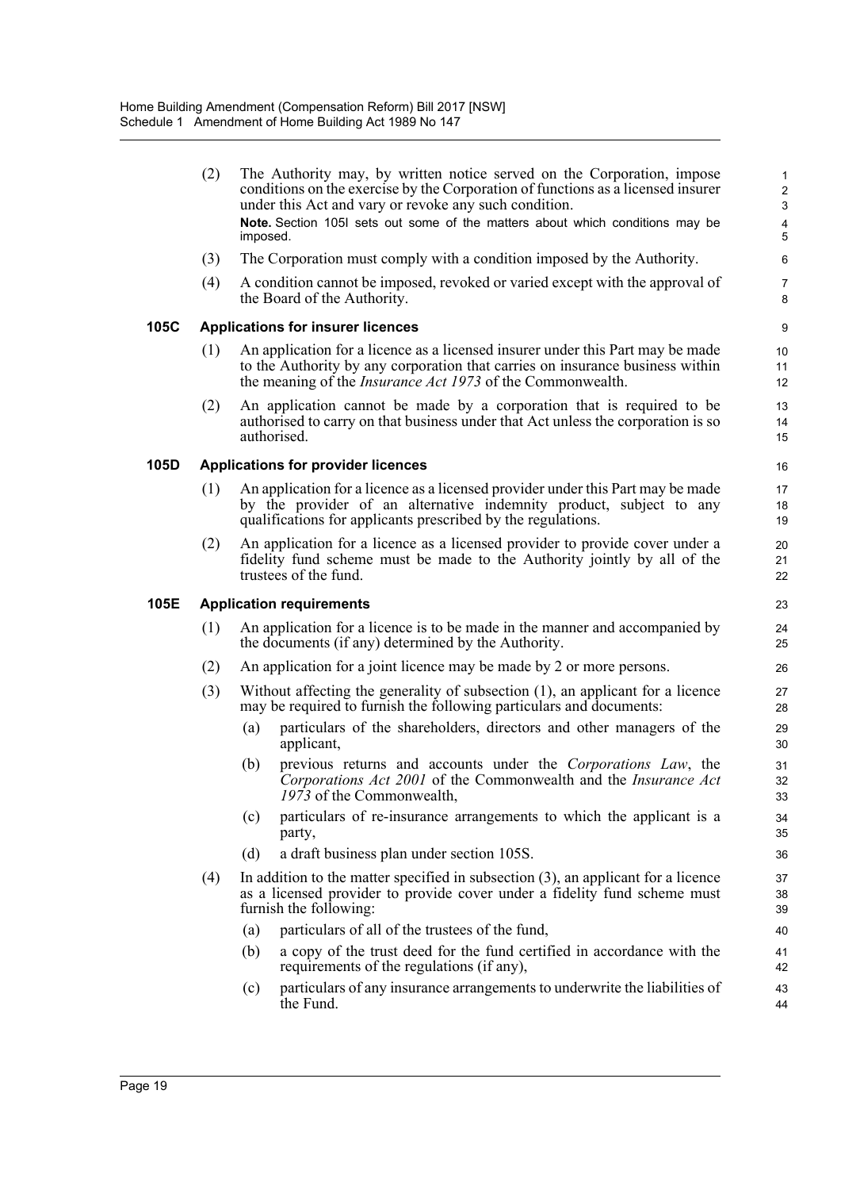(2) The Authority may, by written notice served on the Corporation, impose conditions on the exercise by the Corporation of functions as a licensed insurer under this Act and vary or revoke any such condition.

**Note.** Section 105I sets out some of the matters about which conditions may be imposed.

(3) The Corporation must comply with a condition imposed by the Authority.

(4) A condition cannot be imposed, revoked or varied except with the approval of the Board of the Authority.

### 105C Applications for insurer licences

(1) An application for a licence as a licensed insurer under this Part may be made to the Authority by any corporation that carries on insurance business within the meaning of the *Insurance Act 1973* of the Commonwealth.

(2) An application cannot be made by a corporation that is required to be authorised to carry on that business under that Act unless the corporation is so authorised.

### 105D Applications for provider licences

(1) An application for a licence as a licensed provider under this Part may be made by the provider of an alternative indemnity product, subject to any qualifications for applicants prescribed by the regulations.

(2) An application for a licence as a licensed provider to provide cover under a fidelity fund scheme must be made to the Authority jointly by all of the trustees of the fund.

### 105E Application requirements

(1) An application for a licence is to be made in the manner and accompanied by the documents (if any) determined by the Authority.

(2) An application for a joint licence may be made by 2 or more persons.

(3) Without affecting the generality of subsection (1), an applicant for a licence may be required to furnish the following particulars and documents:

- (a) particulars of the shareholders, directors and other managers of the applicant,
- (b) previous returns and accounts under the *Corporations Law*, the *Corporations Act 2001* of the Commonwealth and the *Insurance Act 1973* of the Commonwealth,
- (c) particulars of re-insurance arrangements to which the applicant is a party,
- (d) a draft business plan under section 105S.

(4) In addition to the matter specified in subsection (3), an applicant for a licence as a licensed provider to provide cover under a fidelity fund scheme must furnish the following:

- (a) particulars of all of the trustees of the fund,
- (b) a copy of the trust deed for the fund certified in accordance with the requirements of the regulations (if any),
- (c) particulars of any insurance arrangements to underwrite the liabilities of the Fund.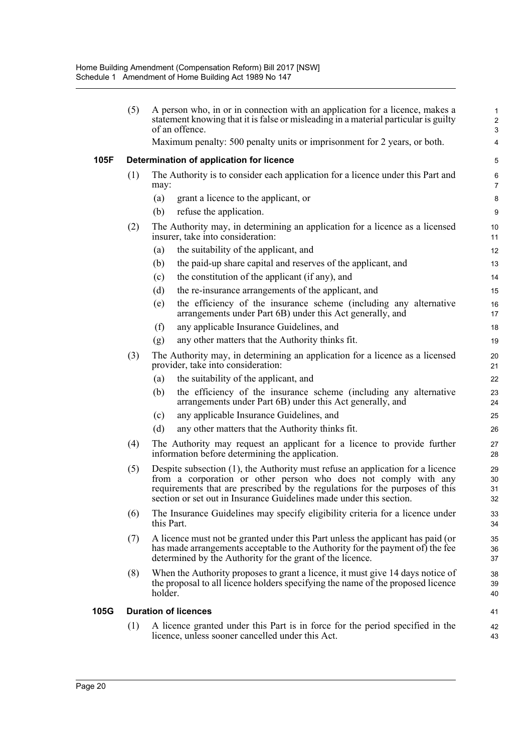(5) A person who, in or in connection with an application for a licence, makes a statement knowing that it is false or misleading in a material particular is guilty of an offence.

Maximum penalty: 500 penalty units or imprisonment for 2 years, or both.

**105F Determination of application for licence**

(1) The Authority is to consider each application for a licence under this Part and may:

(a) grant a licence to the applicant, or

(b) refuse the application.

(2) The Authority may, in determining an application for a licence as a licensed insurer, take into consideration:

(a) the suitability of the applicant, and

(b) the paid-up share capital and reserves of the applicant, and

(c) the constitution of the applicant (if any), and

(d) the re-insurance arrangements of the applicant, and

(e) the efficiency of the insurance scheme (including any alternative arrangements under Part 6B) under this Act generally, and

(f) any applicable Insurance Guidelines, and

(g) any other matters that the Authority thinks fit.

(3) The Authority may, in determining an application for a licence as a licensed provider, take into consideration:

(a) the suitability of the applicant, and

(b) the efficiency of the insurance scheme (including any alternative arrangements under Part 6B) under this Act generally, and

(c) any applicable Insurance Guidelines, and

(d) any other matters that the Authority thinks fit.

(4) The Authority may request an applicant for a licence to provide further information before determining the application.

(5) Despite subsection (1), the Authority must refuse an application for a licence from a corporation or other person who does not comply with any requirements that are prescribed by the regulations for the purposes of this section or set out in Insurance Guidelines made under this section.

(6) The Insurance Guidelines may specify eligibility criteria for a licence under this Part.

(7) A licence must not be granted under this Part unless the applicant has paid (or has made arrangements acceptable to the Authority for the payment of) the fee determined by the Authority for the grant of the licence.

(8) When the Authority proposes to grant a licence, it must give 14 days notice of the proposal to all licence holders specifying the name of the proposed licence holder.

**105G Duration of licences**

(1) A licence granted under this Part is in force for the period specified in the licence, unless sooner cancelled under this Act.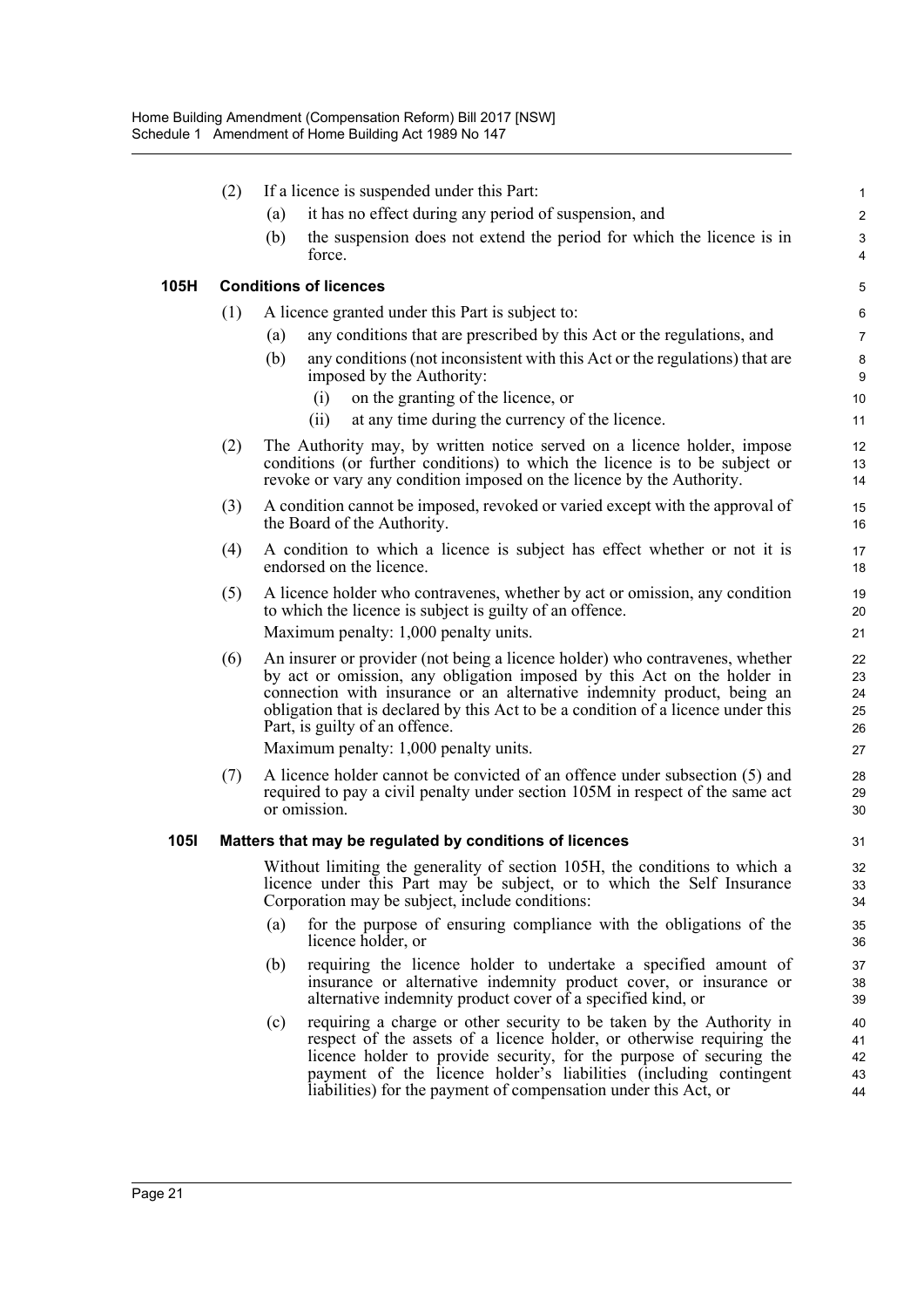(2) If a licence is suspended under this Part:

(a) it has no effect during any period of suspension, and

(b) the suspension does not extend the period for which the licence is in force.

**105H Conditions of licences**

(1) A licence granted under this Part is subject to:

(a) any conditions that are prescribed by this Act or the regulations, and

(b) any conditions (not inconsistent with this Act or the regulations) that are imposed by the Authority:

(i) on the granting of the licence, or

(ii) at any time during the currency of the licence.

(2) The Authority may, by written notice served on a licence holder, impose conditions (or further conditions) to which the licence is to be subject or revoke or vary any condition imposed on the licence by the Authority.

(3) A condition cannot be imposed, revoked or varied except with the approval of the Board of the Authority.

(4) A condition to which a licence is subject has effect whether or not it is endorsed on the licence.

(5) A licence holder who contravenes, whether by act or omission, any condition to which the licence is subject is guilty of an offence.

Maximum penalty: 1,000 penalty units.

(6) An insurer or provider (not being a licence holder) who contravenes, whether by act or omission, any obligation imposed by this Act on the holder in connection with insurance or an alternative indemnity product, being an obligation that is declared by this Act to be a condition of a licence under this Part, is guilty of an offence.

Maximum penalty: 1,000 penalty units.

(7) A licence holder cannot be convicted of an offence under subsection (5) and required to pay a civil penalty under section 105M in respect of the same act or omission.

**105I Matters that may be regulated by conditions of licences**

Without limiting the generality of section 105H, the conditions to which a licence under this Part may be subject, or to which the Self Insurance Corporation may be subject, include conditions:

(a) for the purpose of ensuring compliance with the obligations of the licence holder, or

(b) requiring the licence holder to undertake a specified amount of insurance or alternative indemnity product cover, or insurance or alternative indemnity product cover of a specified kind, or

(c) requiring a charge or other security to be taken by the Authority in respect of the assets of a licence holder, or otherwise requiring the licence holder to provide security, for the purpose of securing the payment of the licence holder's liabilities (including contingent liabilities) for the payment of compensation under this Act, or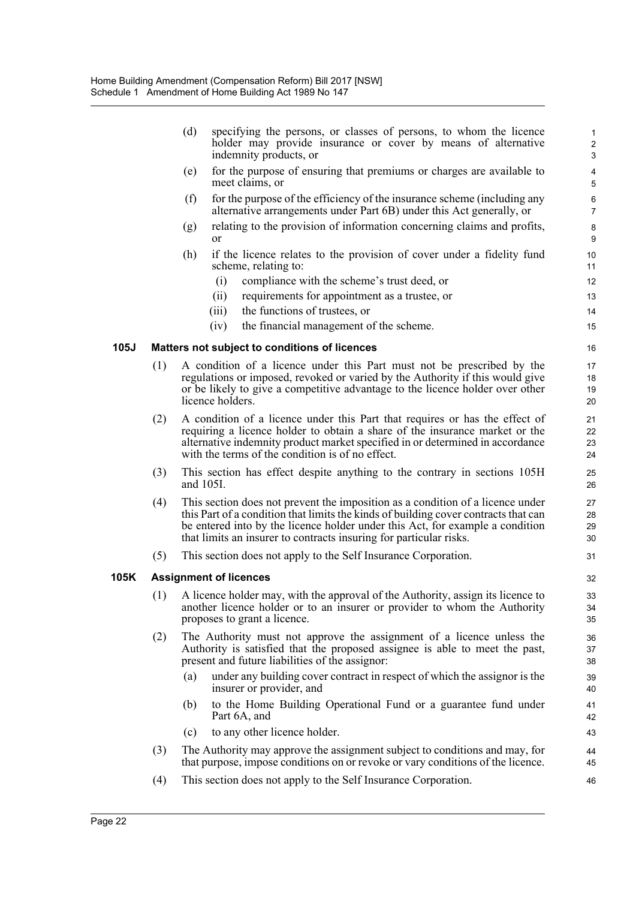(d) specifying the persons, or classes of persons, to whom the licence holder may provide insurance or cover by means of alternative indemnity products, or

(e) for the purpose of ensuring that premiums or charges are available to meet claims, or

(f) for the purpose of the efficiency of the insurance scheme (including any alternative arrangements under Part 6B) under this Act generally, or

(g) relating to the provision of information concerning claims and profits, or

(h) if the licence relates to the provision of cover under a fidelity fund scheme, relating to:

  (i) compliance with the scheme's trust deed, or

  (ii) requirements for appointment as a trustee, or

  (iii) the functions of trustees, or

  (iv) the financial management of the scheme.

### 105J Matters not subject to conditions of licences

(1) A condition of a licence under this Part must not be prescribed by the regulations or imposed, revoked or varied by the Authority if this would give or be likely to give a competitive advantage to the licence holder over other licence holders.

(2) A condition of a licence under this Part that requires or has the effect of requiring a licence holder to obtain a share of the insurance market or the alternative indemnity product market specified in or determined in accordance with the terms of the condition is of no effect.

(3) This section has effect despite anything to the contrary in sections 105H and 105I.

(4) This section does not prevent the imposition as a condition of a licence under this Part of a condition that limits the kinds of building cover contracts that can be entered into by the licence holder under this Act, for example a condition that limits an insurer to contracts insuring for particular risks.

(5) This section does not apply to the Self Insurance Corporation.

### 105K Assignment of licences

(1) A licence holder may, with the approval of the Authority, assign its licence to another licence holder or to an insurer or provider to whom the Authority proposes to grant a licence.

(2) The Authority must not approve the assignment of a licence unless the Authority is satisfied that the proposed assignee is able to meet the past, present and future liabilities of the assignor:

  (a) under any building cover contract in respect of which the assignor is the insurer or provider, and

  (b) to the Home Building Operational Fund or a guarantee fund under Part 6A, and

  (c) to any other licence holder.

(3) The Authority may approve the assignment subject to conditions and may, for that purpose, impose conditions on or revoke or vary conditions of the licence.

(4) This section does not apply to the Self Insurance Corporation.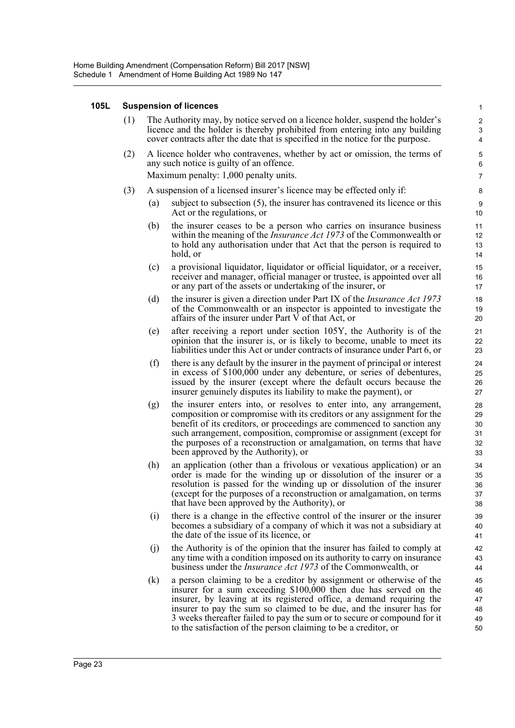#### 105L Suspension of licences

(1) The Authority may, by notice served on a licence holder, suspend the holder's licence and the holder is thereby prohibited from entering into any building cover contracts after the date that is specified in the notice for the purpose.

(2) A licence holder who contravenes, whether by act or omission, the terms of any such notice is guilty of an offence.

Maximum penalty: 1,000 penalty units.

(3) A suspension of a licensed insurer's licence may be effected only if:

(a) subject to subsection (5), the insurer has contravened its licence or this Act or the regulations, or

(b) the insurer ceases to be a person who carries on insurance business within the meaning of the *Insurance Act 1973* of the Commonwealth or to hold any authorisation under that Act that the person is required to hold, or

(c) a provisional liquidator, liquidator or official liquidator, or a receiver, receiver and manager, official manager or trustee, is appointed over all or any part of the assets or undertaking of the insurer, or

(d) the insurer is given a direction under Part IX of the *Insurance Act 1973* of the Commonwealth or an inspector is appointed to investigate the affairs of the insurer under Part V of that Act, or

(e) after receiving a report under section 105Y, the Authority is of the opinion that the insurer is, or is likely to become, unable to meet its liabilities under this Act or under contracts of insurance under Part 6, or

(f) there is any default by the insurer in the payment of principal or interest in excess of $100,000 under any debenture, or series of debentures, issued by the insurer (except where the default occurs because the insurer genuinely disputes its liability to make the payment), or

(g) the insurer enters into, or resolves to enter into, any arrangement, composition or compromise with its creditors or any assignment for the benefit of its creditors, or proceedings are commenced to sanction any such arrangement, composition, compromise or assignment (except for the purposes of a reconstruction or amalgamation, on terms that have been approved by the Authority), or

(h) an application (other than a frivolous or vexatious application) or an order is made for the winding up or dissolution of the insurer or a resolution is passed for the winding up or dissolution of the insurer (except for the purposes of a reconstruction or amalgamation, on terms that have been approved by the Authority), or

(i) there is a change in the effective control of the insurer or the insurer becomes a subsidiary of a company of which it was not a subsidiary at the date of the issue of its licence, or

(j) the Authority is of the opinion that the insurer has failed to comply at any time with a condition imposed on its authority to carry on insurance business under the *Insurance Act 1973* of the Commonwealth, or

(k) a person claiming to be a creditor by assignment or otherwise of the insurer for a sum exceeding $100,000 then due has served on the insurer, by leaving at its registered office, a demand requiring the insurer to pay the sum so claimed to be due, and the insurer has for 3 weeks thereafter failed to pay the sum or to secure or compound for it to the satisfaction of the person claiming to be a creditor, or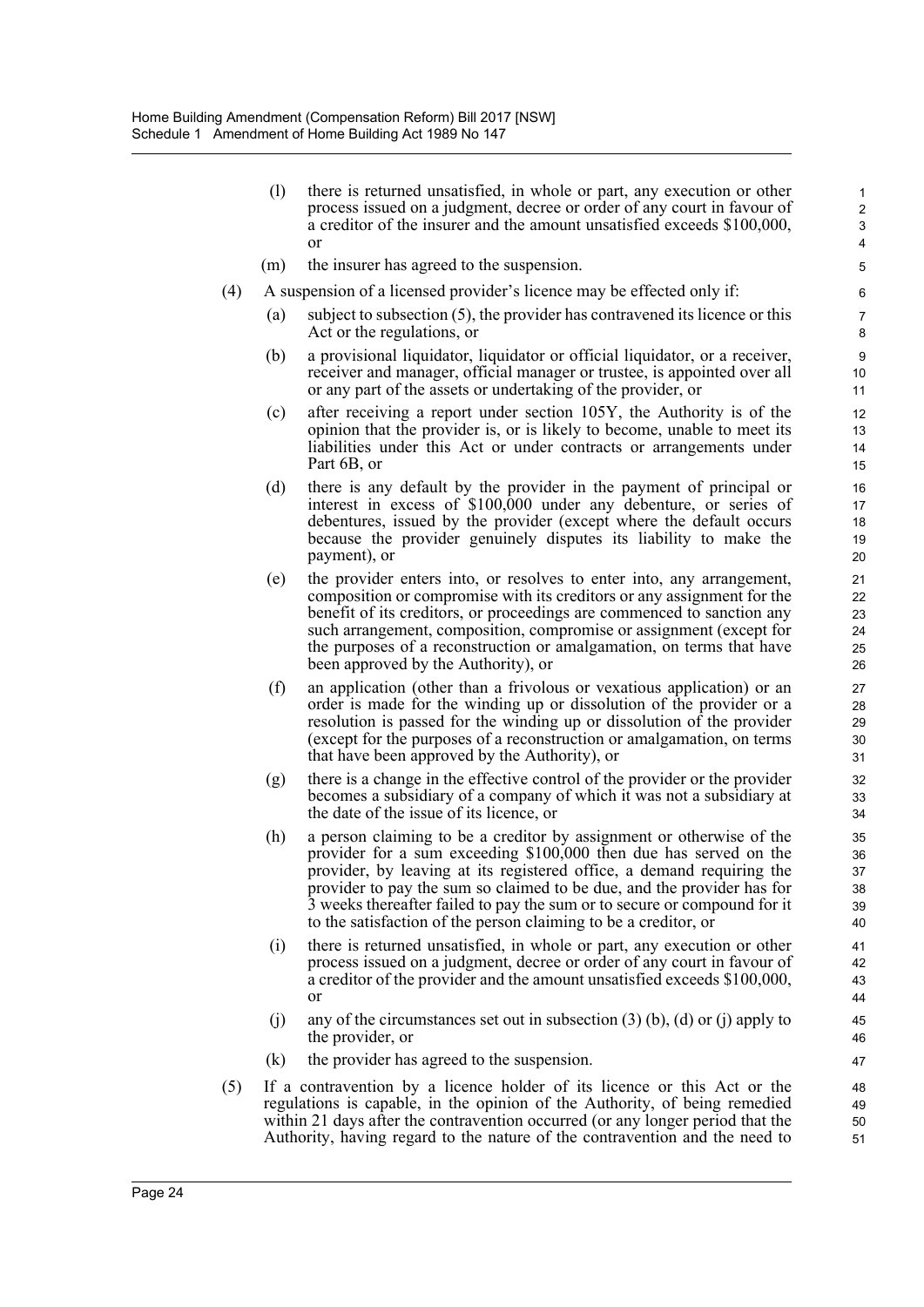(l) there is returned unsatisfied, in whole or part, any execution or other process issued on a judgment, decree or order of any court in favour of a creditor of the insurer and the amount unsatisfied exceeds $100,000, or

(m) the insurer has agreed to the suspension.

(4) A suspension of a licensed provider's licence may be effected only if:

(a) subject to subsection (5), the provider has contravened its licence or this Act or the regulations, or

(b) a provisional liquidator, liquidator or official liquidator, or a receiver, receiver and manager, official manager or trustee, is appointed over all or any part of the assets or undertaking of the provider, or

(c) after receiving a report under section 105Y, the Authority is of the opinion that the provider is, or is likely to become, unable to meet its liabilities under this Act or under contracts or arrangements under Part 6B, or

(d) there is any default by the provider in the payment of principal or interest in excess of $100,000 under any debenture, or series of debentures, issued by the provider (except where the default occurs because the provider genuinely disputes its liability to make the payment), or

(e) the provider enters into, or resolves to enter into, any arrangement, composition or compromise with its creditors or any assignment for the benefit of its creditors, or proceedings are commenced to sanction any such arrangement, composition, compromise or assignment (except for the purposes of a reconstruction or amalgamation, on terms that have been approved by the Authority), or

(f) an application (other than a frivolous or vexatious application) or an order is made for the winding up or dissolution of the provider or a resolution is passed for the winding up or dissolution of the provider (except for the purposes of a reconstruction or amalgamation, on terms that have been approved by the Authority), or

(g) there is a change in the effective control of the provider or the provider becomes a subsidiary of a company of which it was not a subsidiary at the date of the issue of its licence, or

(h) a person claiming to be a creditor by assignment or otherwise of the provider for a sum exceeding $100,000 then due has served on the provider, by leaving at its registered office, a demand requiring the provider to pay the sum so claimed to be due, and the provider has for 3 weeks thereafter failed to pay the sum or to secure or compound for it to the satisfaction of the person claiming to be a creditor, or

(i) there is returned unsatisfied, in whole or part, any execution or other process issued on a judgment, decree or order of any court in favour of a creditor of the provider and the amount unsatisfied exceeds $100,000, or

(j) any of the circumstances set out in subsection (3) (b), (d) or (j) apply to the provider, or

(k) the provider has agreed to the suspension.

(5) If a contravention by a licence holder of its licence or this Act or the regulations is capable, in the opinion of the Authority, of being remedied within 21 days after the contravention occurred (or any longer period that the Authority, having regard to the nature of the contravention and the need to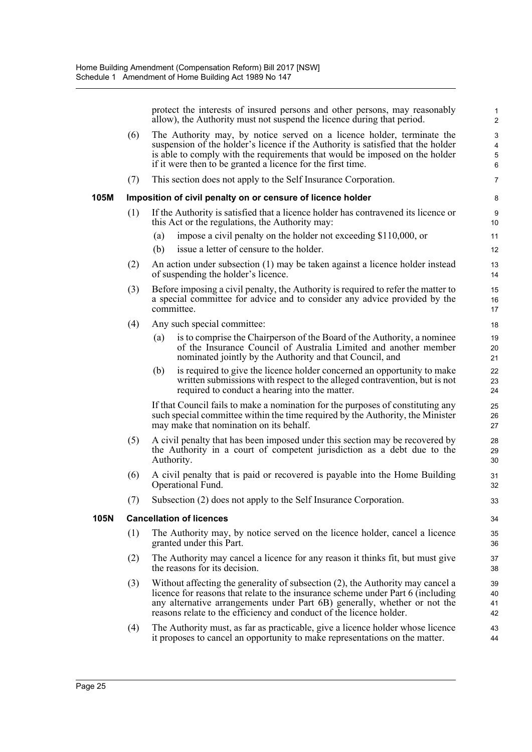protect the interests of insured persons and other persons, may reasonably allow), the Authority must not suspend the licence during that period.

(6) The Authority may, by notice served on a licence holder, terminate the suspension of the holder's licence if the Authority is satisfied that the holder is able to comply with the requirements that would be imposed on the holder if it were then to be granted a licence for the first time.

(7) This section does not apply to the Self Insurance Corporation.

### 105M Imposition of civil penalty on or censure of licence holder

(1) If the Authority is satisfied that a licence holder has contravened its licence or this Act or the regulations, the Authority may:

- (a) impose a civil penalty on the holder not exceeding $110,000, or
- (b) issue a letter of censure to the holder.

(2) An action under subsection (1) may be taken against a licence holder instead of suspending the holder's licence.

(3) Before imposing a civil penalty, the Authority is required to refer the matter to a special committee for advice and to consider any advice provided by the committee.

(4) Any such special committee:

- (a) is to comprise the Chairperson of the Board of the Authority, a nominee of the Insurance Council of Australia Limited and another member nominated jointly by the Authority and that Council, and
- (b) is required to give the licence holder concerned an opportunity to make written submissions with respect to the alleged contravention, but is not required to conduct a hearing into the matter.

If that Council fails to make a nomination for the purposes of constituting any such special committee within the time required by the Authority, the Minister may make that nomination on its behalf.

(5) A civil penalty that has been imposed under this section may be recovered by the Authority in a court of competent jurisdiction as a debt due to the Authority.

(6) A civil penalty that is paid or recovered is payable into the Home Building Operational Fund.

(7) Subsection (2) does not apply to the Self Insurance Corporation.

### 105N Cancellation of licences

(1) The Authority may, by notice served on the licence holder, cancel a licence granted under this Part.

(2) The Authority may cancel a licence for any reason it thinks fit, but must give the reasons for its decision.

(3) Without affecting the generality of subsection (2), the Authority may cancel a licence for reasons that relate to the insurance scheme under Part 6 (including any alternative arrangements under Part 6B) generally, whether or not the reasons relate to the efficiency and conduct of the licence holder.

(4) The Authority must, as far as practicable, give a licence holder whose licence it proposes to cancel an opportunity to make representations on the matter.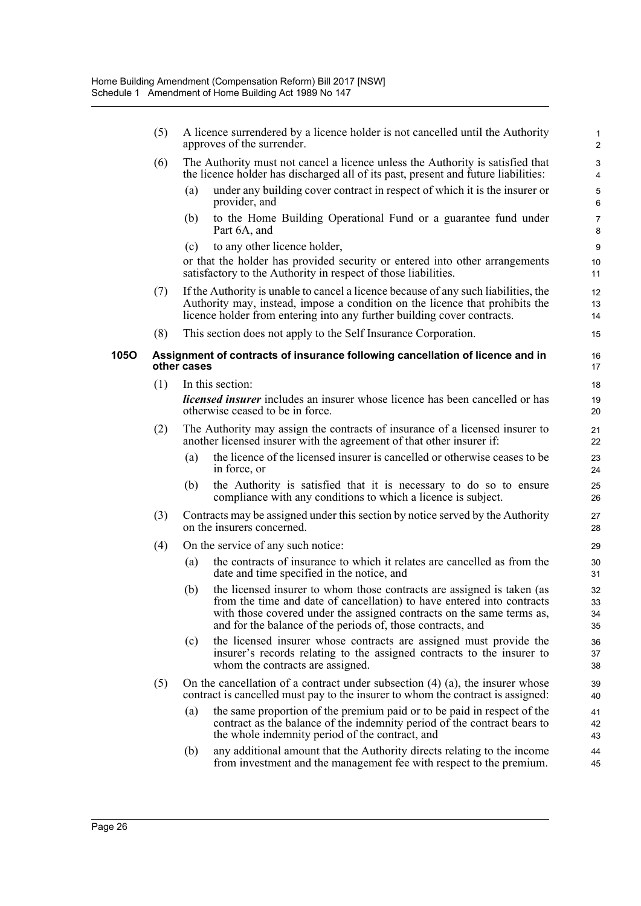(5) A licence surrendered by a licence holder is not cancelled until the Authority approves of the surrender.

(6) The Authority must not cancel a licence unless the Authority is satisfied that the licence holder has discharged all of its past, present and future liabilities:

(a) under any building cover contract in respect of which it is the insurer or provider, and

(b) to the Home Building Operational Fund or a guarantee fund under Part 6A, and

(c) to any other licence holder,

or that the holder has provided security or entered into other arrangements satisfactory to the Authority in respect of those liabilities.

(7) If the Authority is unable to cancel a licence because of any such liabilities, the Authority may, instead, impose a condition on the licence that prohibits the licence holder from entering into any further building cover contracts.

(8) This section does not apply to the Self Insurance Corporation.

**105O Assignment of contracts of insurance following cancellation of licence and in other cases**

(1) In this section:

***licensed insurer*** includes an insurer whose licence has been cancelled or has otherwise ceased to be in force.

(2) The Authority may assign the contracts of insurance of a licensed insurer to another licensed insurer with the agreement of that other insurer if:

(a) the licence of the licensed insurer is cancelled or otherwise ceases to be in force, or

(b) the Authority is satisfied that it is necessary to do so to ensure compliance with any conditions to which a licence is subject.

(3) Contracts may be assigned under this section by notice served by the Authority on the insurers concerned.

(4) On the service of any such notice:

(a) the contracts of insurance to which it relates are cancelled as from the date and time specified in the notice, and

(b) the licensed insurer to whom those contracts are assigned is taken (as from the time and date of cancellation) to have entered into contracts with those covered under the assigned contracts on the same terms as, and for the balance of the periods of, those contracts, and

(c) the licensed insurer whose contracts are assigned must provide the insurer's records relating to the assigned contracts to the insurer to whom the contracts are assigned.

(5) On the cancellation of a contract under subsection (4) (a), the insurer whose contract is cancelled must pay to the insurer to whom the contract is assigned:

(a) the same proportion of the premium paid or to be paid in respect of the contract as the balance of the indemnity period of the contract bears to the whole indemnity period of the contract, and

(b) any additional amount that the Authority directs relating to the income from investment and the management fee with respect to the premium.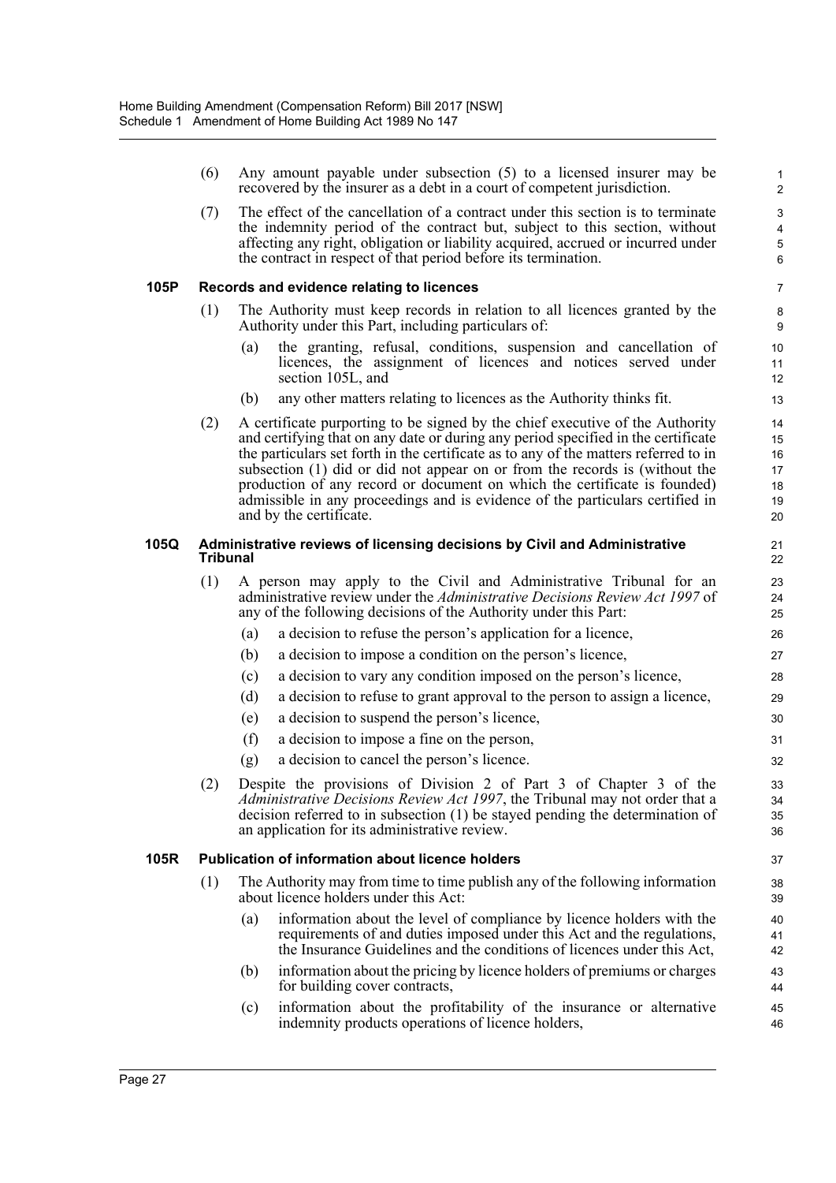(6) Any amount payable under subsection (5) to a licensed insurer may be recovered by the insurer as a debt in a court of competent jurisdiction.

(7) The effect of the cancellation of a contract under this section is to terminate the indemnity period of the contract but, subject to this section, without affecting any right, obligation or liability acquired, accrued or incurred under the contract in respect of that period before its termination.

### 105P Records and evidence relating to licences

(1) The Authority must keep records in relation to all licences granted by the Authority under this Part, including particulars of:

- (a) the granting, refusal, conditions, suspension and cancellation of licences, the assignment of licences and notices served under section 105L, and
- (b) any other matters relating to licences as the Authority thinks fit.

(2) A certificate purporting to be signed by the chief executive of the Authority and certifying that on any date or during any period specified in the certificate the particulars set forth in the certificate as to any of the matters referred to in subsection (1) did or did not appear on or from the records is (without the production of any record or document on which the certificate is founded) admissible in any proceedings and is evidence of the particulars certified in and by the certificate.

### 105Q Administrative reviews of licensing decisions by Civil and Administrative Tribunal

(1) A person may apply to the Civil and Administrative Tribunal for an administrative review under the *Administrative Decisions Review Act 1997* of any of the following decisions of the Authority under this Part:

- (a) a decision to refuse the person's application for a licence,
- (b) a decision to impose a condition on the person's licence,
- (c) a decision to vary any condition imposed on the person's licence,
- (d) a decision to refuse to grant approval to the person to assign a licence,
- (e) a decision to suspend the person's licence,
- (f) a decision to impose a fine on the person,
- (g) a decision to cancel the person's licence.

(2) Despite the provisions of Division 2 of Part 3 of Chapter 3 of the *Administrative Decisions Review Act 1997*, the Tribunal may not order that a decision referred to in subsection (1) be stayed pending the determination of an application for its administrative review.

### 105R Publication of information about licence holders

(1) The Authority may from time to time publish any of the following information about licence holders under this Act:

- (a) information about the level of compliance by licence holders with the requirements of and duties imposed under this Act and the regulations, the Insurance Guidelines and the conditions of licences under this Act,
- (b) information about the pricing by licence holders of premiums or charges for building cover contracts,
- (c) information about the profitability of the insurance or alternative indemnity products operations of licence holders,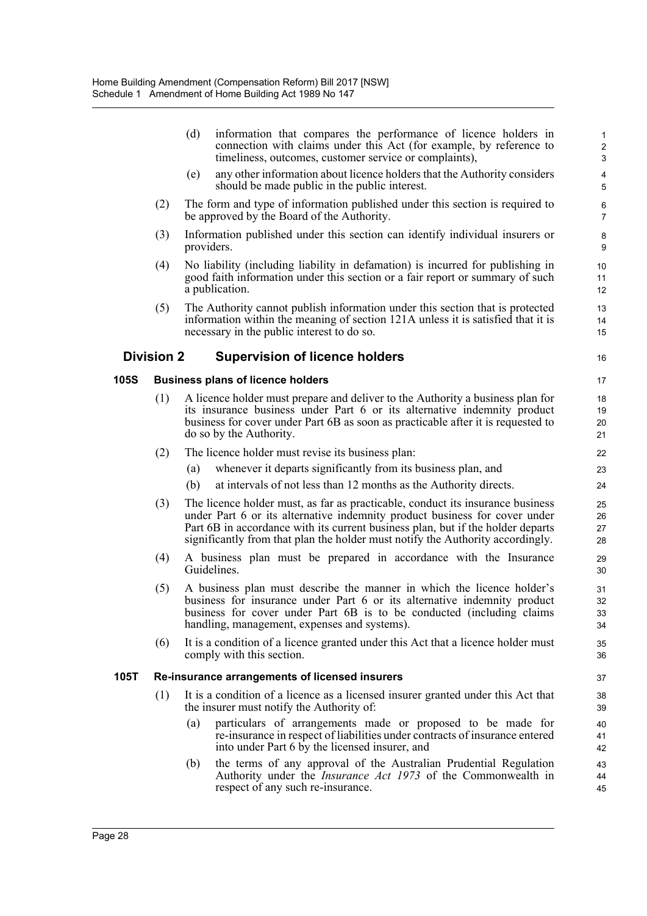(d) information that compares the performance of licence holders in connection with claims under this Act (for example, by reference to timeliness, outcomes, customer service or complaints),

(e) any other information about licence holders that the Authority considers should be made public in the public interest.

(2) The form and type of information published under this section is required to be approved by the Board of the Authority.

(3) Information published under this section can identify individual insurers or providers.

(4) No liability (including liability in defamation) is incurred for publishing in good faith information under this section or a fair report or summary of such a publication.

(5) The Authority cannot publish information under this section that is protected information within the meaning of section 121A unless it is satisfied that it is necessary in the public interest to do so.

## Division 2 Supervision of licence holders

### 105S Business plans of licence holders

(1) A licence holder must prepare and deliver to the Authority a business plan for its insurance business under Part 6 or its alternative indemnity product business for cover under Part 6B as soon as practicable after it is requested to do so by the Authority.

(2) The licence holder must revise its business plan:

(a) whenever it departs significantly from its business plan, and

(b) at intervals of not less than 12 months as the Authority directs.

(3) The licence holder must, as far as practicable, conduct its insurance business under Part 6 or its alternative indemnity product business for cover under Part 6B in accordance with its current business plan, but if the holder departs significantly from that plan the holder must notify the Authority accordingly.

(4) A business plan must be prepared in accordance with the Insurance Guidelines.

(5) A business plan must describe the manner in which the licence holder's business for insurance under Part 6 or its alternative indemnity product business for cover under Part 6B is to be conducted (including claims handling, management, expenses and systems).

(6) It is a condition of a licence granted under this Act that a licence holder must comply with this section.

### 105T Re-insurance arrangements of licensed insurers

(1) It is a condition of a licence as a licensed insurer granted under this Act that the insurer must notify the Authority of:

(a) particulars of arrangements made or proposed to be made for re-insurance in respect of liabilities under contracts of insurance entered into under Part 6 by the licensed insurer, and

(b) the terms of any approval of the Australian Prudential Regulation Authority under the *Insurance Act 1973* of the Commonwealth in respect of any such re-insurance.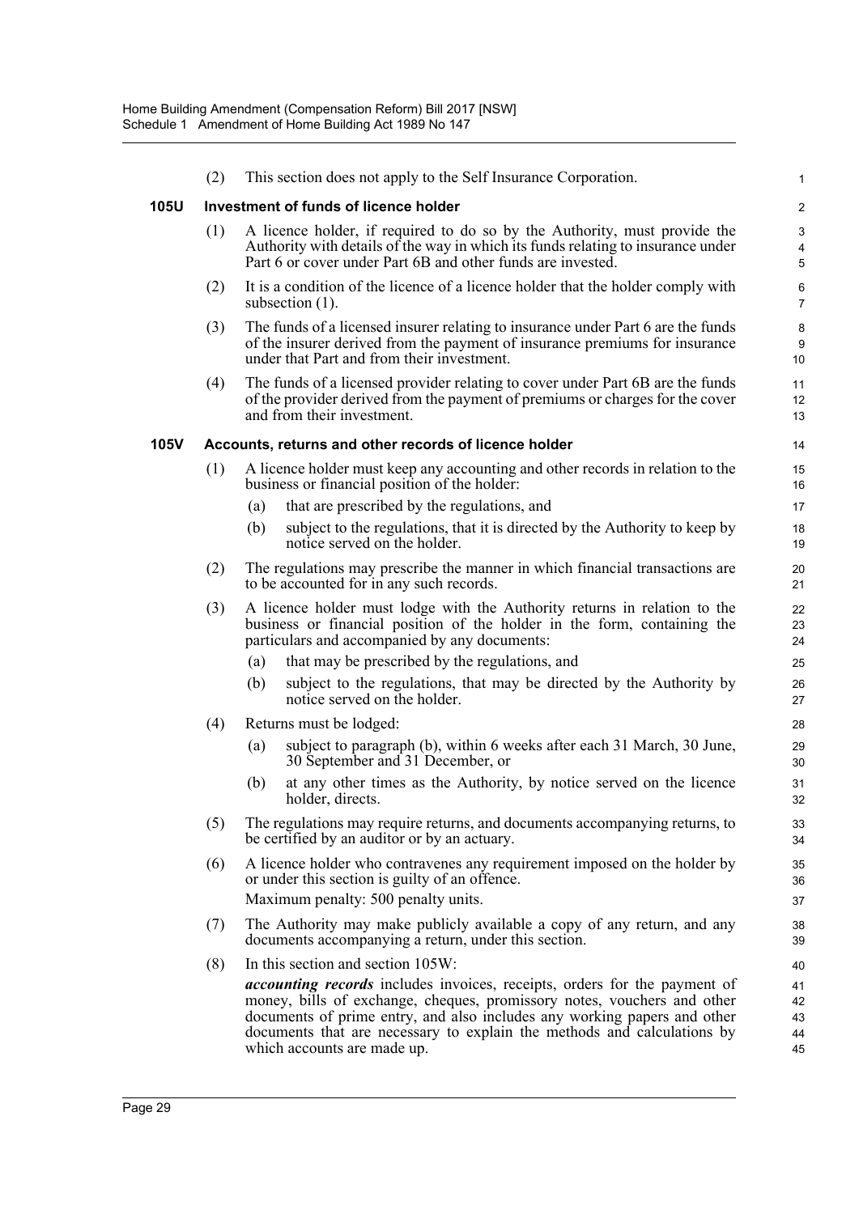(2) This section does not apply to the Self Insurance Corporation.

### 105U Investment of funds of licence holder

(1) A licence holder, if required to do so by the Authority, must provide the Authority with details of the way in which its funds relating to insurance under Part 6 or cover under Part 6B and other funds are invested.

(2) It is a condition of the licence of a licence holder that the holder comply with subsection (1).

(3) The funds of a licensed insurer relating to insurance under Part 6 are the funds of the insurer derived from the payment of insurance premiums for insurance under that Part and from their investment.

(4) The funds of a licensed provider relating to cover under Part 6B are the funds of the provider derived from the payment of premiums or charges for the cover and from their investment.

### 105V Accounts, returns and other records of licence holder

(1) A licence holder must keep any accounting and other records in relation to the business or financial position of the holder:

- (a) that are prescribed by the regulations, and
- (b) subject to the regulations, that it is directed by the Authority to keep by notice served on the holder.

(2) The regulations may prescribe the manner in which financial transactions are to be accounted for in any such records.

(3) A licence holder must lodge with the Authority returns in relation to the business or financial position of the holder in the form, containing the particulars and accompanied by any documents:

- (a) that may be prescribed by the regulations, and
- (b) subject to the regulations, that may be directed by the Authority by notice served on the holder.

(4) Returns must be lodged:

- (a) subject to paragraph (b), within 6 weeks after each 31 March, 30 June, 30 September and 31 December, or
- (b) at any other times as the Authority, by notice served on the licence holder, directs.

(5) The regulations may require returns, and documents accompanying returns, to be certified by an auditor or by an actuary.

(6) A licence holder who contravenes any requirement imposed on the holder by or under this section is guilty of an offence.

Maximum penalty: 500 penalty units.

(7) The Authority may make publicly available a copy of any return, and any documents accompanying a return, under this section.

(8) In this section and section 105W:

***accounting records*** includes invoices, receipts, orders for the payment of money, bills of exchange, cheques, promissory notes, vouchers and other documents of prime entry, and also includes any working papers and other documents that are necessary to explain the methods and calculations by which accounts are made up.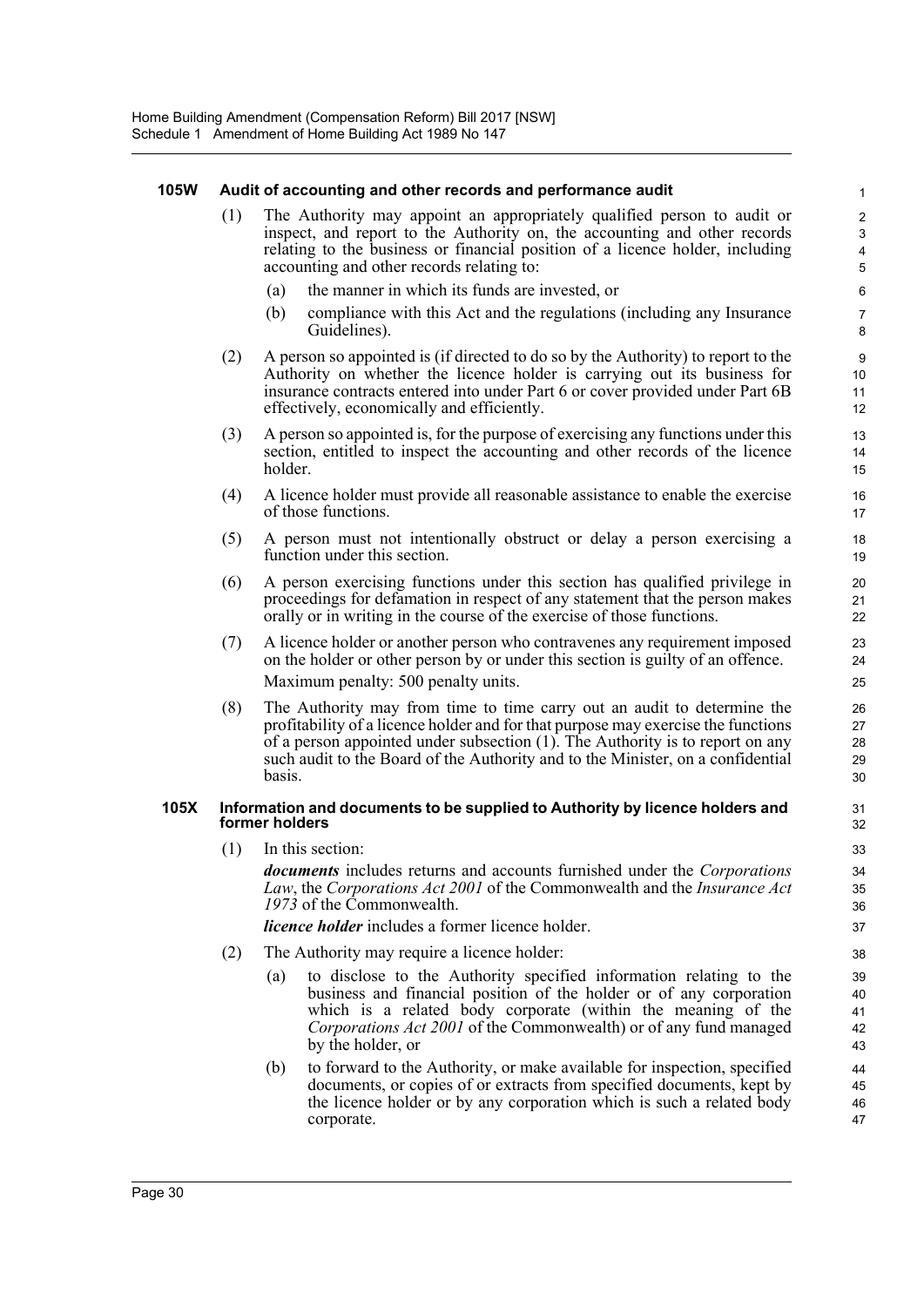#### 105W Audit of accounting and other records and performance audit

(1) The Authority may appoint an appropriately qualified person to audit or inspect, and report to the Authority on, the accounting and other records relating to the business or financial position of a licence holder, including accounting and other records relating to:

- (a) the manner in which its funds are invested, or
- (b) compliance with this Act and the regulations (including any Insurance Guidelines).

(2) A person so appointed is (if directed to do so by the Authority) to report to the Authority on whether the licence holder is carrying out its business for insurance contracts entered into under Part 6 or cover provided under Part 6B effectively, economically and efficiently.

(3) A person so appointed is, for the purpose of exercising any functions under this section, entitled to inspect the accounting and other records of the licence holder.

(4) A licence holder must provide all reasonable assistance to enable the exercise of those functions.

(5) A person must not intentionally obstruct or delay a person exercising a function under this section.

(6) A person exercising functions under this section has qualified privilege in proceedings for defamation in respect of any statement that the person makes orally or in writing in the course of the exercise of those functions.

(7) A licence holder or another person who contravenes any requirement imposed on the holder or other person by or under this section is guilty of an offence.

Maximum penalty: 500 penalty units.

(8) The Authority may from time to time carry out an audit to determine the profitability of a licence holder and for that purpose may exercise the functions of a person appointed under subsection (1). The Authority is to report on any such audit to the Board of the Authority and to the Minister, on a confidential basis.

#### 105X Information and documents to be supplied to Authority by licence holders and former holders

(1) In this section:

***documents*** includes returns and accounts furnished under the *Corporations Law*, the *Corporations Act 2001* of the Commonwealth and the *Insurance Act 1973* of the Commonwealth.

***licence holder*** includes a former licence holder.

(2) The Authority may require a licence holder:

- (a) to disclose to the Authority specified information relating to the business and financial position of the holder or of any corporation which is a related body corporate (within the meaning of the *Corporations Act 2001* of the Commonwealth) or of any fund managed by the holder, or
- (b) to forward to the Authority, or make available for inspection, specified documents, or copies of or extracts from specified documents, kept by the licence holder or by any corporation which is such a related body corporate.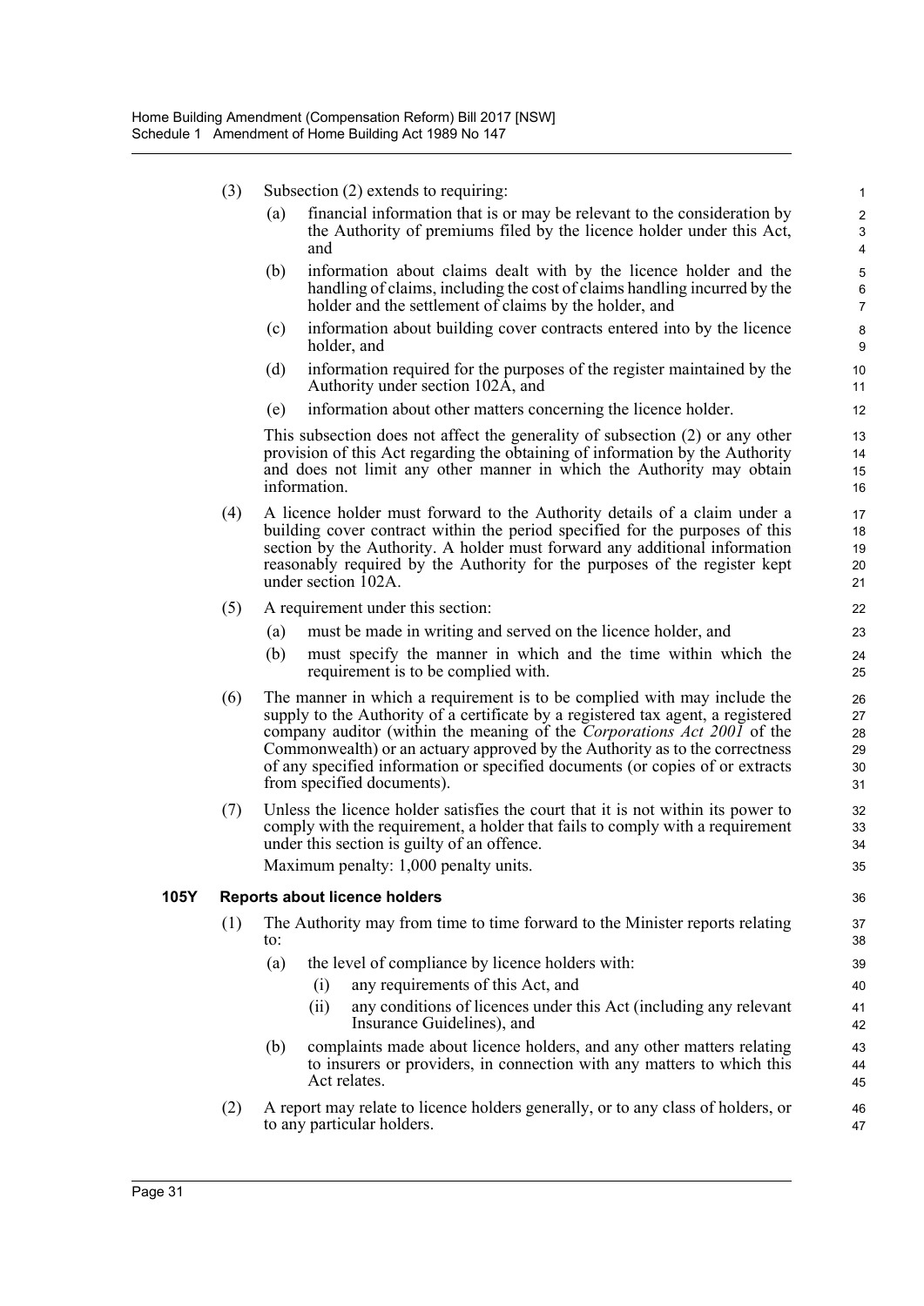(3) Subsection (2) extends to requiring:

(a) financial information that is or may be relevant to the consideration by the Authority of premiums filed by the licence holder under this Act, and

(b) information about claims dealt with by the licence holder and the handling of claims, including the cost of claims handling incurred by the holder and the settlement of claims by the holder, and

(c) information about building cover contracts entered into by the licence holder, and

(d) information required for the purposes of the register maintained by the Authority under section 102A, and

(e) information about other matters concerning the licence holder.

This subsection does not affect the generality of subsection (2) or any other provision of this Act regarding the obtaining of information by the Authority and does not limit any other manner in which the Authority may obtain information.

(4) A licence holder must forward to the Authority details of a claim under a building cover contract within the period specified for the purposes of this section by the Authority. A holder must forward any additional information reasonably required by the Authority for the purposes of the register kept under section 102A.

(5) A requirement under this section:

(a) must be made in writing and served on the licence holder, and

(b) must specify the manner in which and the time within which the requirement is to be complied with.

(6) The manner in which a requirement is to be complied with may include the supply to the Authority of a certificate by a registered tax agent, a registered company auditor (within the meaning of the *Corporations Act 2001* of the Commonwealth) or an actuary approved by the Authority as to the correctness of any specified information or specified documents (or copies of or extracts from specified documents).

(7) Unless the licence holder satisfies the court that it is not within its power to comply with the requirement, a holder that fails to comply with a requirement under this section is guilty of an offence.

Maximum penalty: 1,000 penalty units.

**105Y Reports about licence holders**

(1) The Authority may from time to time forward to the Minister reports relating to:

(a) the level of compliance by licence holders with:

(i) any requirements of this Act, and

(ii) any conditions of licences under this Act (including any relevant Insurance Guidelines), and

(b) complaints made about licence holders, and any other matters relating to insurers or providers, in connection with any matters to which this Act relates.

(2) A report may relate to licence holders generally, or to any class of holders, or to any particular holders.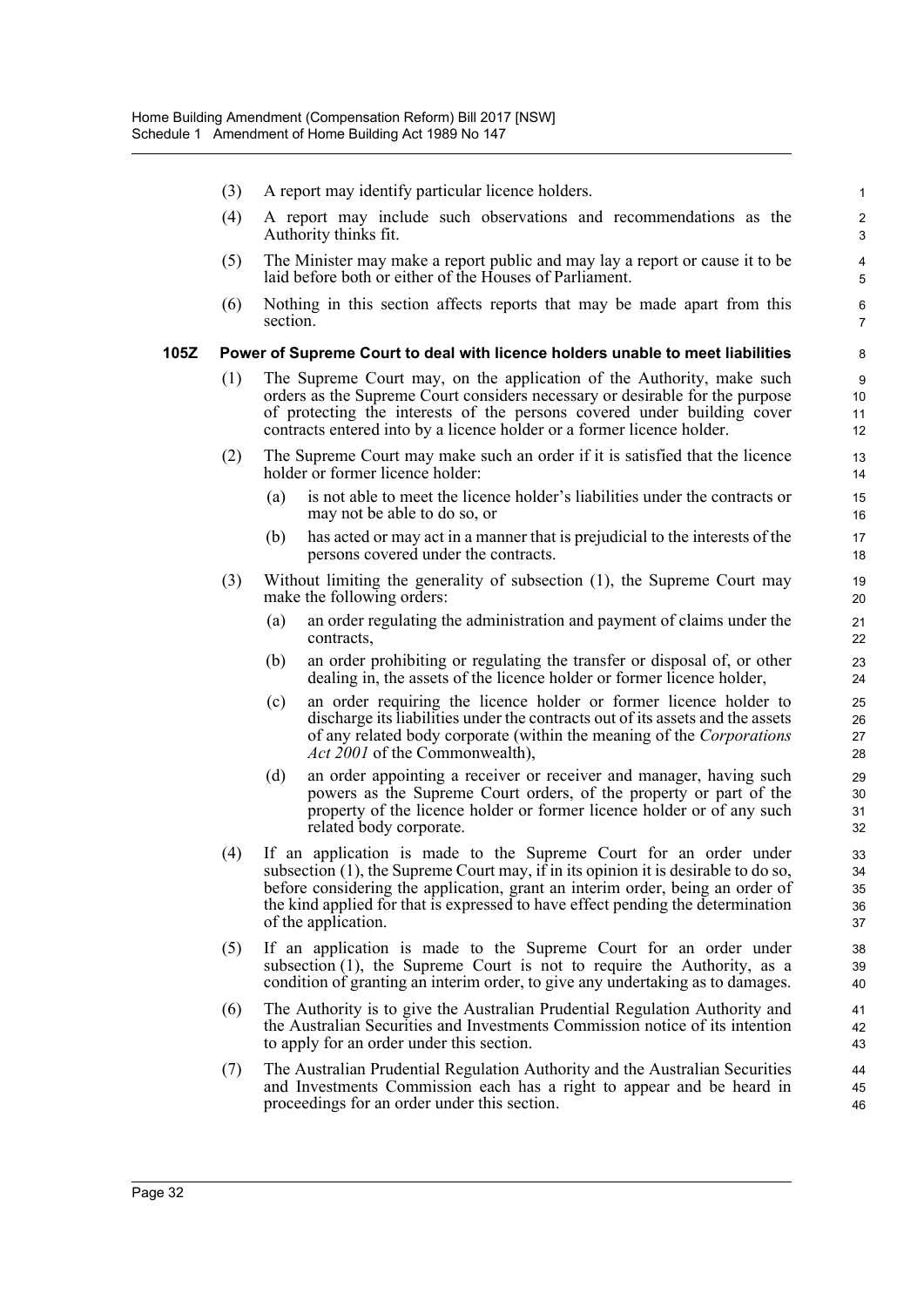(3) A report may identify particular licence holders.

(4) A report may include such observations and recommendations as the Authority thinks fit.

(5) The Minister may make a report public and may lay a report or cause it to be laid before both or either of the Houses of Parliament.

(6) Nothing in this section affects reports that may be made apart from this section.

**105Z Power of Supreme Court to deal with licence holders unable to meet liabilities**

(1) The Supreme Court may, on the application of the Authority, make such orders as the Supreme Court considers necessary or desirable for the purpose of protecting the interests of the persons covered under building cover contracts entered into by a licence holder or a former licence holder.

(2) The Supreme Court may make such an order if it is satisfied that the licence holder or former licence holder:

(a) is not able to meet the licence holder's liabilities under the contracts or may not be able to do so, or

(b) has acted or may act in a manner that is prejudicial to the interests of the persons covered under the contracts.

(3) Without limiting the generality of subsection (1), the Supreme Court may make the following orders:

(a) an order regulating the administration and payment of claims under the contracts,

(b) an order prohibiting or regulating the transfer or disposal of, or other dealing in, the assets of the licence holder or former licence holder,

(c) an order requiring the licence holder or former licence holder to discharge its liabilities under the contracts out of its assets and the assets of any related body corporate (within the meaning of the *Corporations Act 2001* of the Commonwealth),

(d) an order appointing a receiver or receiver and manager, having such powers as the Supreme Court orders, of the property or part of the property of the licence holder or former licence holder or of any such related body corporate.

(4) If an application is made to the Supreme Court for an order under subsection (1), the Supreme Court may, if in its opinion it is desirable to do so, before considering the application, grant an interim order, being an order of the kind applied for that is expressed to have effect pending the determination of the application.

(5) If an application is made to the Supreme Court for an order under subsection (1), the Supreme Court is not to require the Authority, as a condition of granting an interim order, to give any undertaking as to damages.

(6) The Authority is to give the Australian Prudential Regulation Authority and the Australian Securities and Investments Commission notice of its intention to apply for an order under this section.

(7) The Australian Prudential Regulation Authority and the Australian Securities and Investments Commission each has a right to appear and be heard in proceedings for an order under this section.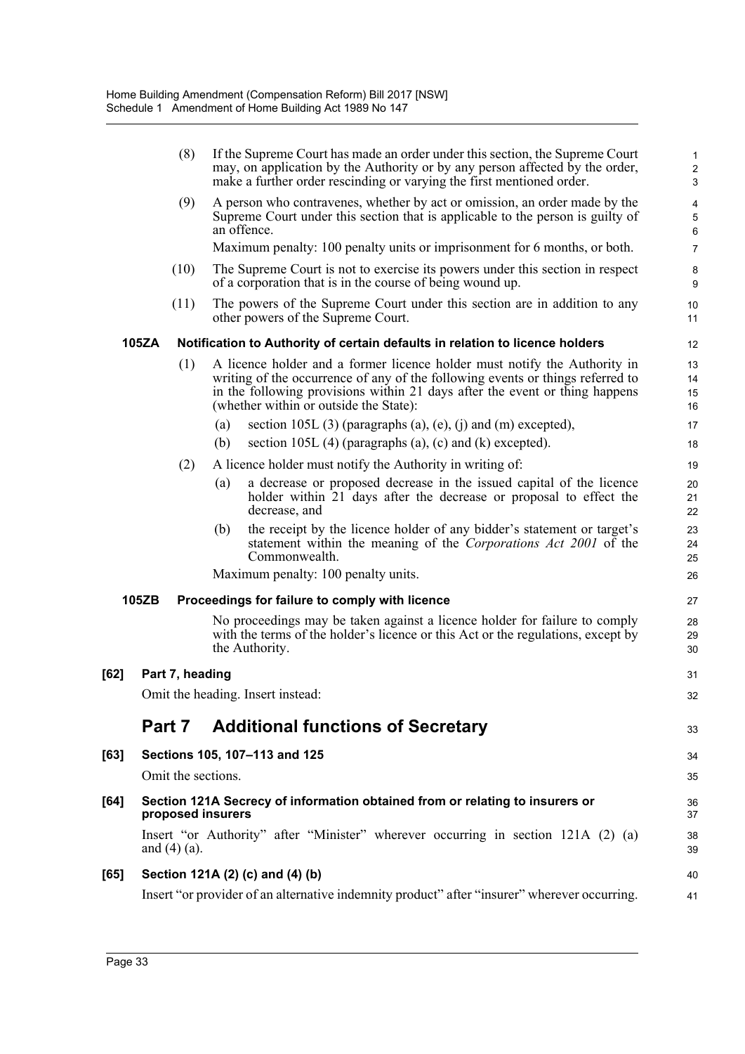(8) If the Supreme Court has made an order under this section, the Supreme Court may, on application by the Authority or by any person affected by the order, make a further order rescinding or varying the first mentioned order.

(9) A person who contravenes, whether by act or omission, an order made by the Supreme Court under this section that is applicable to the person is guilty of an offence.

Maximum penalty: 100 penalty units or imprisonment for 6 months, or both.

(10) The Supreme Court is not to exercise its powers under this section in respect of a corporation that is in the course of being wound up.

(11) The powers of the Supreme Court under this section are in addition to any other powers of the Supreme Court.

**105ZA Notification to Authority of certain defaults in relation to licence holders**

(1) A licence holder and a former licence holder must notify the Authority in writing of the occurrence of any of the following events or things referred to in the following provisions within 21 days after the event or thing happens (whether within or outside the State):

(a) section 105L (3) (paragraphs (a), (e), (j) and (m) excepted),

(b) section 105L (4) (paragraphs (a), (c) and (k) excepted).

(2) A licence holder must notify the Authority in writing of:

(a) a decrease or proposed decrease in the issued capital of the licence holder within 21 days after the decrease or proposal to effect the decrease, and

(b) the receipt by the licence holder of any bidder's statement or target's statement within the meaning of the *Corporations Act 2001* of the Commonwealth.

Maximum penalty: 100 penalty units.

**105ZB Proceedings for failure to comply with licence**

No proceedings may be taken against a licence holder for failure to comply with the terms of the holder's licence or this Act or the regulations, except by the Authority.

**[62] Part 7, heading**

Omit the heading. Insert instead:

## Part 7 Additional functions of Secretary

**[63] Sections 105, 107–113 and 125**

Omit the sections.

**[64] Section 121A Secrecy of information obtained from or relating to insurers or proposed insurers**

Insert "or Authority" after "Minister" wherever occurring in section 121A (2) (a) and (4) (a).

**[65] Section 121A (2) (c) and (4) (b)**

Insert "or provider of an alternative indemnity product" after "insurer" wherever occurring.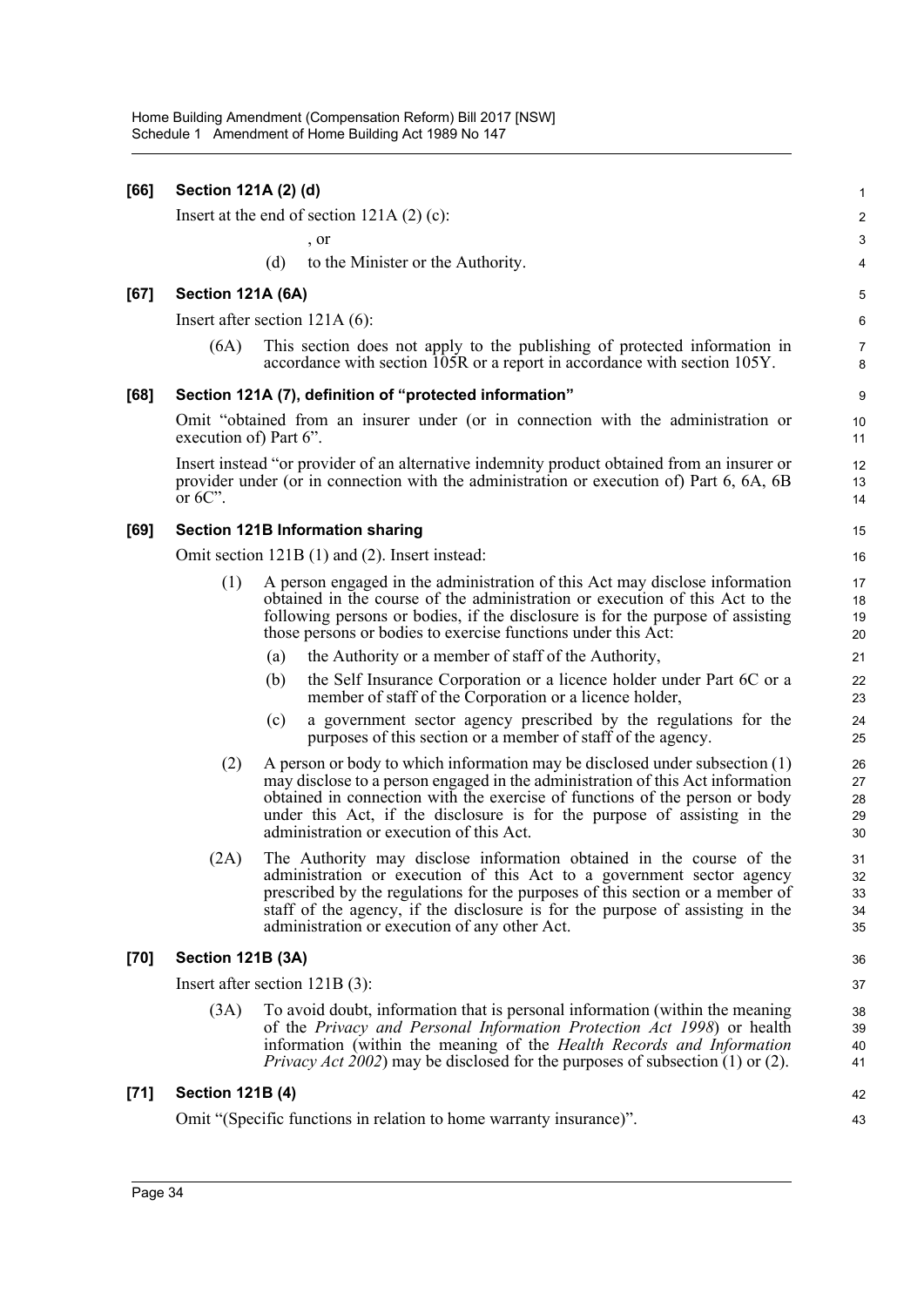**[66] Section 121A (2) (d)**

Insert at the end of section 121A (2) (c):

, or

(d) to the Minister or the Authority.

**[67] Section 121A (6A)**

Insert after section 121A (6):

(6A) This section does not apply to the publishing of protected information in accordance with section 105R or a report in accordance with section 105Y.

**[68] Section 121A (7), definition of "protected information"**

Omit "obtained from an insurer under (or in connection with the administration or execution of) Part 6".

Insert instead "or provider of an alternative indemnity product obtained from an insurer or provider under (or in connection with the administration or execution of) Part 6, 6A, 6B or 6C".

**[69] Section 121B Information sharing**

Omit section 121B (1) and (2). Insert instead:

(1) A person engaged in the administration of this Act may disclose information obtained in the course of the administration or execution of this Act to the following persons or bodies, if the disclosure is for the purpose of assisting those persons or bodies to exercise functions under this Act:

(a) the Authority or a member of staff of the Authority,

(b) the Self Insurance Corporation or a licence holder under Part 6C or a member of staff of the Corporation or a licence holder,

(c) a government sector agency prescribed by the regulations for the purposes of this section or a member of staff of the agency.

(2) A person or body to which information may be disclosed under subsection (1) may disclose to a person engaged in the administration of this Act information obtained in connection with the exercise of functions of the person or body under this Act, if the disclosure is for the purpose of assisting in the administration or execution of this Act.

(2A) The Authority may disclose information obtained in the course of the administration or execution of this Act to a government sector agency prescribed by the regulations for the purposes of this section or a member of staff of the agency, if the disclosure is for the purpose of assisting in the administration or execution of any other Act.

**[70] Section 121B (3A)**

Insert after section 121B (3):

(3A) To avoid doubt, information that is personal information (within the meaning of the *Privacy and Personal Information Protection Act 1998*) or health information (within the meaning of the *Health Records and Information Privacy Act 2002*) may be disclosed for the purposes of subsection (1) or (2).

**[71] Section 121B (4)**

Omit "(Specific functions in relation to home warranty insurance)".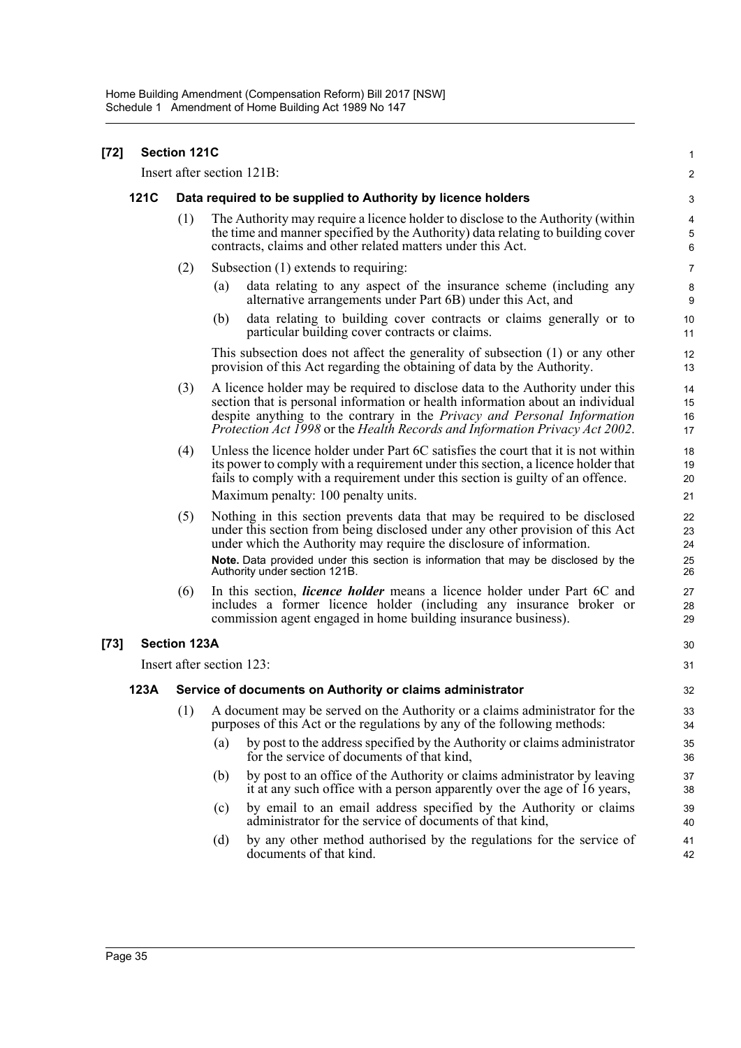**[72] Section 121C**

Insert after section 121B:

**121C Data required to be supplied to Authority by licence holders**

(1) The Authority may require a licence holder to disclose to the Authority (within the time and manner specified by the Authority) data relating to building cover contracts, claims and other related matters under this Act.

(2) Subsection (1) extends to requiring:

(a) data relating to any aspect of the insurance scheme (including any alternative arrangements under Part 6B) under this Act, and

(b) data relating to building cover contracts or claims generally or to particular building cover contracts or claims.

This subsection does not affect the generality of subsection (1) or any other provision of this Act regarding the obtaining of data by the Authority.

(3) A licence holder may be required to disclose data to the Authority under this section that is personal information or health information about an individual despite anything to the contrary in the *Privacy and Personal Information Protection Act 1998* or the *Health Records and Information Privacy Act 2002*.

(4) Unless the licence holder under Part 6C satisfies the court that it is not within its power to comply with a requirement under this section, a licence holder that fails to comply with a requirement under this section is guilty of an offence.

Maximum penalty: 100 penalty units.

(5) Nothing in this section prevents data that may be required to be disclosed under this section from being disclosed under any other provision of this Act under which the Authority may require the disclosure of information.

**Note.** Data provided under this section is information that may be disclosed by the Authority under section 121B.

(6) In this section, ***licence holder*** means a licence holder under Part 6C and includes a former licence holder (including any insurance broker or commission agent engaged in home building insurance business).

**[73] Section 123A**

Insert after section 123:

**123A Service of documents on Authority or claims administrator**

(1) A document may be served on the Authority or a claims administrator for the purposes of this Act or the regulations by any of the following methods:

(a) by post to the address specified by the Authority or claims administrator for the service of documents of that kind,

(b) by post to an office of the Authority or claims administrator by leaving it at any such office with a person apparently over the age of 16 years,

(c) by email to an email address specified by the Authority or claims administrator for the service of documents of that kind,

(d) by any other method authorised by the regulations for the service of documents of that kind.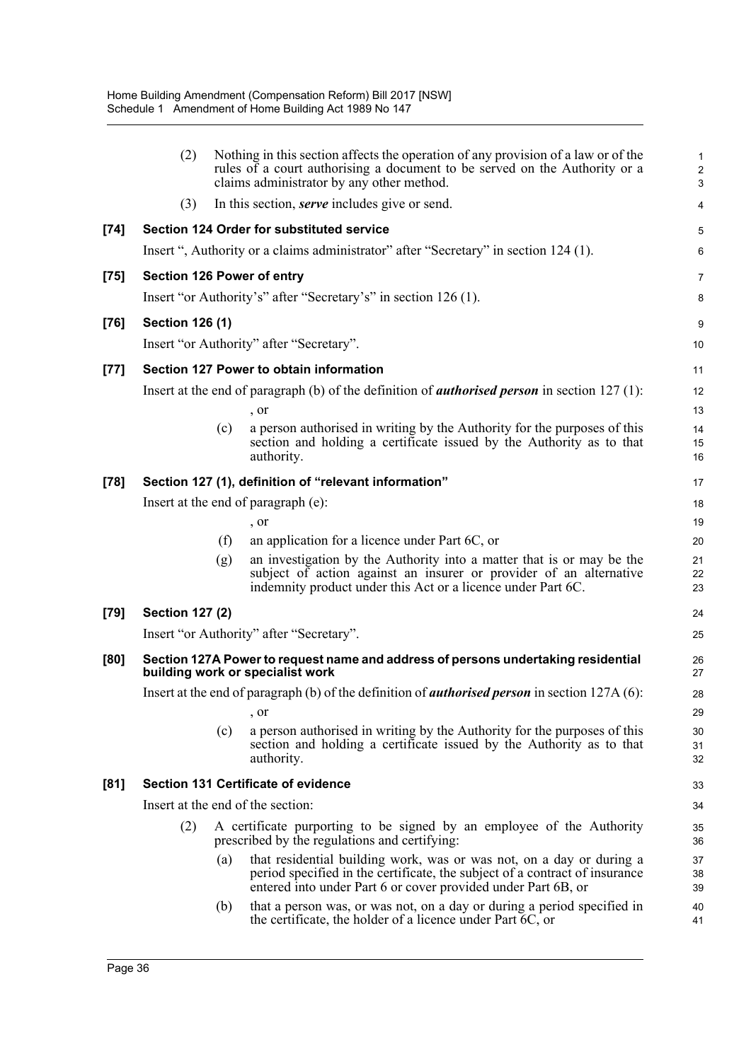(2) Nothing in this section affects the operation of any provision of a law or of the rules of a court authorising a document to be served on the Authority or a claims administrator by any other method.

(3) In this section, ***serve*** includes give or send.

**[74] Section 124 Order for substituted service**

Insert ", Authority or a claims administrator" after "Secretary" in section 124 (1).

**[75] Section 126 Power of entry**

Insert "or Authority's" after "Secretary's" in section 126 (1).

**[76] Section 126 (1)**

Insert "or Authority" after "Secretary".

**[77] Section 127 Power to obtain information**

Insert at the end of paragraph (b) of the definition of ***authorised person*** in section 127 (1):

, or

(c) a person authorised in writing by the Authority for the purposes of this section and holding a certificate issued by the Authority as to that authority.

**[78] Section 127 (1), definition of "relevant information"**

Insert at the end of paragraph (e):

, or

(f) an application for a licence under Part 6C, or

(g) an investigation by the Authority into a matter that is or may be the subject of action against an insurer or provider of an alternative indemnity product under this Act or a licence under Part 6C.

**[79] Section 127 (2)**

Insert "or Authority" after "Secretary".

**[80] Section 127A Power to request name and address of persons undertaking residential building work or specialist work**

Insert at the end of paragraph (b) of the definition of ***authorised person*** in section 127A (6):

, or

(c) a person authorised in writing by the Authority for the purposes of this section and holding a certificate issued by the Authority as to that authority.

**[81] Section 131 Certificate of evidence**

Insert at the end of the section:

(2) A certificate purporting to be signed by an employee of the Authority prescribed by the regulations and certifying:

(a) that residential building work, was or was not, on a day or during a period specified in the certificate, the subject of a contract of insurance entered into under Part 6 or cover provided under Part 6B, or

(b) that a person was, or was not, on a day or during a period specified in the certificate, the holder of a licence under Part 6C, or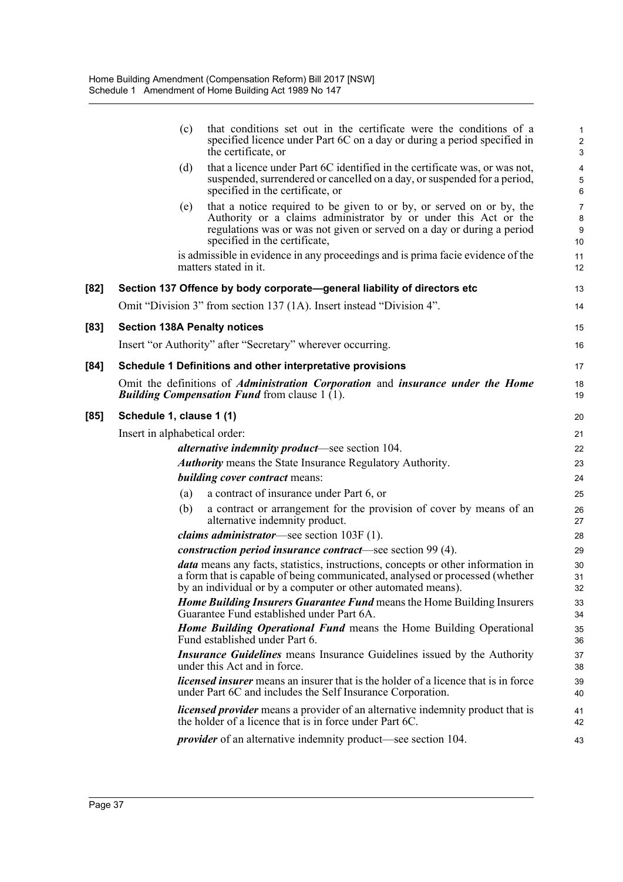(c) that conditions set out in the certificate were the conditions of a specified licence under Part 6C on a day or during a period specified in the certificate, or

(d) that a licence under Part 6C identified in the certificate was, or was not, suspended, surrendered or cancelled on a day, or suspended for a period, specified in the certificate, or

(e) that a notice required to be given to or by, or served on or by, the Authority or a claims administrator by or under this Act or the regulations was or was not given or served on a day or during a period specified in the certificate,

is admissible in evidence in any proceedings and is prima facie evidence of the matters stated in it.

**[82] Section 137 Offence by body corporate—general liability of directors etc**

Omit "Division 3" from section 137 (1A). Insert instead "Division 4".

**[83] Section 138A Penalty notices**

Insert "or Authority" after "Secretary" wherever occurring.

**[84] Schedule 1 Definitions and other interpretative provisions**

Omit the definitions of ***Administration Corporation*** and ***insurance under the Home Building Compensation Fund*** from clause 1 (1).

**[85] Schedule 1, clause 1 (1)**

Insert in alphabetical order:

***alternative indemnity product***—see section 104.

***Authority*** means the State Insurance Regulatory Authority.

***building cover contract*** means:

(a) a contract of insurance under Part 6, or

(b) a contract or arrangement for the provision of cover by means of an alternative indemnity product.

***claims administrator***—see section 103F (1).

***construction period insurance contract***—see section 99 (4).

***data*** means any facts, statistics, instructions, concepts or other information in a form that is capable of being communicated, analysed or processed (whether by an individual or by a computer or other automated means).

***Home Building Insurers Guarantee Fund*** means the Home Building Insurers Guarantee Fund established under Part 6A.

***Home Building Operational Fund*** means the Home Building Operational Fund established under Part 6.

***Insurance Guidelines*** means Insurance Guidelines issued by the Authority under this Act and in force.

***licensed insurer*** means an insurer that is the holder of a licence that is in force under Part 6C and includes the Self Insurance Corporation.

***licensed provider*** means a provider of an alternative indemnity product that is the holder of a licence that is in force under Part 6C.

***provider*** of an alternative indemnity product—see section 104.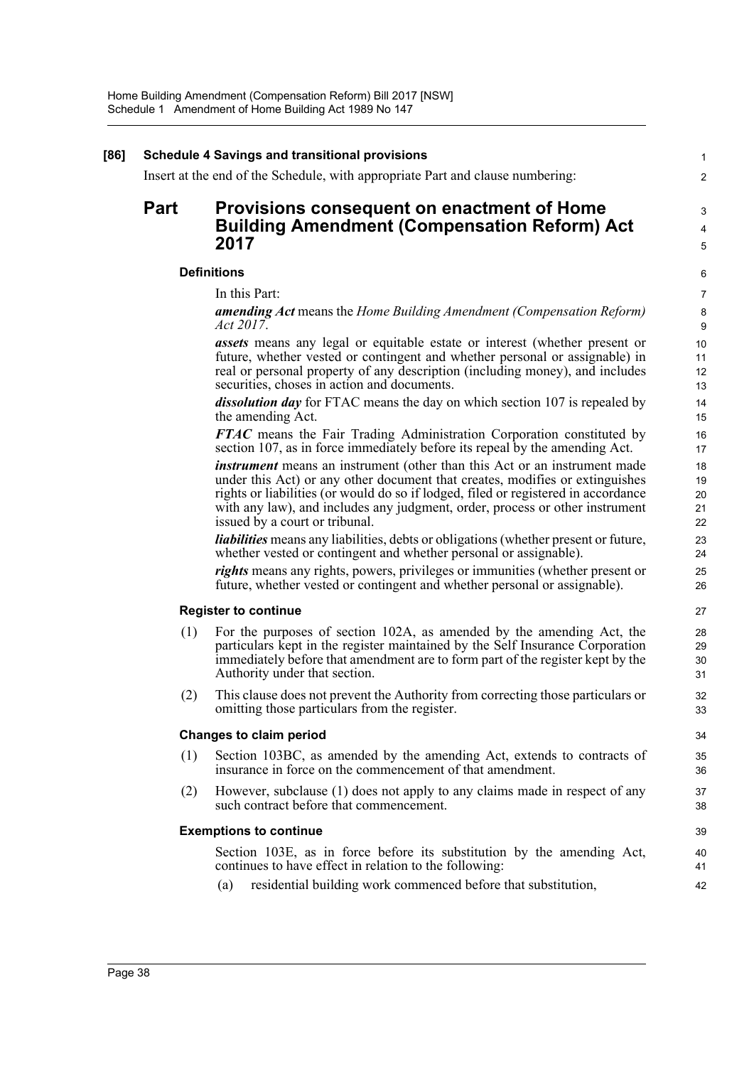**[86] Schedule 4 Savings and transitional provisions**

Insert at the end of the Schedule, with appropriate Part and clause numbering:

# Part Provisions consequent on enactment of Home Building Amendment (Compensation Reform) Act 2017

### Definitions

In this Part:

***amending Act*** means the *Home Building Amendment (Compensation Reform) Act 2017*.

***assets*** means any legal or equitable estate or interest (whether present or future, whether vested or contingent and whether personal or assignable) in real or personal property of any description (including money), and includes securities, choses in action and documents.

***dissolution day*** for FTAC means the day on which section 107 is repealed by the amending Act.

***FTAC*** means the Fair Trading Administration Corporation constituted by section 107, as in force immediately before its repeal by the amending Act.

***instrument*** means an instrument (other than this Act or an instrument made under this Act) or any other document that creates, modifies or extinguishes rights or liabilities (or would do so if lodged, filed or registered in accordance with any law), and includes any judgment, order, process or other instrument issued by a court or tribunal.

***liabilities*** means any liabilities, debts or obligations (whether present or future, whether vested or contingent and whether personal or assignable).

***rights*** means any rights, powers, privileges or immunities (whether present or future, whether vested or contingent and whether personal or assignable).

### Register to continue

(1) For the purposes of section 102A, as amended by the amending Act, the particulars kept in the register maintained by the Self Insurance Corporation immediately before that amendment are to form part of the register kept by the Authority under that section.

(2) This clause does not prevent the Authority from correcting those particulars or omitting those particulars from the register.

### Changes to claim period

(1) Section 103BC, as amended by the amending Act, extends to contracts of insurance in force on the commencement of that amendment.

(2) However, subclause (1) does not apply to any claims made in respect of any such contract before that commencement.

### Exemptions to continue

Section 103E, as in force before its substitution by the amending Act, continues to have effect in relation to the following:

(a) residential building work commenced before that substitution,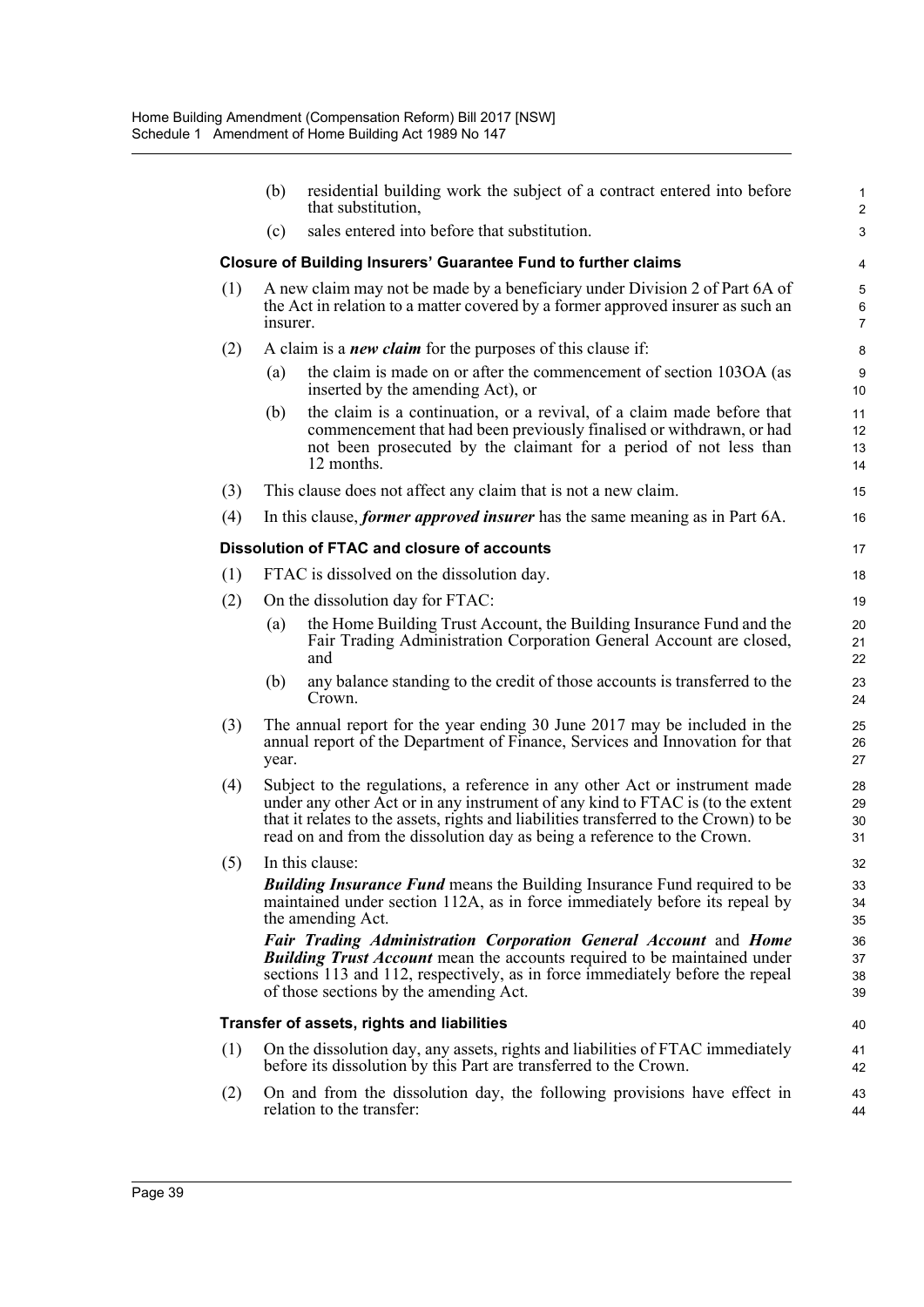(b) residential building work the subject of a contract entered into before that substitution,

(c) sales entered into before that substitution.

### Closure of Building Insurers' Guarantee Fund to further claims

(1) A new claim may not be made by a beneficiary under Division 2 of Part 6A of the Act in relation to a matter covered by a former approved insurer as such an insurer.

(2) A claim is a ***new claim*** for the purposes of this clause if:

(a) the claim is made on or after the commencement of section 103OA (as inserted by the amending Act), or

(b) the claim is a continuation, or a revival, of a claim made before that commencement that had been previously finalised or withdrawn, or had not been prosecuted by the claimant for a period of not less than 12 months.

(3) This clause does not affect any claim that is not a new claim.

(4) In this clause, ***former approved insurer*** has the same meaning as in Part 6A.

### Dissolution of FTAC and closure of accounts

(1) FTAC is dissolved on the dissolution day.

(2) On the dissolution day for FTAC:

(a) the Home Building Trust Account, the Building Insurance Fund and the Fair Trading Administration Corporation General Account are closed, and

(b) any balance standing to the credit of those accounts is transferred to the Crown.

(3) The annual report for the year ending 30 June 2017 may be included in the annual report of the Department of Finance, Services and Innovation for that year.

(4) Subject to the regulations, a reference in any other Act or instrument made under any other Act or in any instrument of any kind to FTAC is (to the extent that it relates to the assets, rights and liabilities transferred to the Crown) to be read on and from the dissolution day as being a reference to the Crown.

(5) In this clause:

***Building Insurance Fund*** means the Building Insurance Fund required to be maintained under section 112A, as in force immediately before its repeal by the amending Act.

***Fair Trading Administration Corporation General Account*** and ***Home Building Trust Account*** mean the accounts required to be maintained under sections 113 and 112, respectively, as in force immediately before the repeal of those sections by the amending Act.

### Transfer of assets, rights and liabilities

(1) On the dissolution day, any assets, rights and liabilities of FTAC immediately before its dissolution by this Part are transferred to the Crown.

(2) On and from the dissolution day, the following provisions have effect in relation to the transfer: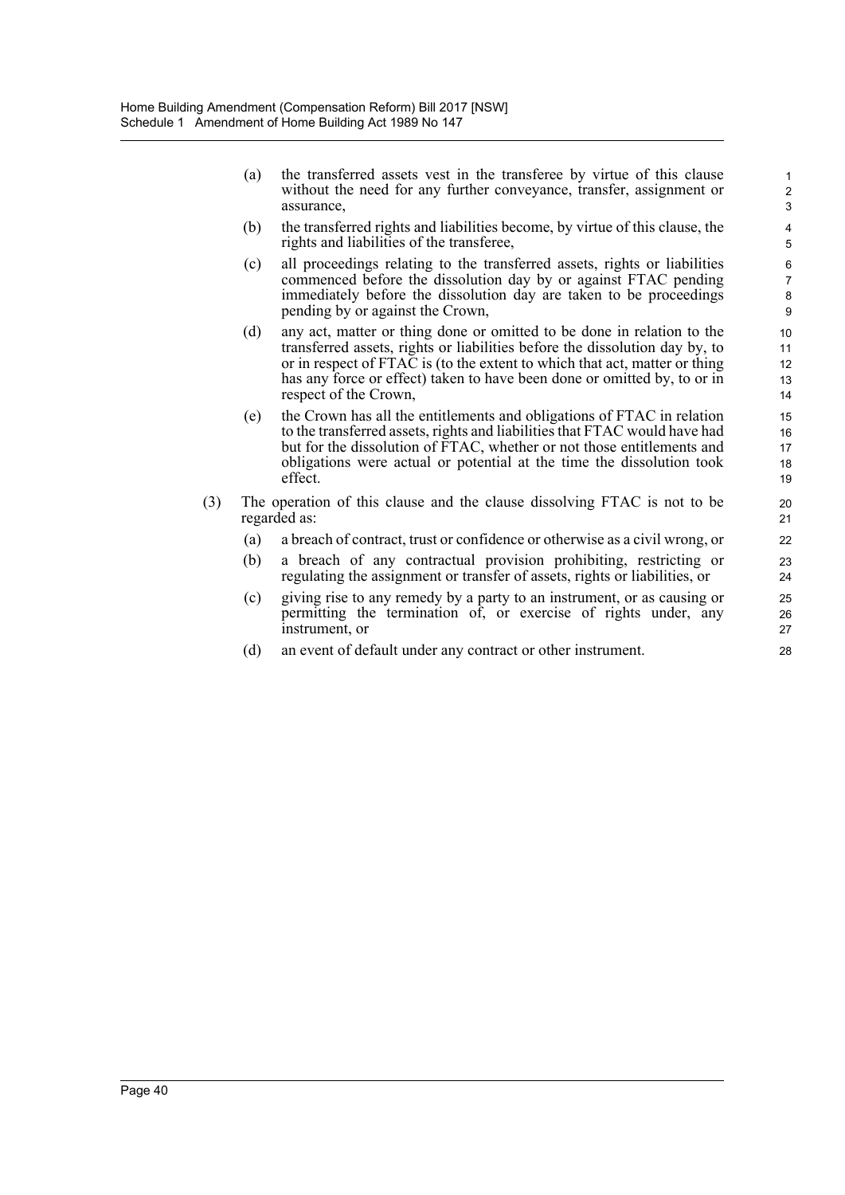(a) the transferred assets vest in the transferee by virtue of this clause without the need for any further conveyance, transfer, assignment or assurance,

(b) the transferred rights and liabilities become, by virtue of this clause, the rights and liabilities of the transferee,

(c) all proceedings relating to the transferred assets, rights or liabilities commenced before the dissolution day by or against FTAC pending immediately before the dissolution day are taken to be proceedings pending by or against the Crown,

(d) any act, matter or thing done or omitted to be done in relation to the transferred assets, rights or liabilities before the dissolution day by, to or in respect of FTAC is (to the extent to which that act, matter or thing has any force or effect) taken to have been done or omitted by, to or in respect of the Crown,

(e) the Crown has all the entitlements and obligations of FTAC in relation to the transferred assets, rights and liabilities that FTAC would have had but for the dissolution of FTAC, whether or not those entitlements and obligations were actual or potential at the time the dissolution took effect.

(3) The operation of this clause and the clause dissolving FTAC is not to be regarded as:

(a) a breach of contract, trust or confidence or otherwise as a civil wrong, or

(b) a breach of any contractual provision prohibiting, restricting or regulating the assignment or transfer of assets, rights or liabilities, or

(c) giving rise to any remedy by a party to an instrument, or as causing or permitting the termination of, or exercise of rights under, any instrument, or

(d) an event of default under any contract or other instrument.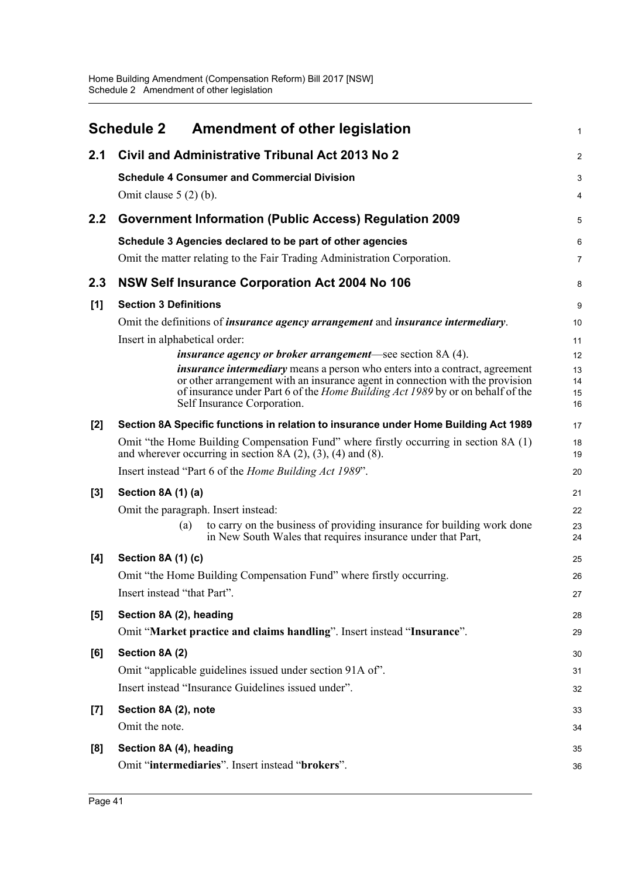# Schedule 2 Amendment of other legislation

## 2.1 Civil and Administrative Tribunal Act 2013 No 2

**Schedule 4 Consumer and Commercial Division**

Omit clause 5 (2) (b).

## 2.2 Government Information (Public Access) Regulation 2009

**Schedule 3 Agencies declared to be part of other agencies**

Omit the matter relating to the Fair Trading Administration Corporation.

## 2.3 NSW Self Insurance Corporation Act 2004 No 106

**[1] Section 3 Definitions**

Omit the definitions of ***insurance agency arrangement*** and ***insurance intermediary***.

Insert in alphabetical order:

> ***insurance agency or broker arrangement***—see section 8A (4).
>
> ***insurance intermediary*** means a person who enters into a contract, agreement or other arrangement with an insurance agent in connection with the provision of insurance under Part 6 of the *Home Building Act 1989* by or on behalf of the Self Insurance Corporation.

**[2] Section 8A Specific functions in relation to insurance under Home Building Act 1989**

Omit "the Home Building Compensation Fund" where firstly occurring in section 8A (1) and wherever occurring in section 8A (2), (3), (4) and (8).

Insert instead "Part 6 of the *Home Building Act 1989*".

**[3] Section 8A (1) (a)**

Omit the paragraph. Insert instead:

> (a) to carry on the business of providing insurance for building work done in New South Wales that requires insurance under that Part,

**[4] Section 8A (1) (c)**

Omit "the Home Building Compensation Fund" where firstly occurring.

Insert instead "that Part".

**[5] Section 8A (2), heading**

Omit "**Market practice and claims handling**". Insert instead "**Insurance**".

**[6] Section 8A (2)**

Omit "applicable guidelines issued under section 91A of".

Insert instead "Insurance Guidelines issued under".

**[7] Section 8A (2), note**

Omit the note.

**[8] Section 8A (4), heading**

Omit "**intermediaries**". Insert instead "**brokers**".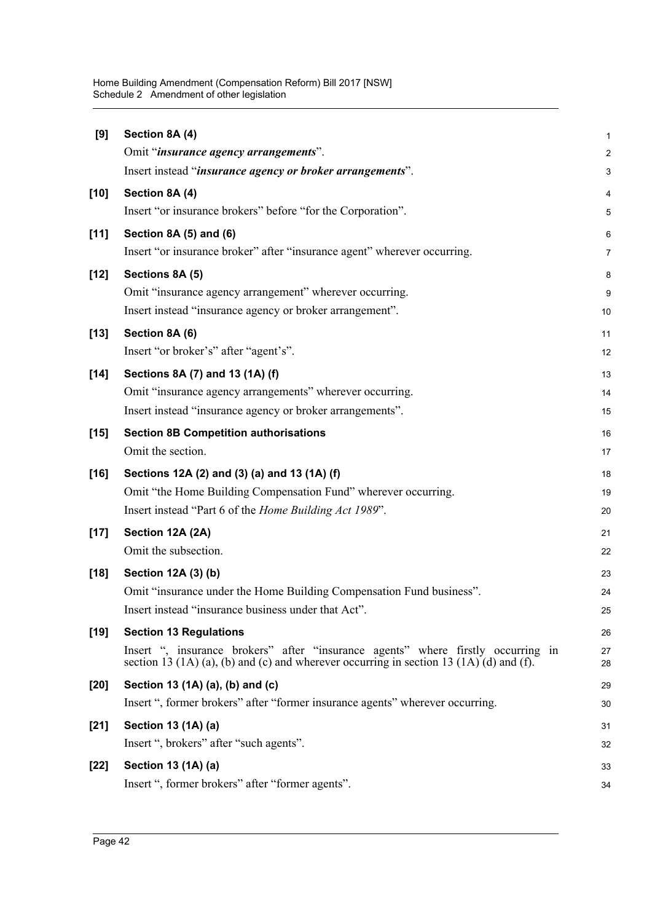**[9] Section 8A (4)**

Omit "***insurance agency arrangements***".

Insert instead "***insurance agency or broker arrangements***".

**[10] Section 8A (4)**

Insert "or insurance brokers" before "for the Corporation".

**[11] Section 8A (5) and (6)**

Insert "or insurance broker" after "insurance agent" wherever occurring.

**[12] Sections 8A (5)**

Omit "insurance agency arrangement" wherever occurring.

Insert instead "insurance agency or broker arrangement".

**[13] Section 8A (6)**

Insert "or broker's" after "agent's".

**[14] Sections 8A (7) and 13 (1A) (f)**

Omit "insurance agency arrangements" wherever occurring.

Insert instead "insurance agency or broker arrangements".

**[15] Section 8B Competition authorisations**

Omit the section.

**[16] Sections 12A (2) and (3) (a) and 13 (1A) (f)**

Omit "the Home Building Compensation Fund" wherever occurring.

Insert instead "Part 6 of the *Home Building Act 1989*".

**[17] Section 12A (2A)**

Omit the subsection.

**[18] Section 12A (3) (b)**

Omit "insurance under the Home Building Compensation Fund business".

Insert instead "insurance business under that Act".

**[19] Section 13 Regulations**

Insert ", insurance brokers" after "insurance agents" where firstly occurring in section 13 (1A) (a), (b) and (c) and wherever occurring in section 13 (1A) (d) and (f).

**[20] Section 13 (1A) (a), (b) and (c)**

Insert ", former brokers" after "former insurance agents" wherever occurring.

**[21] Section 13 (1A) (a)**

Insert ", brokers" after "such agents".

**[22] Section 13 (1A) (a)**

Insert ", former brokers" after "former agents".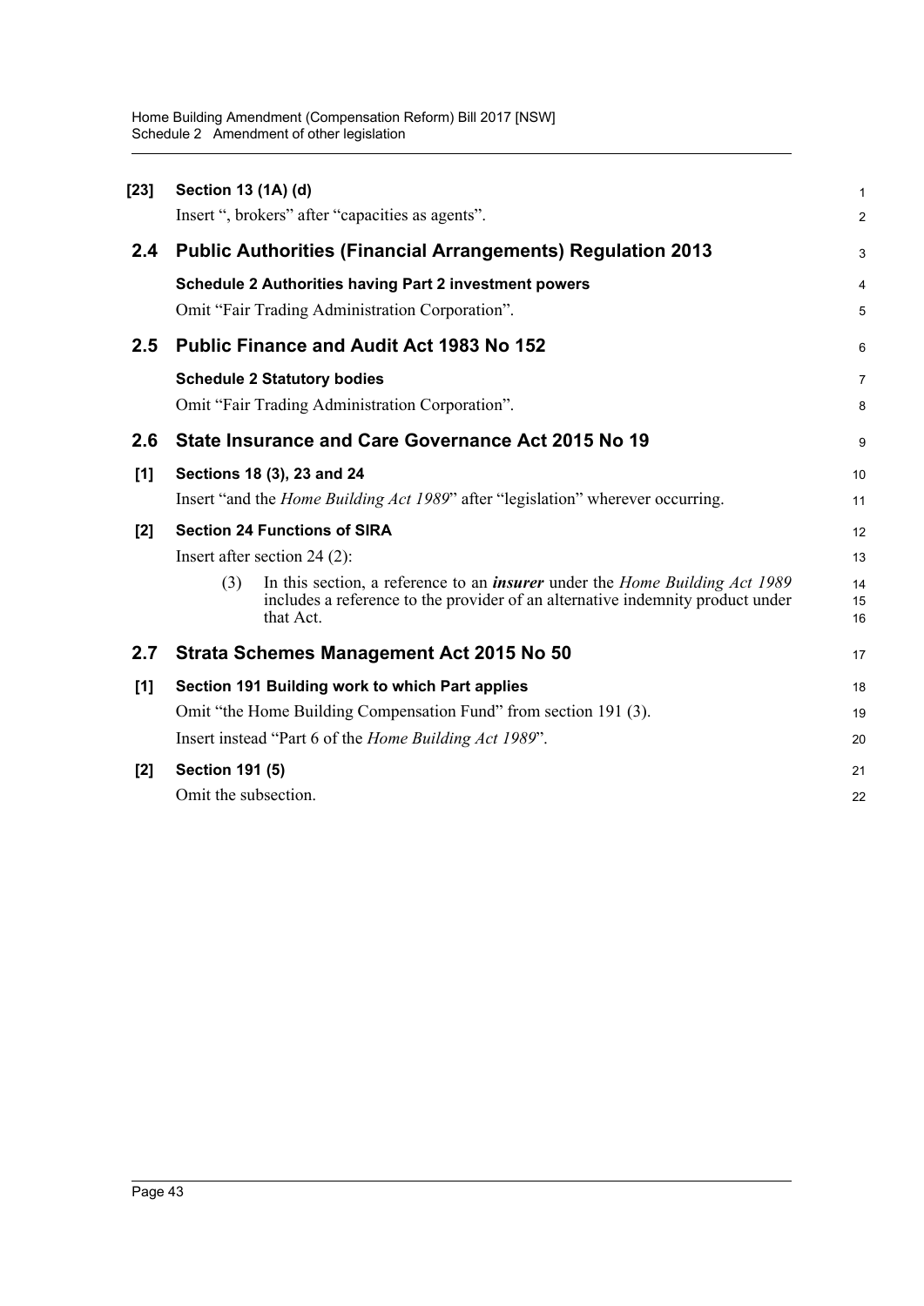**[23] Section 13 (1A) (d)**

Insert ", brokers" after "capacities as agents".

## 2.4 Public Authorities (Financial Arrangements) Regulation 2013

**Schedule 2 Authorities having Part 2 investment powers**

Omit "Fair Trading Administration Corporation".

## 2.5 Public Finance and Audit Act 1983 No 152

**Schedule 2 Statutory bodies**

Omit "Fair Trading Administration Corporation".

## 2.6 State Insurance and Care Governance Act 2015 No 19

**[1] Sections 18 (3), 23 and 24**

Insert "and the *Home Building Act 1989*" after "legislation" wherever occurring.

**[2] Section 24 Functions of SIRA**

Insert after section 24 (2):

(3) In this section, a reference to an ***insurer*** under the *Home Building Act 1989* includes a reference to the provider of an alternative indemnity product under that Act.

## 2.7 Strata Schemes Management Act 2015 No 50

**[1] Section 191 Building work to which Part applies**

Omit "the Home Building Compensation Fund" from section 191 (3).

Insert instead "Part 6 of the *Home Building Act 1989*".

**[2] Section 191 (5)**

Omit the subsection.